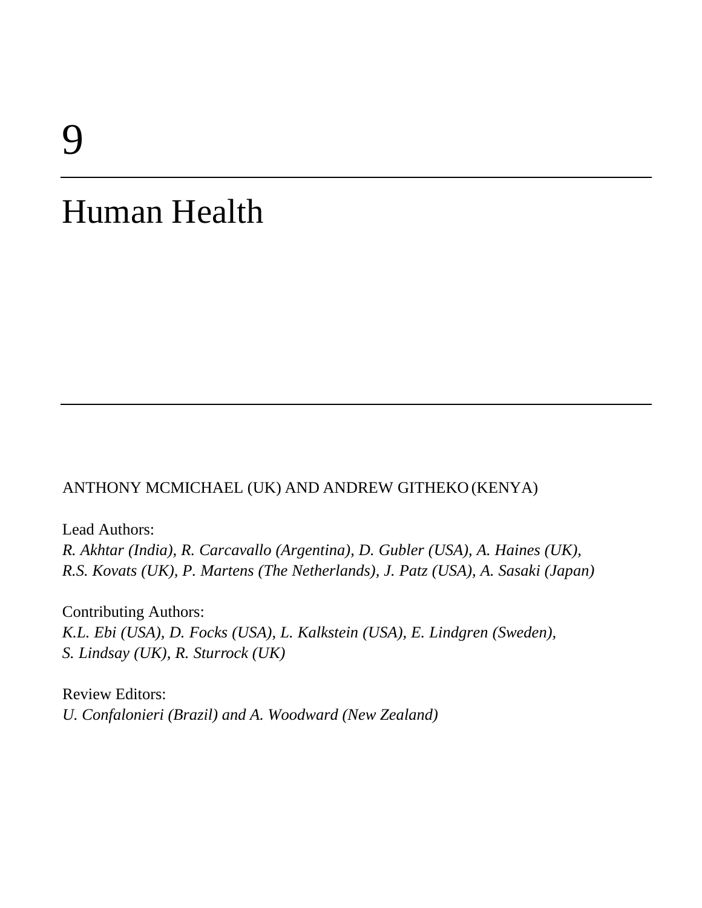# 9

# Human Health

ANTHONY MCMICHAEL (UK) AND ANDREW GITHEKO (KENYA)

Lead Authors:
*R. Akhtar (India), R. Carcavallo (Argentina), D. Gubler (USA), A. Haines (UK), R.S. Kovats (UK), P. Martens (The Netherlands), J. Patz (USA), A. Sasaki (Japan)*

Contributing Authors:
*K.L. Ebi (USA), D. Focks (USA), L. Kalkstein (USA), E. Lindgren (Sweden), S. Lindsay (UK), R. Sturrock (UK)*

Review Editors:
*U. Confalonieri (Brazil) and A. Woodward (New Zealand)*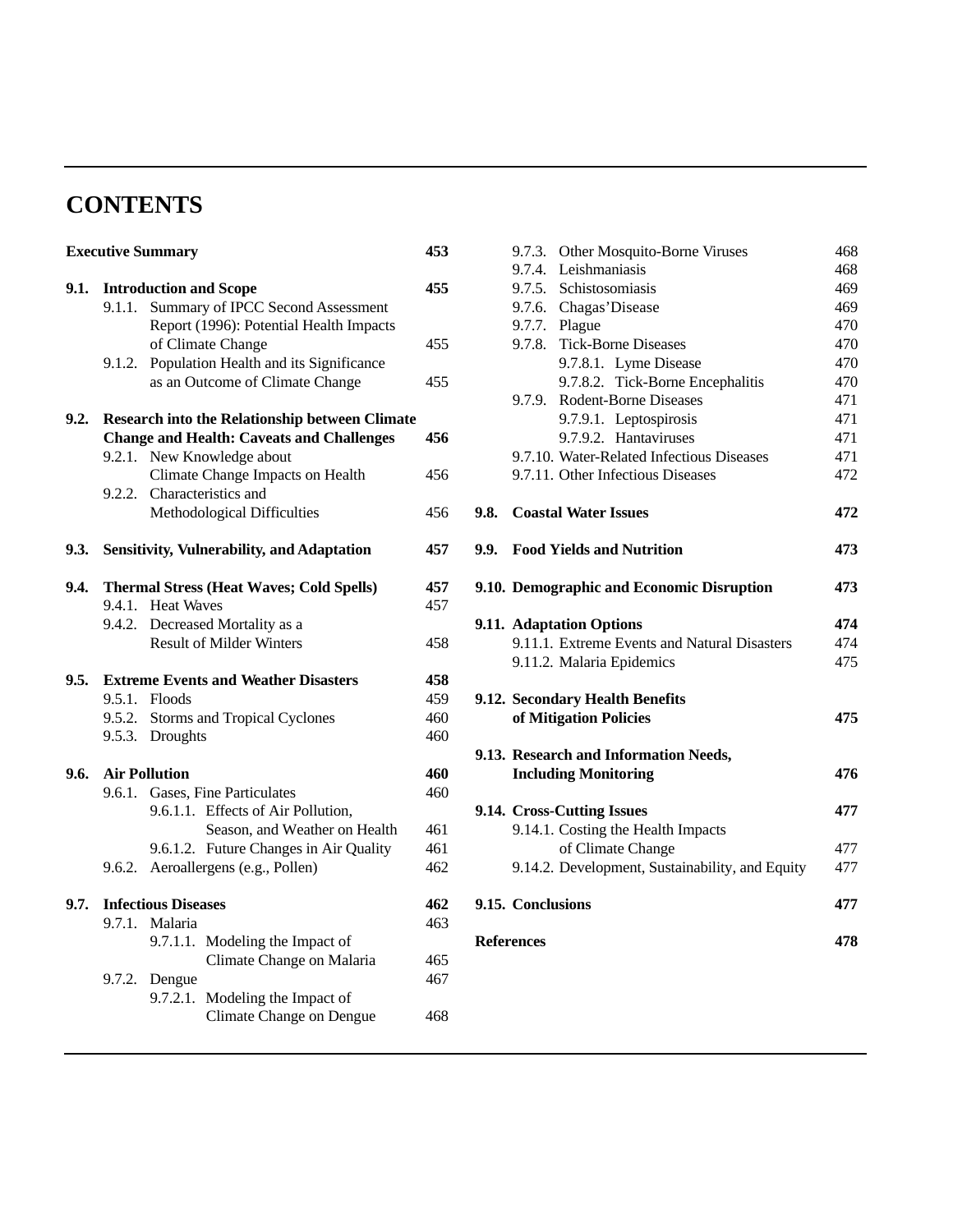# CONTENTS

**Executive Summary** **453**

**9.1. Introduction and Scope** **455**
- 9.1.1. Summary of IPCC Second Assessment Report (1996): Potential Health Impacts of Climate Change 455
- 9.1.2. Population Health and its Significance as an Outcome of Climate Change 455

**9.2. Research into the Relationship between Climate Change and Health: Caveats and Challenges** **456**
- 9.2.1. New Knowledge about Climate Change Impacts on Health 456
- 9.2.2. Characteristics and Methodological Difficulties 456

**9.3. Sensitivity, Vulnerability, and Adaptation** **457**

**9.4. Thermal Stress (Heat Waves; Cold Spells)** **457**
- 9.4.1. Heat Waves 457
- 9.4.2. Decreased Mortality as a Result of Milder Winters 458

**9.5. Extreme Events and Weather Disasters** **458**
- 9.5.1. Floods 459
- 9.5.2. Storms and Tropical Cyclones 460
- 9.5.3. Droughts 460

**9.6. Air Pollution** **460**
- 9.6.1. Gases, Fine Particulates 460
  - 9.6.1.1. Effects of Air Pollution, Season, and Weather on Health 461
  - 9.6.1.2. Future Changes in Air Quality 461
- 9.6.2. Aeroallergens (e.g., Pollen) 462

**9.7. Infectious Diseases** **462**
- 9.7.1. Malaria 463
  - 9.7.1.1. Modeling the Impact of Climate Change on Malaria 465
- 9.7.2. Dengue 467
  - 9.7.2.1. Modeling the Impact of Climate Change on Dengue 468
- 9.7.3. Other Mosquito-Borne Viruses 468
- 9.7.4. Leishmaniasis 468
- 9.7.5. Schistosomiasis 469
- 9.7.6. Chagas'Disease 469
- 9.7.7. Plague 470
- 9.7.8. Tick-Borne Diseases 470
  - 9.7.8.1. Lyme Disease 470
  - 9.7.8.2. Tick-Borne Encephalitis 470
- 9.7.9. Rodent-Borne Diseases 471
  - 9.7.9.1. Leptospirosis 471
  - 9.7.9.2. Hantaviruses 471
- 9.7.10. Water-Related Infectious Diseases 471
- 9.7.11. Other Infectious Diseases 472

**9.8. Coastal Water Issues** **472**

**9.9. Food Yields and Nutrition** **473**

**9.10. Demographic and Economic Disruption** **473**

**9.11. Adaptation Options** **474**
- 9.11.1. Extreme Events and Natural Disasters 474
- 9.11.2. Malaria Epidemics 475

**9.12. Secondary Health Benefits of Mitigation Policies** **475**

**9.13. Research and Information Needs, Including Monitoring** **476**

**9.14. Cross-Cutting Issues** **477**
- 9.14.1. Costing the Health Impacts of Climate Change 477
- 9.14.2. Development, Sustainability, and Equity 477

**9.15. Conclusions** **477**

**References** **478**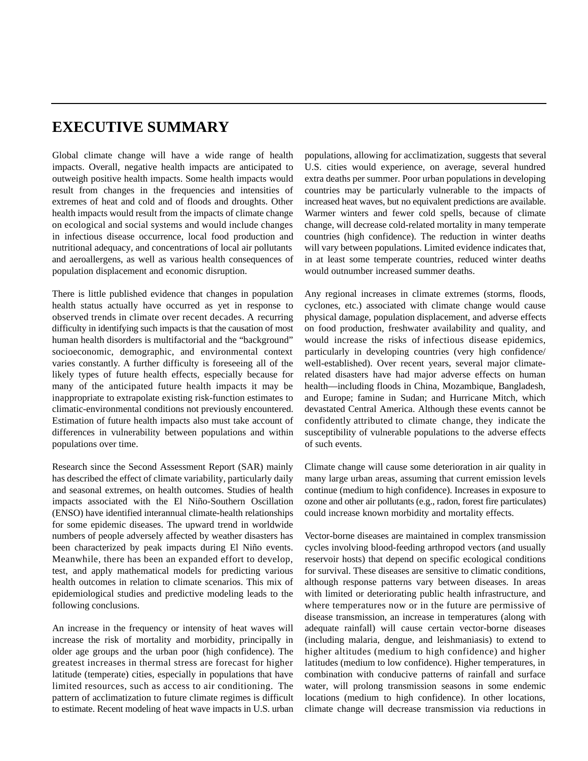# EXECUTIVE SUMMARY

Global climate change will have a wide range of health impacts. Overall, negative health impacts are anticipated to outweigh positive health impacts. Some health impacts would result from changes in the frequencies and intensities of extremes of heat and cold and of floods and droughts. Other health impacts would result from the impacts of climate change on ecological and social systems and would include changes in infectious disease occurrence, local food production and nutritional adequacy, and concentrations of local air pollutants and aeroallergens, as well as various health consequences of population displacement and economic disruption.

There is little published evidence that changes in population health status actually have occurred as yet in response to observed trends in climate over recent decades. A recurring difficulty in identifying such impacts is that the causation of most human health disorders is multifactorial and the "background" socioeconomic, demographic, and environmental context varies constantly. A further difficulty is foreseeing all of the likely types of future health effects, especially because for many of the anticipated future health impacts it may be inappropriate to extrapolate existing risk-function estimates to climatic-environmental conditions not previously encountered. Estimation of future health impacts also must take account of differences in vulnerability between populations and within populations over time.

Research since the Second Assessment Report (SAR) mainly has described the effect of climate variability, particularly daily and seasonal extremes, on health outcomes. Studies of health impacts associated with the El Niño-Southern Oscillation (ENSO) have identified interannual climate-health relationships for some epidemic diseases. The upward trend in worldwide numbers of people adversely affected by weather disasters has been characterized by peak impacts during El Niño events. Meanwhile, there has been an expanded effort to develop, test, and apply mathematical models for predicting various health outcomes in relation to climate scenarios. This mix of epidemiological studies and predictive modeling leads to the following conclusions.

An increase in the frequency or intensity of heat waves will increase the risk of mortality and morbidity, principally in older age groups and the urban poor (high confidence). The greatest increases in thermal stress are forecast for higher latitude (temperate) cities, especially in populations that have limited resources, such as access to air conditioning. The pattern of acclimatization to future climate regimes is difficult to estimate. Recent modeling of heat wave impacts in U.S. urban populations, allowing for acclimatization, suggests that several U.S. cities would experience, on average, several hundred extra deaths per summer. Poor urban populations in developing countries may be particularly vulnerable to the impacts of increased heat waves, but no equivalent predictions are available. Warmer winters and fewer cold spells, because of climate change, will decrease cold-related mortality in many temperate countries (high confidence). The reduction in winter deaths will vary between populations. Limited evidence indicates that, in at least some temperate countries, reduced winter deaths would outnumber increased summer deaths.

Any regional increases in climate extremes (storms, floods, cyclones, etc.) associated with climate change would cause physical damage, population displacement, and adverse effects on food production, freshwater availability and quality, and would increase the risks of infectious disease epidemics, particularly in developing countries (very high confidence/well-established). Over recent years, several major climate-related disasters have had major adverse effects on human health—including floods in China, Mozambique, Bangladesh, and Europe; famine in Sudan; and Hurricane Mitch, which devastated Central America. Although these events cannot be confidently attributed to climate change, they indicate the susceptibility of vulnerable populations to the adverse effects of such events.

Climate change will cause some deterioration in air quality in many large urban areas, assuming that current emission levels continue (medium to high confidence). Increases in exposure to ozone and other air pollutants (e.g., radon, forest fire particulates) could increase known morbidity and mortality effects.

Vector-borne diseases are maintained in complex transmission cycles involving blood-feeding arthropod vectors (and usually reservoir hosts) that depend on specific ecological conditions for survival. These diseases are sensitive to climatic conditions, although response patterns vary between diseases. In areas with limited or deteriorating public health infrastructure, and where temperatures now or in the future are permissive of disease transmission, an increase in temperatures (along with adequate rainfall) will cause certain vector-borne diseases (including malaria, dengue, and leishmaniasis) to extend to higher altitudes (medium to high confidence) and higher latitudes (medium to low confidence). Higher temperatures, in combination with conducive patterns of rainfall and surface water, will prolong transmission seasons in some endemic locations (medium to high confidence). In other locations, climate change will decrease transmission via reductions in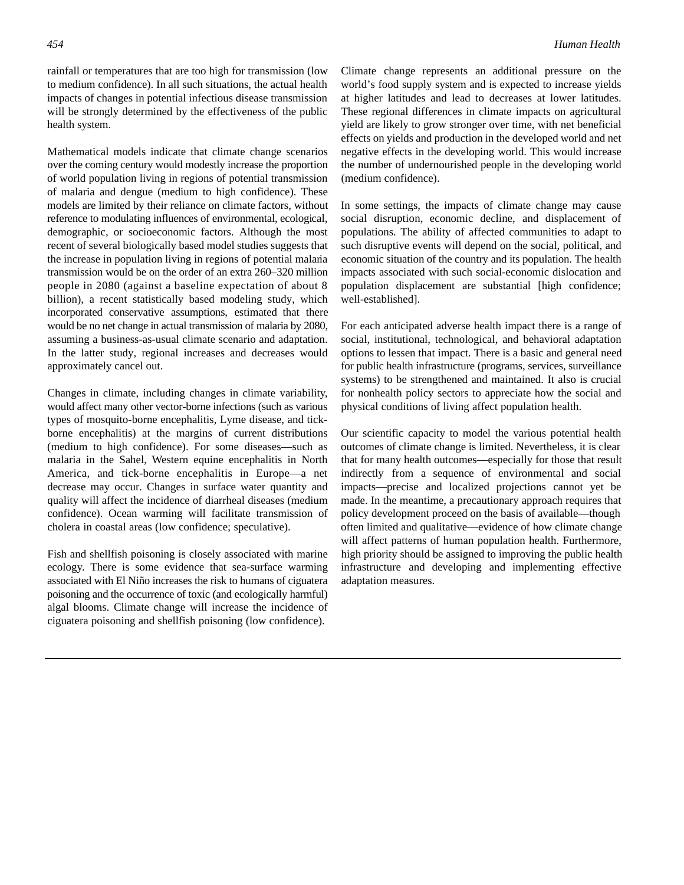rainfall or temperatures that are too high for transmission (low to medium confidence). In all such situations, the actual health impacts of changes in potential infectious disease transmission will be strongly determined by the effectiveness of the public health system.

Mathematical models indicate that climate change scenarios over the coming century would modestly increase the proportion of world population living in regions of potential transmission of malaria and dengue (medium to high confidence). These models are limited by their reliance on climate factors, without reference to modulating influences of environmental, ecological, demographic, or socioeconomic factors. Although the most recent of several biologically based model studies suggests that the increase in population living in regions of potential malaria transmission would be on the order of an extra 260–320 million people in 2080 (against a baseline expectation of about 8 billion), a recent statistically based modeling study, which incorporated conservative assumptions, estimated that there would be no net change in actual transmission of malaria by 2080, assuming a business-as-usual climate scenario and adaptation. In the latter study, regional increases and decreases would approximately cancel out.

Changes in climate, including changes in climate variability, would affect many other vector-borne infections (such as various types of mosquito-borne encephalitis, Lyme disease, and tick-borne encephalitis) at the margins of current distributions (medium to high confidence). For some diseases—such as malaria in the Sahel, Western equine encephalitis in North America, and tick-borne encephalitis in Europe—a net decrease may occur. Changes in surface water quantity and quality will affect the incidence of diarrheal diseases (medium confidence). Ocean warming will facilitate transmission of cholera in coastal areas (low confidence; speculative).

Fish and shellfish poisoning is closely associated with marine ecology. There is some evidence that sea-surface warming associated with El Niño increases the risk to humans of ciguatera poisoning and the occurrence of toxic (and ecologically harmful) algal blooms. Climate change will increase the incidence of ciguatera poisoning and shellfish poisoning (low confidence).

Climate change represents an additional pressure on the world's food supply system and is expected to increase yields at higher latitudes and lead to decreases at lower latitudes. These regional differences in climate impacts on agricultural yield are likely to grow stronger over time, with net beneficial effects on yields and production in the developed world and net negative effects in the developing world. This would increase the number of undernourished people in the developing world (medium confidence).

In some settings, the impacts of climate change may cause social disruption, economic decline, and displacement of populations. The ability of affected communities to adapt to such disruptive events will depend on the social, political, and economic situation of the country and its population. The health impacts associated with such social-economic dislocation and population displacement are substantial [high confidence; well-established].

For each anticipated adverse health impact there is a range of social, institutional, technological, and behavioral adaptation options to lessen that impact. There is a basic and general need for public health infrastructure (programs, services, surveillance systems) to be strengthened and maintained. It also is crucial for nonhealth policy sectors to appreciate how the social and physical conditions of living affect population health.

Our scientific capacity to model the various potential health outcomes of climate change is limited. Nevertheless, it is clear that for many health outcomes—especially for those that result indirectly from a sequence of environmental and social impacts—precise and localized projections cannot yet be made. In the meantime, a precautionary approach requires that policy development proceed on the basis of available—though often limited and qualitative—evidence of how climate change will affect patterns of human population health. Furthermore, high priority should be assigned to improving the public health infrastructure and developing and implementing effective adaptation measures.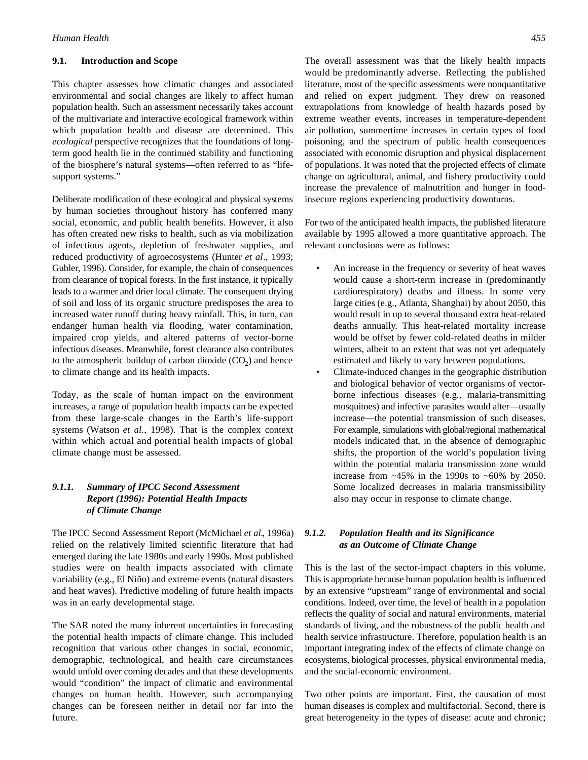## 9.1. Introduction and Scope

This chapter assesses how climatic changes and associated environmental and social changes are likely to affect human population health. Such an assessment necessarily takes account of the multivariate and interactive ecological framework within which population health and disease are determined. This *ecological* perspective recognizes that the foundations of long-term good health lie in the continued stability and functioning of the biosphere's natural systems—often referred to as "life-support systems."

Deliberate modification of these ecological and physical systems by human societies throughout history has conferred many social, economic, and public health benefits. However, it also has often created new risks to health, such as via mobilization of infectious agents, depletion of freshwater supplies, and reduced productivity of agroecosystems (Hunter *et al*., 1993; Gubler, 1996). Consider, for example, the chain of consequences from clearance of tropical forests. In the first instance, it typically leads to a warmer and drier local climate. The consequent drying of soil and loss of its organic structure predisposes the area to increased water runoff during heavy rainfall. This, in turn, can endanger human health via flooding, water contamination, impaired crop yields, and altered patterns of vector-borne infectious diseases. Meanwhile, forest clearance also contributes to the atmospheric buildup of carbon dioxide ($CO_2$) and hence to climate change and its health impacts.

Today, as the scale of human impact on the environment increases, a range of population health impacts can be expected from these large-scale changes in the Earth's life-support systems (Watson *et al.*, 1998). That is the complex context within which actual and potential health impacts of global climate change must be assessed.

### *9.1.1. Summary of IPCC Second Assessment Report (1996): Potential Health Impacts of Climate Change*

The IPCC Second Assessment Report (McMichael *et al*., 1996a) relied on the relatively limited scientific literature that had emerged during the late 1980s and early 1990s. Most published studies were on health impacts associated with climate variability (e.g., El Niño) and extreme events (natural disasters and heat waves). Predictive modeling of future health impacts was in an early developmental stage.

The SAR noted the many inherent uncertainties in forecasting the potential health impacts of climate change. This included recognition that various other changes in social, economic, demographic, technological, and health care circumstances would unfold over coming decades and that these developments would "condition" the impact of climatic and environmental changes on human health. However, such accompanying changes can be foreseen neither in detail nor far into the future.

The overall assessment was that the likely health impacts would be predominantly adverse. Reflecting the published literature, most of the specific assessments were nonquantitative and relied on expert judgment. They drew on reasoned extrapolations from knowledge of health hazards posed by extreme weather events, increases in temperature-dependent air pollution, summertime increases in certain types of food poisoning, and the spectrum of public health consequences associated with economic disruption and physical displacement of populations. It was noted that the projected effects of climate change on agricultural, animal, and fishery productivity could increase the prevalence of malnutrition and hunger in food-insecure regions experiencing productivity downturns.

For two of the anticipated health impacts, the published literature available by 1995 allowed a more quantitative approach. The relevant conclusions were as follows:

- An increase in the frequency or severity of heat waves would cause a short-term increase in (predominantly cardiorespiratory) deaths and illness. In some very large cities (e.g., Atlanta, Shanghai) by about 2050, this would result in up to several thousand extra heat-related deaths annually. This heat-related mortality increase would be offset by fewer cold-related deaths in milder winters, albeit to an extent that was not yet adequately estimated and likely to vary between populations.
- Climate-induced changes in the geographic distribution and biological behavior of vector organisms of vector-borne infectious diseases (e.g., malaria-transmitting mosquitoes) and infective parasites would alter—usually increase—the potential transmission of such diseases. For example, simulations with global/regional mathematical models indicated that, in the absence of demographic shifts, the proportion of the world's population living within the potential malaria transmission zone would increase from ~45% in the 1990s to ~60% by 2050. Some localized decreases in malaria transmissibility also may occur in response to climate change.

### *9.1.2. Population Health and its Significance as an Outcome of Climate Change*

This is the last of the sector-impact chapters in this volume. This is appropriate because human population health is influenced by an extensive "upstream" range of environmental and social conditions. Indeed, over time, the level of health in a population reflects the quality of social and natural environments, material standards of living, and the robustness of the public health and health service infrastructure. Therefore, population health is an important integrating index of the effects of climate change on ecosystems, biological processes, physical environmental media, and the social-economic environment.

Two other points are important. First, the causation of most human diseases is complex and multifactorial. Second, there is great heterogeneity in the types of disease: acute and chronic;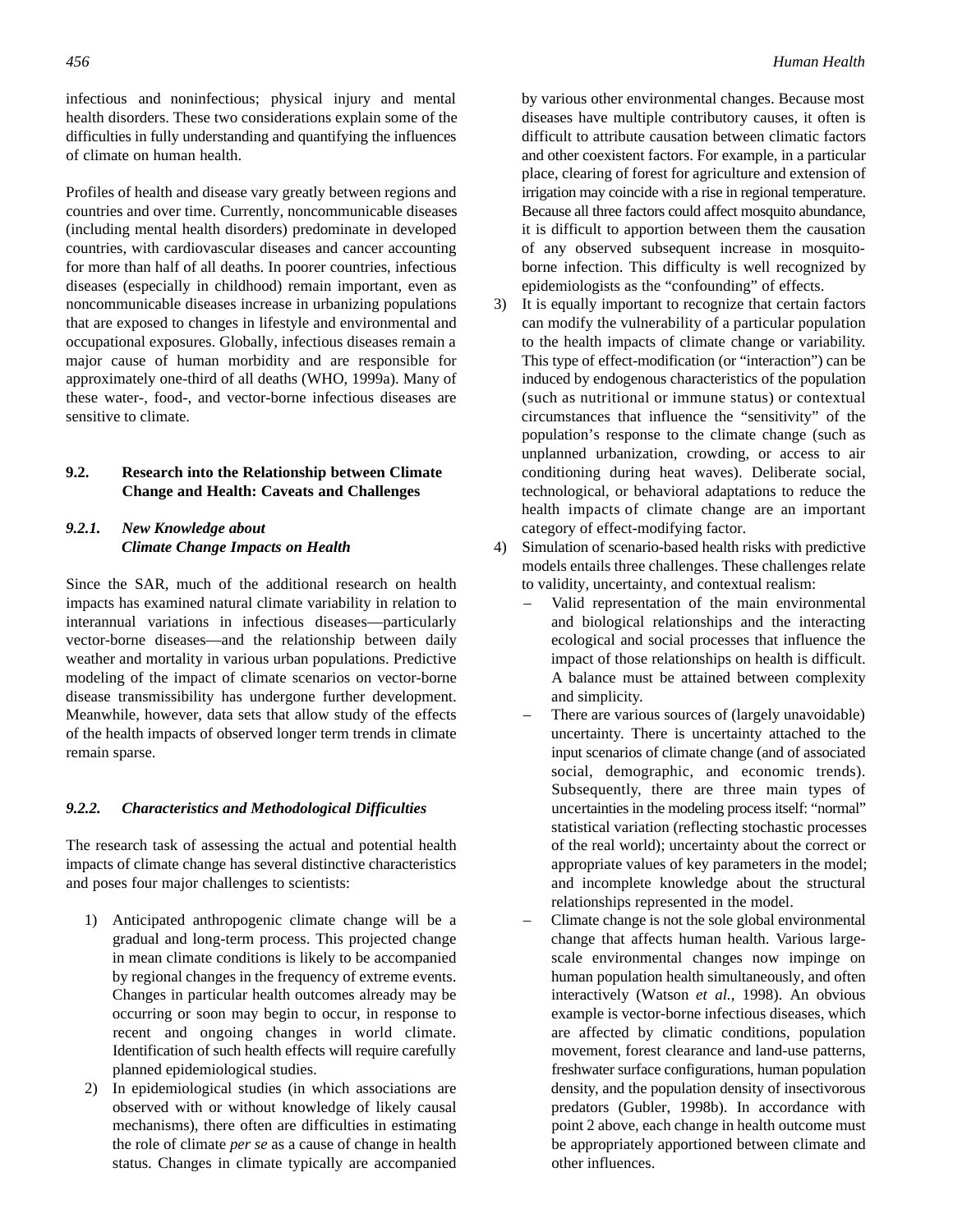infectious and noninfectious; physical injury and mental health disorders. These two considerations explain some of the difficulties in fully understanding and quantifying the influences of climate on human health.

Profiles of health and disease vary greatly between regions and countries and over time. Currently, noncommunicable diseases (including mental health disorders) predominate in developed countries, with cardiovascular diseases and cancer accounting for more than half of all deaths. In poorer countries, infectious diseases (especially in childhood) remain important, even as noncommunicable diseases increase in urbanizing populations that are exposed to changes in lifestyle and environmental and occupational exposures. Globally, infectious diseases remain a major cause of human morbidity and are responsible for approximately one-third of all deaths (WHO, 1999a). Many of these water-, food-, and vector-borne infectious diseases are sensitive to climate.

## 9.2. Research into the Relationship between Climate Change and Health: Caveats and Challenges

### *9.2.1. New Knowledge about Climate Change Impacts on Health*

Since the SAR, much of the additional research on health impacts has examined natural climate variability in relation to interannual variations in infectious diseases—particularly vector-borne diseases—and the relationship between daily weather and mortality in various urban populations. Predictive modeling of the impact of climate scenarios on vector-borne disease transmissibility has undergone further development. Meanwhile, however, data sets that allow study of the effects of the health impacts of observed longer term trends in climate remain sparse.

### *9.2.2. Characteristics and Methodological Difficulties*

The research task of assessing the actual and potential health impacts of climate change has several distinctive characteristics and poses four major challenges to scientists:

1) Anticipated anthropogenic climate change will be a gradual and long-term process. This projected change in mean climate conditions is likely to be accompanied by regional changes in the frequency of extreme events. Changes in particular health outcomes already may be occurring or soon may begin to occur, in response to recent and ongoing changes in world climate. Identification of such health effects will require carefully planned epidemiological studies.
2) In epidemiological studies (in which associations are observed with or without knowledge of likely causal mechanisms), there often are difficulties in estimating the role of climate *per se* as a cause of change in health status. Changes in climate typically are accompanied by various other environmental changes. Because most diseases have multiple contributory causes, it often is difficult to attribute causation between climatic factors and other coexistent factors. For example, in a particular place, clearing of forest for agriculture and extension of irrigation may coincide with a rise in regional temperature. Because all three factors could affect mosquito abundance, it is difficult to apportion between them the causation of any observed subsequent increase in mosquito-borne infection. This difficulty is well recognized by epidemiologists as the "confounding" of effects.
3) It is equally important to recognize that certain factors can modify the vulnerability of a particular population to the health impacts of climate change or variability. This type of effect-modification (or "interaction") can be induced by endogenous characteristics of the population (such as nutritional or immune status) or contextual circumstances that influence the "sensitivity" of the population's response to the climate change (such as unplanned urbanization, crowding, or access to air conditioning during heat waves). Deliberate social, technological, or behavioral adaptations to reduce the health impacts of climate change are an important category of effect-modifying factor.
4) Simulation of scenario-based health risks with predictive models entails three challenges. These challenges relate to validity, uncertainty, and contextual realism:
   - Valid representation of the main environmental and biological relationships and the interacting ecological and social processes that influence the impact of those relationships on health is difficult. A balance must be attained between complexity and simplicity.
   - There are various sources of (largely unavoidable) uncertainty. There is uncertainty attached to the input scenarios of climate change (and of associated social, demographic, and economic trends). Subsequently, there are three main types of uncertainties in the modeling process itself: "normal" statistical variation (reflecting stochastic processes of the real world); uncertainty about the correct or appropriate values of key parameters in the model; and incomplete knowledge about the structural relationships represented in the model.
   - Climate change is not the sole global environmental change that affects human health. Various large-scale environmental changes now impinge on human population health simultaneously, and often interactively (Watson *et al.*, 1998). An obvious example is vector-borne infectious diseases, which are affected by climatic conditions, population movement, forest clearance and land-use patterns, freshwater surface configurations, human population density, and the population density of insectivorous predators (Gubler, 1998b). In accordance with point 2 above, each change in health outcome must be appropriately apportioned between climate and other influences.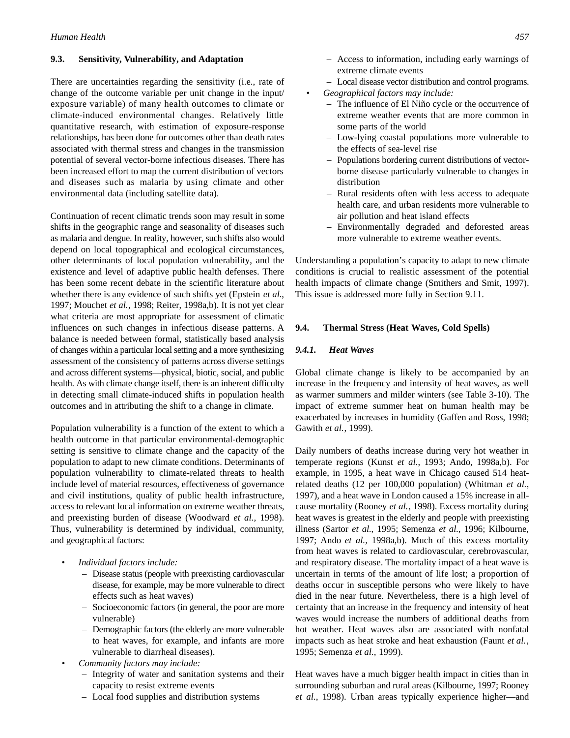## 9.3. Sensitivity, Vulnerability, and Adaptation

There are uncertainties regarding the sensitivity (i.e., rate of change of the outcome variable per unit change in the input/exposure variable) of many health outcomes to climate or climate-induced environmental changes. Relatively little quantitative research, with estimation of exposure-response relationships, has been done for outcomes other than death rates associated with thermal stress and changes in the transmission potential of several vector-borne infectious diseases. There has been increased effort to map the current distribution of vectors and diseases such as malaria by using climate and other environmental data (including satellite data).

Continuation of recent climatic trends soon may result in some shifts in the geographic range and seasonality of diseases such as malaria and dengue. In reality, however, such shifts also would depend on local topographical and ecological circumstances, other determinants of local population vulnerability, and the existence and level of adaptive public health defenses. There has been some recent debate in the scientific literature about whether there is any evidence of such shifts yet (Epstein *et al.*, 1997; Mouchet *et al.*, 1998; Reiter, 1998a,b). It is not yet clear what criteria are most appropriate for assessment of climatic influences on such changes in infectious disease patterns. A balance is needed between formal, statistically based analysis of changes within a particular local setting and a more synthesizing assessment of the consistency of patterns across diverse settings and across different systems—physical, biotic, social, and public health. As with climate change itself, there is an inherent difficulty in detecting small climate-induced shifts in population health outcomes and in attributing the shift to a change in climate.

Population vulnerability is a function of the extent to which a health outcome in that particular environmental-demographic setting is sensitive to climate change and the capacity of the population to adapt to new climate conditions. Determinants of population vulnerability to climate-related threats to health include level of material resources, effectiveness of governance and civil institutions, quality of public health infrastructure, access to relevant local information on extreme weather threats, and preexisting burden of disease (Woodward *et al.*, 1998). Thus, vulnerability is determined by individual, community, and geographical factors:

- *Individual factors include:*
  - Disease status (people with preexisting cardiovascular disease, for example, may be more vulnerable to direct effects such as heat waves)
  - Socioeconomic factors (in general, the poor are more vulnerable)
  - Demographic factors (the elderly are more vulnerable to heat waves, for example, and infants are more vulnerable to diarrheal diseases).
- *Community factors may include:*
  - Integrity of water and sanitation systems and their capacity to resist extreme events
  - Local food supplies and distribution systems
  - Access to information, including early warnings of extreme climate events
  - Local disease vector distribution and control programs.
- *Geographical factors may include:*
  - The influence of El Niño cycle or the occurrence of extreme weather events that are more common in some parts of the world
  - Low-lying coastal populations more vulnerable to the effects of sea-level rise
  - Populations bordering current distributions of vector-borne disease particularly vulnerable to changes in distribution
  - Rural residents often with less access to adequate health care, and urban residents more vulnerable to air pollution and heat island effects
  - Environmentally degraded and deforested areas more vulnerable to extreme weather events.

Understanding a population's capacity to adapt to new climate conditions is crucial to realistic assessment of the potential health impacts of climate change (Smithers and Smit, 1997). This issue is addressed more fully in Section 9.11.

## 9.4. Thermal Stress (Heat Waves, Cold Spells)

### 9.4.1. Heat Waves

Global climate change is likely to be accompanied by an increase in the frequency and intensity of heat waves, as well as warmer summers and milder winters (see Table 3-10). The impact of extreme summer heat on human health may be exacerbated by increases in humidity (Gaffen and Ross, 1998; Gawith *et al.*, 1999).

Daily numbers of deaths increase during very hot weather in temperate regions (Kunst *et al.*, 1993; Ando, 1998a,b). For example, in 1995, a heat wave in Chicago caused 514 heat-related deaths (12 per 100,000 population) (Whitman *et al.*, 1997), and a heat wave in London caused a 15% increase in all-cause mortality (Rooney *et al.*, 1998). Excess mortality during heat waves is greatest in the elderly and people with preexisting illness (Sartor *et al.*, 1995; Semenza *et al.*, 1996; Kilbourne, 1997; Ando *et al.*, 1998a,b). Much of this excess mortality from heat waves is related to cardiovascular, cerebrovascular, and respiratory disease. The mortality impact of a heat wave is uncertain in terms of the amount of life lost; a proportion of deaths occur in susceptible persons who were likely to have died in the near future. Nevertheless, there is a high level of certainty that an increase in the frequency and intensity of heat waves would increase the numbers of additional deaths from hot weather. Heat waves also are associated with nonfatal impacts such as heat stroke and heat exhaustion (Faunt *et al.*, 1995; Semenza *et al.*, 1999).

Heat waves have a much bigger health impact in cities than in surrounding suburban and rural areas (Kilbourne, 1997; Rooney *et al.*, 1998). Urban areas typically experience higher—and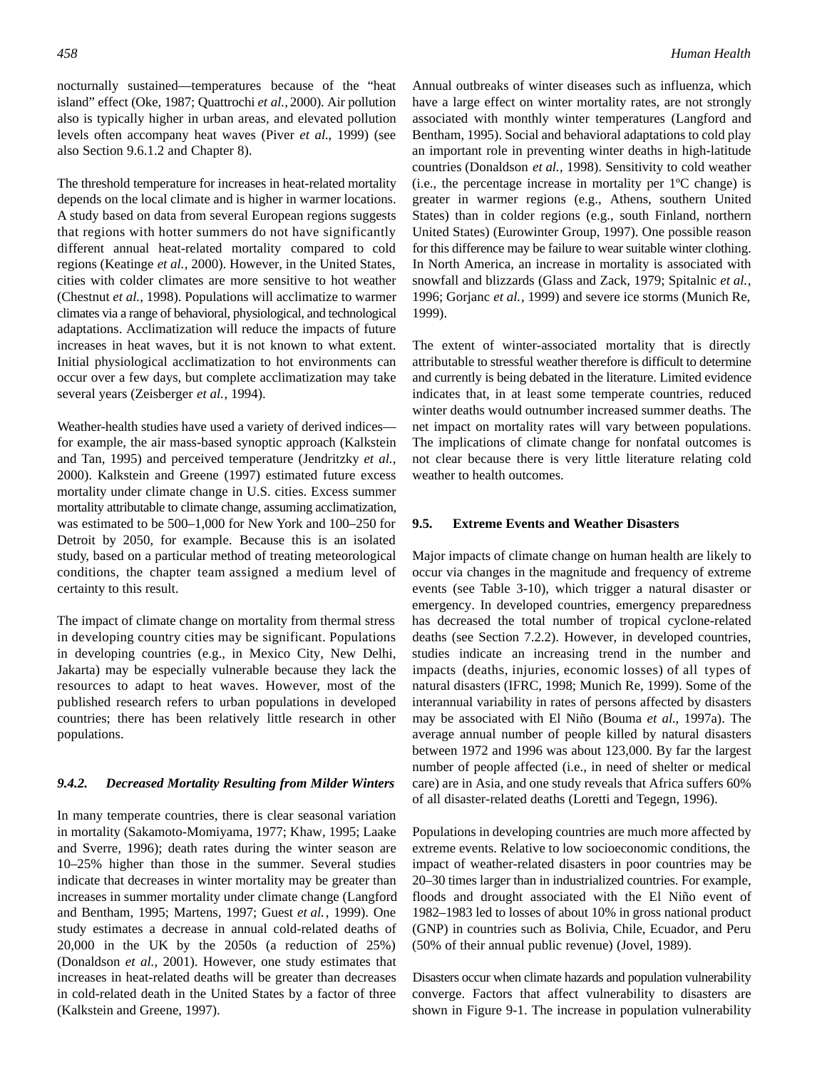nocturnally sustained—temperatures because of the "heat island" effect (Oke, 1987; Quattrochi *et al.*, 2000). Air pollution also is typically higher in urban areas, and elevated pollution levels often accompany heat waves (Piver *et al.*, 1999) (see also Section 9.6.1.2 and Chapter 8).

The threshold temperature for increases in heat-related mortality depends on the local climate and is higher in warmer locations. A study based on data from several European regions suggests that regions with hotter summers do not have significantly different annual heat-related mortality compared to cold regions (Keatinge *et al.*, 2000). However, in the United States, cities with colder climates are more sensitive to hot weather (Chestnut *et al.*, 1998). Populations will acclimatize to warmer climates via a range of behavioral, physiological, and technological adaptations. Acclimatization will reduce the impacts of future increases in heat waves, but it is not known to what extent. Initial physiological acclimatization to hot environments can occur over a few days, but complete acclimatization may take several years (Zeisberger *et al.*, 1994).

Weather-health studies have used a variety of derived indices—for example, the air mass-based synoptic approach (Kalkstein and Tan, 1995) and perceived temperature (Jendritzky *et al.,* 2000). Kalkstein and Greene (1997) estimated future excess mortality under climate change in U.S. cities. Excess summer mortality attributable to climate change, assuming acclimatization, was estimated to be 500–1,000 for New York and 100–250 for Detroit by 2050, for example. Because this is an isolated study, based on a particular method of treating meteorological conditions, the chapter team assigned a medium level of certainty to this result.

The impact of climate change on mortality from thermal stress in developing country cities may be significant. Populations in developing countries (e.g., in Mexico City, New Delhi, Jakarta) may be especially vulnerable because they lack the resources to adapt to heat waves. However, most of the published research refers to urban populations in developed countries; there has been relatively little research in other populations.

#### *9.4.2. Decreased Mortality Resulting from Milder Winters*

In many temperate countries, there is clear seasonal variation in mortality (Sakamoto-Momiyama, 1977; Khaw, 1995; Laake and Sverre, 1996); death rates during the winter season are 10–25% higher than those in the summer. Several studies indicate that decreases in winter mortality may be greater than increases in summer mortality under climate change (Langford and Bentham, 1995; Martens, 1997; Guest *et al.*, 1999). One study estimates a decrease in annual cold-related deaths of 20,000 in the UK by the 2050s (a reduction of 25%) (Donaldson *et al.*, 2001). However, one study estimates that increases in heat-related deaths will be greater than decreases in cold-related death in the United States by a factor of three (Kalkstein and Greene, 1997).

Annual outbreaks of winter diseases such as influenza, which have a large effect on winter mortality rates, are not strongly associated with monthly winter temperatures (Langford and Bentham, 1995). Social and behavioral adaptations to cold play an important role in preventing winter deaths in high-latitude countries (Donaldson *et al.*, 1998). Sensitivity to cold weather (i.e., the percentage increase in mortality per 1ºC change) is greater in warmer regions (e.g., Athens, southern United States) than in colder regions (e.g., south Finland, northern United States) (Eurowinter Group, 1997). One possible reason for this difference may be failure to wear suitable winter clothing. In North America, an increase in mortality is associated with snowfall and blizzards (Glass and Zack, 1979; Spitalnic *et al.*, 1996; Gorjanc *et al.*, 1999) and severe ice storms (Munich Re, 1999).

The extent of winter-associated mortality that is directly attributable to stressful weather therefore is difficult to determine and currently is being debated in the literature. Limited evidence indicates that, in at least some temperate countries, reduced winter deaths would outnumber increased summer deaths. The net impact on mortality rates will vary between populations. The implications of climate change for nonfatal outcomes is not clear because there is very little literature relating cold weather to health outcomes.

### 9.5. Extreme Events and Weather Disasters

Major impacts of climate change on human health are likely to occur via changes in the magnitude and frequency of extreme events (see Table 3-10), which trigger a natural disaster or emergency. In developed countries, emergency preparedness has decreased the total number of tropical cyclone-related deaths (see Section 7.2.2). However, in developed countries, studies indicate an increasing trend in the number and impacts (deaths, injuries, economic losses) of all types of natural disasters (IFRC, 1998; Munich Re, 1999). Some of the interannual variability in rates of persons affected by disasters may be associated with El Niño (Bouma *et al.*, 1997a). The average annual number of people killed by natural disasters between 1972 and 1996 was about 123,000. By far the largest number of people affected (i.e., in need of shelter or medical care) are in Asia, and one study reveals that Africa suffers 60% of all disaster-related deaths (Loretti and Tegegn, 1996).

Populations in developing countries are much more affected by extreme events. Relative to low socioeconomic conditions, the impact of weather-related disasters in poor countries may be 20–30 times larger than in industrialized countries. For example, floods and drought associated with the El Niño event of 1982–1983 led to losses of about 10% in gross national product (GNP) in countries such as Bolivia, Chile, Ecuador, and Peru (50% of their annual public revenue) (Jovel, 1989).

Disasters occur when climate hazards and population vulnerability converge. Factors that affect vulnerability to disasters are shown in Figure 9-1. The increase in population vulnerability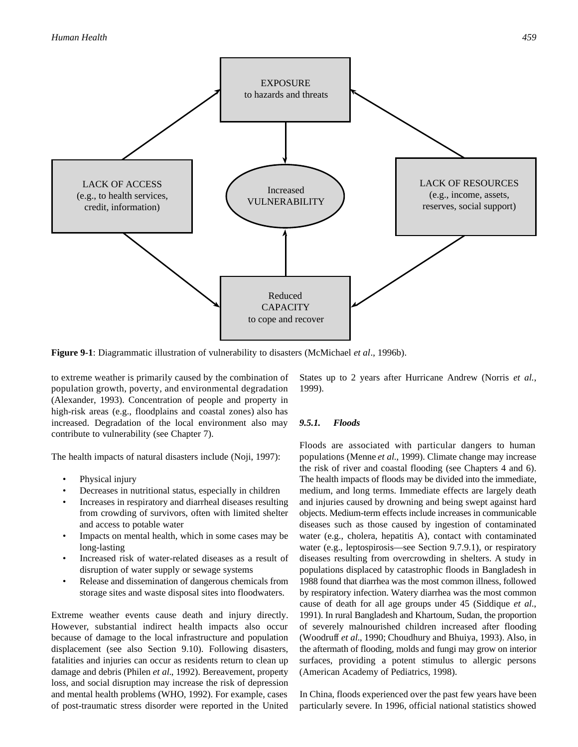EXPOSURE
to hazards and threats

LACK OF ACCESS
(e.g., to health services, credit, information)

Increased
VULNERABILITY

LACK OF RESOURCES
(e.g., income, assets, reserves, social support)

Reduced
CAPACITY
to cope and recover

**Figure 9-1**: Diagrammatic illustration of vulnerability to disasters (McMichael *et al*., 1996b).

to extreme weather is primarily caused by the combination of population growth, poverty, and environmental degradation (Alexander, 1993). Concentration of people and property in high-risk areas (e.g., floodplains and coastal zones) also has increased. Degradation of the local environment also may contribute to vulnerability (see Chapter 7).

The health impacts of natural disasters include (Noji, 1997):

- Physical injury
- Decreases in nutritional status, especially in children
- Increases in respiratory and diarrheal diseases resulting from crowding of survivors, often with limited shelter and access to potable water
- Impacts on mental health, which in some cases may be long-lasting
- Increased risk of water-related diseases as a result of disruption of water supply or sewage systems
- Release and dissemination of dangerous chemicals from storage sites and waste disposal sites into floodwaters.

Extreme weather events cause death and injury directly. However, substantial indirect health impacts also occur because of damage to the local infrastructure and population displacement (see also Section 9.10). Following disasters, fatalities and injuries can occur as residents return to clean up damage and debris (Philen *et al*., 1992). Bereavement, property loss, and social disruption may increase the risk of depression and mental health problems (WHO, 1992). For example, cases of post-traumatic stress disorder were reported in the United States up to 2 years after Hurricane Andrew (Norris *et al.*, 1999).

### *9.5.1. Floods*

Floods are associated with particular dangers to human populations (Menne *et al.*, 1999). Climate change may increase the risk of river and coastal flooding (see Chapters 4 and 6). The health impacts of floods may be divided into the immediate, medium, and long terms. Immediate effects are largely death and injuries caused by drowning and being swept against hard objects. Medium-term effects include increases in communicable diseases such as those caused by ingestion of contaminated water (e.g., cholera, hepatitis A), contact with contaminated water (e.g., leptospirosis—see Section 9.7.9.1), or respiratory diseases resulting from overcrowding in shelters. A study in populations displaced by catastrophic floods in Bangladesh in 1988 found that diarrhea was the most common illness, followed by respiratory infection. Watery diarrhea was the most common cause of death for all age groups under 45 (Siddique *et al.*, 1991). In rural Bangladesh and Khartoum, Sudan, the proportion of severely malnourished children increased after flooding (Woodruff *et al*., 1990; Choudhury and Bhuiya, 1993). Also, in the aftermath of flooding, molds and fungi may grow on interior surfaces, providing a potent stimulus to allergic persons (American Academy of Pediatrics, 1998).

In China, floods experienced over the past few years have been particularly severe. In 1996, official national statistics showed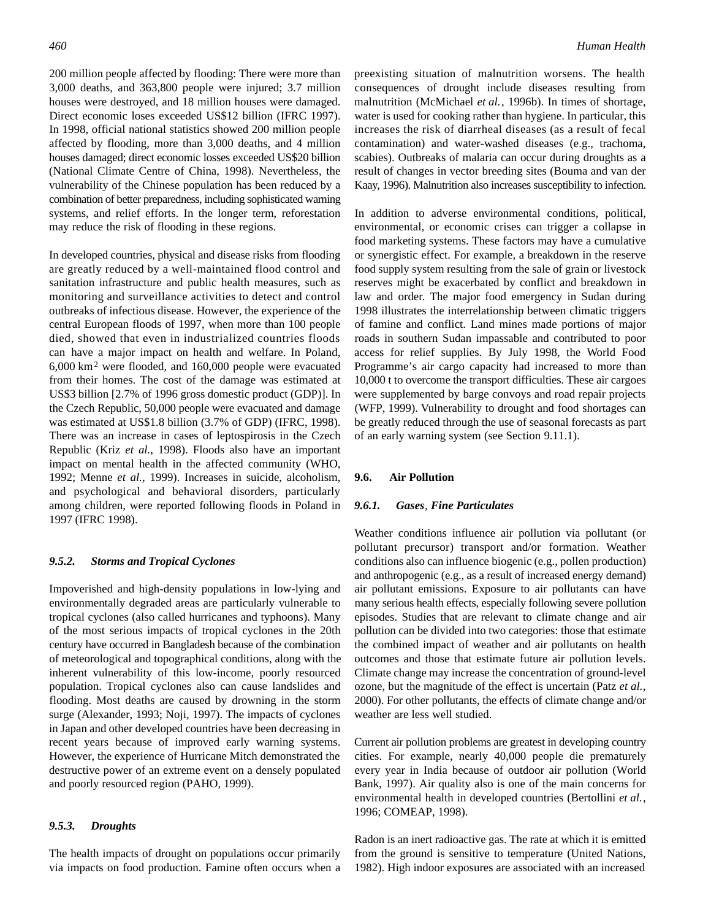200 million people affected by flooding: There were more than 3,000 deaths, and 363,800 people were injured; 3.7 million houses were destroyed, and 18 million houses were damaged. Direct economic loses exceeded US$12 billion (IFRC 1997). In 1998, official national statistics showed 200 million people affected by flooding, more than 3,000 deaths, and 4 million houses damaged; direct economic losses exceeded US$20 billion (National Climate Centre of China, 1998). Nevertheless, the vulnerability of the Chinese population has been reduced by a combination of better preparedness, including sophisticated warning systems, and relief efforts. In the longer term, reforestation may reduce the risk of flooding in these regions.

In developed countries, physical and disease risks from flooding are greatly reduced by a well-maintained flood control and sanitation infrastructure and public health measures, such as monitoring and surveillance activities to detect and control outbreaks of infectious disease. However, the experience of the central European floods of 1997, when more than 100 people died, showed that even in industrialized countries floods can have a major impact on health and welfare. In Poland, 6,000 $km^2$ were flooded, and 160,000 people were evacuated from their homes. The cost of the damage was estimated at US$3 billion [2.7% of 1996 gross domestic product (GDP)]. In the Czech Republic, 50,000 people were evacuated and damage was estimated at US$1.8 billion (3.7% of GDP) (IFRC, 1998). There was an increase in cases of leptospirosis in the Czech Republic (Kriz *et al.*, 1998). Floods also have an important impact on mental health in the affected community (WHO, 1992; Menne *et al.*, 1999). Increases in suicide, alcoholism, and psychological and behavioral disorders, particularly among children, were reported following floods in Poland in 1997 (IFRC 1998).

### *9.5.2. Storms and Tropical Cyclones*

Impoverished and high-density populations in low-lying and environmentally degraded areas are particularly vulnerable to tropical cyclones (also called hurricanes and typhoons). Many of the most serious impacts of tropical cyclones in the 20th century have occurred in Bangladesh because of the combination of meteorological and topographical conditions, along with the inherent vulnerability of this low-income, poorly resourced population. Tropical cyclones also can cause landslides and flooding. Most deaths are caused by drowning in the storm surge (Alexander, 1993; Noji, 1997). The impacts of cyclones in Japan and other developed countries have been decreasing in recent years because of improved early warning systems. However, the experience of Hurricane Mitch demonstrated the destructive power of an extreme event on a densely populated and poorly resourced region (PAHO, 1999).

### *9.5.3. Droughts*

The health impacts of drought on populations occur primarily via impacts on food production. Famine often occurs when a preexisting situation of malnutrition worsens. The health consequences of drought include diseases resulting from malnutrition (McMichael *et al.*, 1996b). In times of shortage, water is used for cooking rather than hygiene. In particular, this increases the risk of diarrheal diseases (as a result of fecal contamination) and water-washed diseases (e.g., trachoma, scabies). Outbreaks of malaria can occur during droughts as a result of changes in vector breeding sites (Bouma and van der Kaay, 1996). Malnutrition also increases susceptibility to infection.

In addition to adverse environmental conditions, political, environmental, or economic crises can trigger a collapse in food marketing systems. These factors may have a cumulative or synergistic effect. For example, a breakdown in the reserve food supply system resulting from the sale of grain or livestock reserves might be exacerbated by conflict and breakdown in law and order. The major food emergency in Sudan during 1998 illustrates the interrelationship between climatic triggers of famine and conflict. Land mines made portions of major roads in southern Sudan impassable and contributed to poor access for relief supplies. By July 1998, the World Food Programme's air cargo capacity had increased to more than 10,000 t to overcome the transport difficulties. These air cargoes were supplemented by barge convoys and road repair projects (WFP, 1999). Vulnerability to drought and food shortages can be greatly reduced through the use of seasonal forecasts as part of an early warning system (see Section 9.11.1).

## 9.6. Air Pollution

### *9.6.1. Gases, Fine Particulates*

Weather conditions influence air pollution via pollutant (or pollutant precursor) transport and/or formation. Weather conditions also can influence biogenic (e.g., pollen production) and anthropogenic (e.g., as a result of increased energy demand) air pollutant emissions. Exposure to air pollutants can have many serious health effects, especially following severe pollution episodes. Studies that are relevant to climate change and air pollution can be divided into two categories: those that estimate the combined impact of weather and air pollutants on health outcomes and those that estimate future air pollution levels. Climate change may increase the concentration of ground-level ozone, but the magnitude of the effect is uncertain (Patz *et al.*, 2000). For other pollutants, the effects of climate change and/or weather are less well studied.

Current air pollution problems are greatest in developing country cities. For example, nearly 40,000 people die prematurely every year in India because of outdoor air pollution (World Bank, 1997). Air quality also is one of the main concerns for environmental health in developed countries (Bertollini *et al.*, 1996; COMEAP, 1998).

Radon is an inert radioactive gas. The rate at which it is emitted from the ground is sensitive to temperature (United Nations, 1982). High indoor exposures are associated with an increased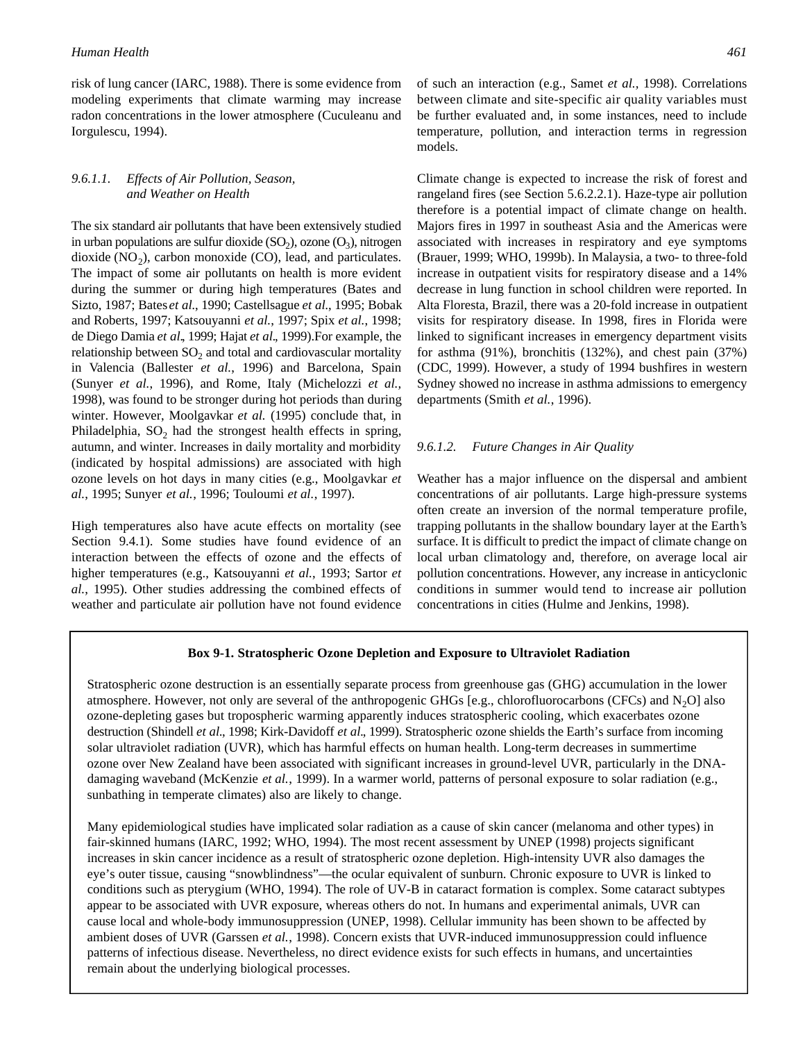risk of lung cancer (IARC, 1988). There is some evidence from modeling experiments that climate warming may increase radon concentrations in the lower atmosphere (Cuculeanu and Iorgulescu, 1994).

#### 9.6.1.1. *Effects of Air Pollution, Season, and Weather on Health*

The six standard air pollutants that have been extensively studied in urban populations are sulfur dioxide ($SO_2$), ozone ($O_3$), nitrogen dioxide ($NO_2$), carbon monoxide (CO), lead, and particulates. The impact of some air pollutants on health is more evident during the summer or during high temperatures (Bates and Sizto, 1987; Bates *et al*., 1990; Castellsague *et al*., 1995; Bobak and Roberts, 1997; Katsouyanni *et al.*, 1997; Spix *et al.*, 1998; de Diego Damia *et al*., 1999; Hajat *et al*., 1999).For example, the relationship between $SO_2$ and total and cardiovascular mortality in Valencia (Ballester *et al.*, 1996) and Barcelona, Spain (Sunyer *et al.*, 1996), and Rome, Italy (Michelozzi *et al.*, 1998), was found to be stronger during hot periods than during winter. However, Moolgavkar *et al.* (1995) conclude that, in Philadelphia, $SO_2$ had the strongest health effects in spring, autumn, and winter. Increases in daily mortality and morbidity (indicated by hospital admissions) are associated with high ozone levels on hot days in many cities (e.g., Moolgavkar *et al.*, 1995; Sunyer *et al.*, 1996; Touloumi *et al.*, 1997).

High temperatures also have acute effects on mortality (see Section 9.4.1). Some studies have found evidence of an interaction between the effects of ozone and the effects of higher temperatures (e.g., Katsouyanni *et al.*, 1993; Sartor *et al.*, 1995). Other studies addressing the combined effects of weather and particulate air pollution have not found evidence of such an interaction (e.g., Samet *et al.*, 1998). Correlations between climate and site-specific air quality variables must be further evaluated and, in some instances, need to include temperature, pollution, and interaction terms in regression models.

Climate change is expected to increase the risk of forest and rangeland fires (see Section 5.6.2.2.1). Haze-type air pollution therefore is a potential impact of climate change on health. Majors fires in 1997 in southeast Asia and the Americas were associated with increases in respiratory and eye symptoms (Brauer, 1999; WHO, 1999b). In Malaysia, a two- to three-fold increase in outpatient visits for respiratory disease and a 14% decrease in lung function in school children were reported. In Alta Floresta, Brazil, there was a 20-fold increase in outpatient visits for respiratory disease. In 1998, fires in Florida were linked to significant increases in emergency department visits for asthma (91%), bronchitis (132%), and chest pain (37%) (CDC, 1999). However, a study of 1994 bushfires in western Sydney showed no increase in asthma admissions to emergency departments (Smith *et al.*, 1996).

#### 9.6.1.2. *Future Changes in Air Quality*

Weather has a major influence on the dispersal and ambient concentrations of air pollutants. Large high-pressure systems often create an inversion of the normal temperature profile, trapping pollutants in the shallow boundary layer at the Earth's surface. It is difficult to predict the impact of climate change on local urban climatology and, therefore, on average local air pollution concentrations. However, any increase in anticyclonic conditions in summer would tend to increase air pollution concentrations in cities (Hulme and Jenkins, 1998).

**Box 9-1. Stratospheric Ozone Depletion and Exposure to Ultraviolet Radiation**

Stratospheric ozone destruction is an essentially separate process from greenhouse gas (GHG) accumulation in the lower atmosphere. However, not only are several of the anthropogenic GHGs [e.g., chlorofluorocarbons (CFCs) and $N_2O$] also ozone-depleting gases but tropospheric warming apparently induces stratospheric cooling, which exacerbates ozone destruction (Shindell *et al*., 1998; Kirk-Davidoff *et al*., 1999). Stratospheric ozone shields the Earth's surface from incoming solar ultraviolet radiation (UVR), which has harmful effects on human health. Long-term decreases in summertime ozone over New Zealand have been associated with significant increases in ground-level UVR, particularly in the DNA-damaging waveband (McKenzie *et al.*, 1999). In a warmer world, patterns of personal exposure to solar radiation (e.g., sunbathing in temperate climates) also are likely to change.

Many epidemiological studies have implicated solar radiation as a cause of skin cancer (melanoma and other types) in fair-skinned humans (IARC, 1992; WHO, 1994). The most recent assessment by UNEP (1998) projects significant increases in skin cancer incidence as a result of stratospheric ozone depletion. High-intensity UVR also damages the eye's outer tissue, causing "snowblindness"—the ocular equivalent of sunburn. Chronic exposure to UVR is linked to conditions such as pterygium (WHO, 1994). The role of UV-B in cataract formation is complex. Some cataract subtypes appear to be associated with UVR exposure, whereas others do not. In humans and experimental animals, UVR can cause local and whole-body immunosuppression (UNEP, 1998). Cellular immunity has been shown to be affected by ambient doses of UVR (Garssen *et al.*, 1998). Concern exists that UVR-induced immunosuppression could influence patterns of infectious disease. Nevertheless, no direct evidence exists for such effects in humans, and uncertainties remain about the underlying biological processes.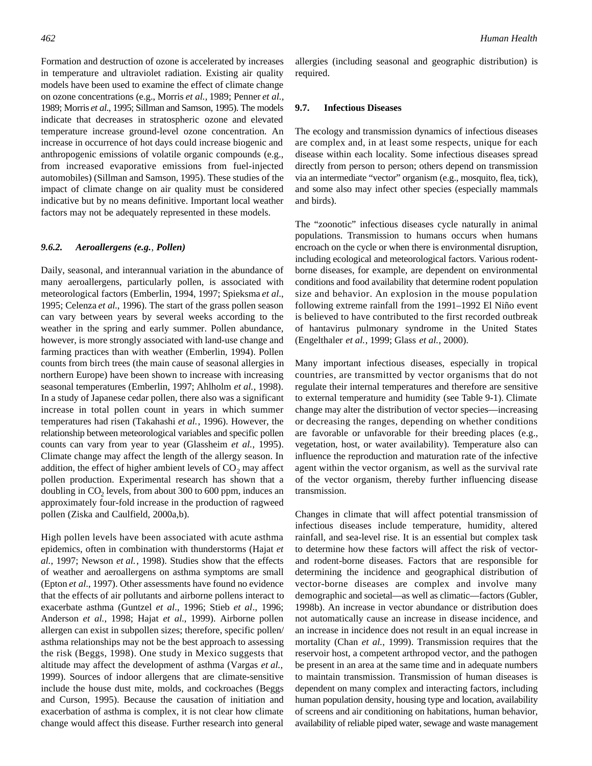Formation and destruction of ozone is accelerated by increases in temperature and ultraviolet radiation. Existing air quality models have been used to examine the effect of climate change on ozone concentrations (e.g., Morris *et al.*, 1989; Penner *et al.*, 1989; Morris *et al*., 1995; Sillman and Samson, 1995). The models indicate that decreases in stratospheric ozone and elevated temperature increase ground-level ozone concentration. An increase in occurrence of hot days could increase biogenic and anthropogenic emissions of volatile organic compounds (e.g., from increased evaporative emissions from fuel-injected automobiles) (Sillman and Samson, 1995). These studies of the impact of climate change on air quality must be considered indicative but by no means definitive. Important local weather factors may not be adequately represented in these models.

#### *9.6.2. Aeroallergens (e.g., Pollen)*

Daily, seasonal, and interannual variation in the abundance of many aeroallergens, particularly pollen, is associated with meteorological factors (Emberlin, 1994, 1997; Spieksma *et al*., 1995; Celenza *et al*., 1996). The start of the grass pollen season can vary between years by several weeks according to the weather in the spring and early summer. Pollen abundance, however, is more strongly associated with land-use change and farming practices than with weather (Emberlin, 1994). Pollen counts from birch trees (the main cause of seasonal allergies in northern Europe) have been shown to increase with increasing seasonal temperatures (Emberlin, 1997; Ahlholm *et al.*, 1998). In a study of Japanese cedar pollen, there also was a significant increase in total pollen count in years in which summer temperatures had risen (Takahashi *et al.*, 1996). However, the relationship between meteorological variables and specific pollen counts can vary from year to year (Glassheim *et al.*, 1995). Climate change may affect the length of the allergy season. In addition, the effect of higher ambient levels of $CO_2$ may affect pollen production. Experimental research has shown that a doubling in $CO_2$ levels, from about 300 to 600 ppm, induces an approximately four-fold increase in the production of ragweed pollen (Ziska and Caulfield, 2000a,b).

High pollen levels have been associated with acute asthma epidemics, often in combination with thunderstorms (Hajat *et al.*, 1997; Newson *et al.*, 1998). Studies show that the effects of weather and aeroallergens on asthma symptoms are small (Epton *et al*., 1997). Other assessments have found no evidence that the effects of air pollutants and airborne pollens interact to exacerbate asthma (Guntzel *et al*., 1996; Stieb *et al*., 1996; Anderson *et al.*, 1998; Hajat *et al*., 1999). Airborne pollen allergen can exist in subpollen sizes; therefore, specific pollen/asthma relationships may not be the best approach to assessing the risk (Beggs, 1998). One study in Mexico suggests that altitude may affect the development of asthma (Vargas *et al.*, 1999). Sources of indoor allergens that are climate-sensitive include the house dust mite, molds, and cockroaches (Beggs and Curson, 1995). Because the causation of initiation and exacerbation of asthma is complex, it is not clear how climate change would affect this disease. Further research into general allergies (including seasonal and geographic distribution) is required.

### 9.7. Infectious Diseases

The ecology and transmission dynamics of infectious diseases are complex and, in at least some respects, unique for each disease within each locality. Some infectious diseases spread directly from person to person; others depend on transmission via an intermediate "vector" organism (e.g., mosquito, flea, tick), and some also may infect other species (especially mammals and birds).

The "zoonotic" infectious diseases cycle naturally in animal populations. Transmission to humans occurs when humans encroach on the cycle or when there is environmental disruption, including ecological and meteorological factors. Various rodent-borne diseases, for example, are dependent on environmental conditions and food availability that determine rodent population size and behavior. An explosion in the mouse population following extreme rainfall from the 1991–1992 El Niño event is believed to have contributed to the first recorded outbreak of hantavirus pulmonary syndrome in the United States (Engelthaler *et al.*, 1999; Glass *et al.*, 2000).

Many important infectious diseases, especially in tropical countries, are transmitted by vector organisms that do not regulate their internal temperatures and therefore are sensitive to external temperature and humidity (see Table 9-1). Climate change may alter the distribution of vector species—increasing or decreasing the ranges, depending on whether conditions are favorable or unfavorable for their breeding places (e.g., vegetation, host, or water availability). Temperature also can influence the reproduction and maturation rate of the infective agent within the vector organism, as well as the survival rate of the vector organism, thereby further influencing disease transmission.

Changes in climate that will affect potential transmission of infectious diseases include temperature, humidity, altered rainfall, and sea-level rise. It is an essential but complex task to determine how these factors will affect the risk of vector- and rodent-borne diseases. Factors that are responsible for determining the incidence and geographical distribution of vector-borne diseases are complex and involve many demographic and societal—as well as climatic—factors (Gubler, 1998b). An increase in vector abundance or distribution does not automatically cause an increase in disease incidence, and an increase in incidence does not result in an equal increase in mortality (Chan *et al.*, 1999). Transmission requires that the reservoir host, a competent arthropod vector, and the pathogen be present in an area at the same time and in adequate numbers to maintain transmission. Transmission of human diseases is dependent on many complex and interacting factors, including human population density, housing type and location, availability of screens and air conditioning on habitations, human behavior, availability of reliable piped water, sewage and waste management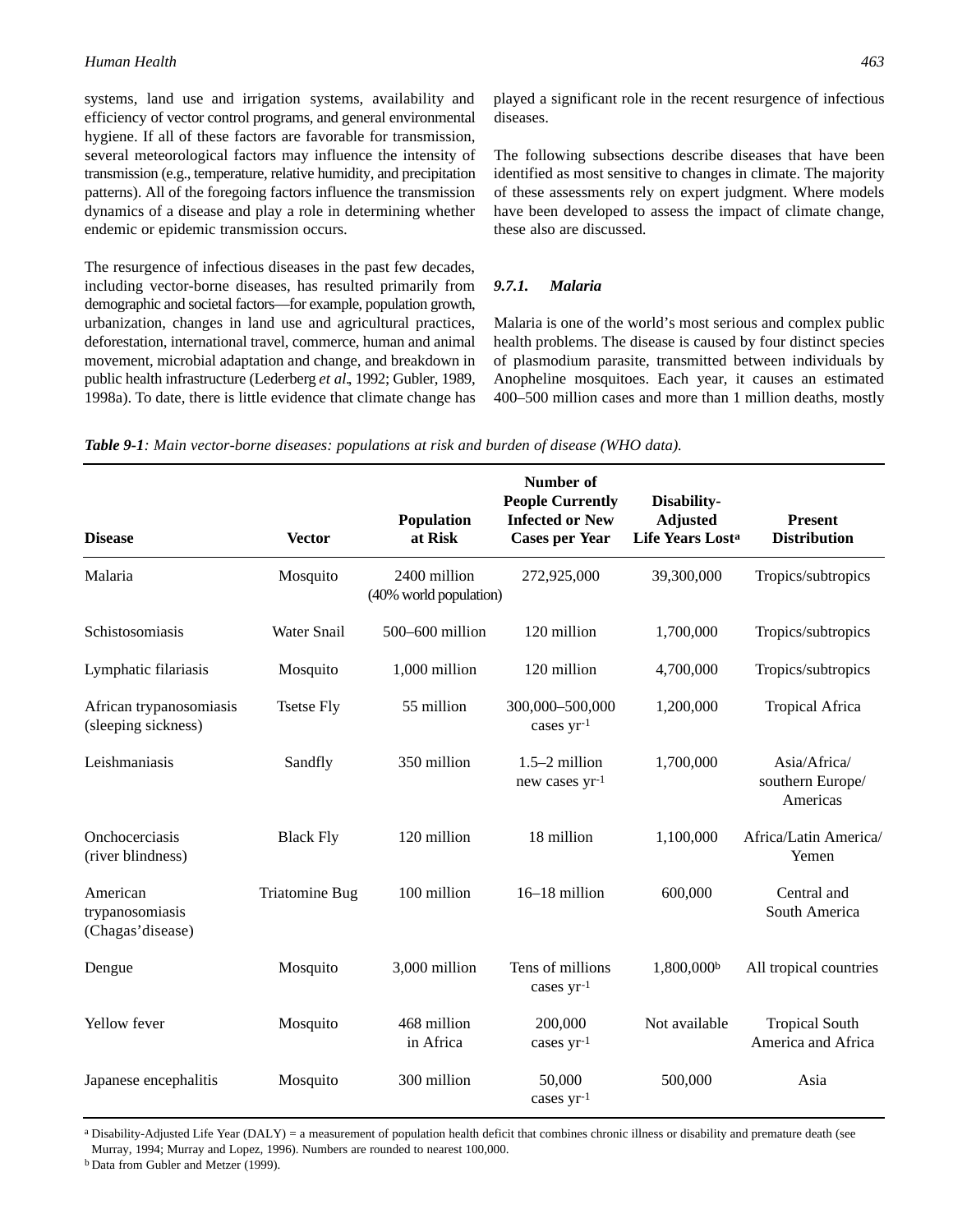systems, land use and irrigation systems, availability and efficiency of vector control programs, and general environmental hygiene. If all of these factors are favorable for transmission, several meteorological factors may influence the intensity of transmission (e.g., temperature, relative humidity, and precipitation patterns). All of the foregoing factors influence the transmission dynamics of a disease and play a role in determining whether endemic or epidemic transmission occurs.

The resurgence of infectious diseases in the past few decades, including vector-borne diseases, has resulted primarily from demographic and societal factors—for example, population growth, urbanization, changes in land use and agricultural practices, deforestation, international travel, commerce, human and animal movement, microbial adaptation and change, and breakdown in public health infrastructure (Lederberg *et al*., 1992; Gubler, 1989, 1998a). To date, there is little evidence that climate change has played a significant role in the recent resurgence of infectious diseases.

The following subsections describe diseases that have been identified as most sensitive to changes in climate. The majority of these assessments rely on expert judgment. Where models have been developed to assess the impact of climate change, these also are discussed.

### *9.7.1. Malaria*

Malaria is one of the world's most serious and complex public health problems. The disease is caused by four distinct species of plasmodium parasite, transmitted between individuals by Anopheline mosquitoes. Each year, it causes an estimated 400–500 million cases and more than 1 million deaths, mostly

***Table 9-1**: Main vector-borne diseases: populations at risk and burden of disease (WHO data).*

| Disease | Vector | Population at Risk | Number of People Currently Infected or New Cases per Year | Disability-Adjusted Life Years Lost[a] | Present Distribution |
|---|---|---|---|---|---|
| Malaria | Mosquito | 2400 million (40% world population) | 272,925,000 | 39,300,000 | Tropics/subtropics |
| Schistosomiasis | Water Snail | 500–600 million | 120 million | 1,700,000 | Tropics/subtropics |
| Lymphatic filariasis | Mosquito | 1,000 million | 120 million | 4,700,000 | Tropics/subtropics |
| African trypanosomiasis (sleeping sickness) | Tsetse Fly | 55 million | 300,000–500,000 cases $yr^{-1}$ | 1,200,000 | Tropical Africa |
| Leishmaniasis | Sandfly | 350 million | 1.5–2 million new cases $yr^{-1}$ | 1,700,000 | Asia/Africa/ southern Europe/ Americas |
| Onchocerciasis (river blindness) | Black Fly | 120 million | 18 million | 1,100,000 | Africa/Latin America/ Yemen |
| American trypanosomiasis (Chagas'disease) | Triatomine Bug | 100 million | 16–18 million | 600,000 | Central and South America |
| Dengue | Mosquito | 3,000 million | Tens of millions cases $yr^{-1}$ | 1,800,000[b] | All tropical countries |
| Yellow fever | Mosquito | 468 million in Africa | 200,000 cases $yr^{-1}$ | Not available | Tropical South America and Africa |
| Japanese encephalitis | Mosquito | 300 million | 50,000 cases $yr^{-1}$ | 500,000 | Asia |

[a] Disability-Adjusted Life Year (DALY) = a measurement of population health deficit that combines chronic illness or disability and premature death (see Murray, 1994; Murray and Lopez, 1996). Numbers are rounded to nearest 100,000.
[b] Data from Gubler and Metzer (1999).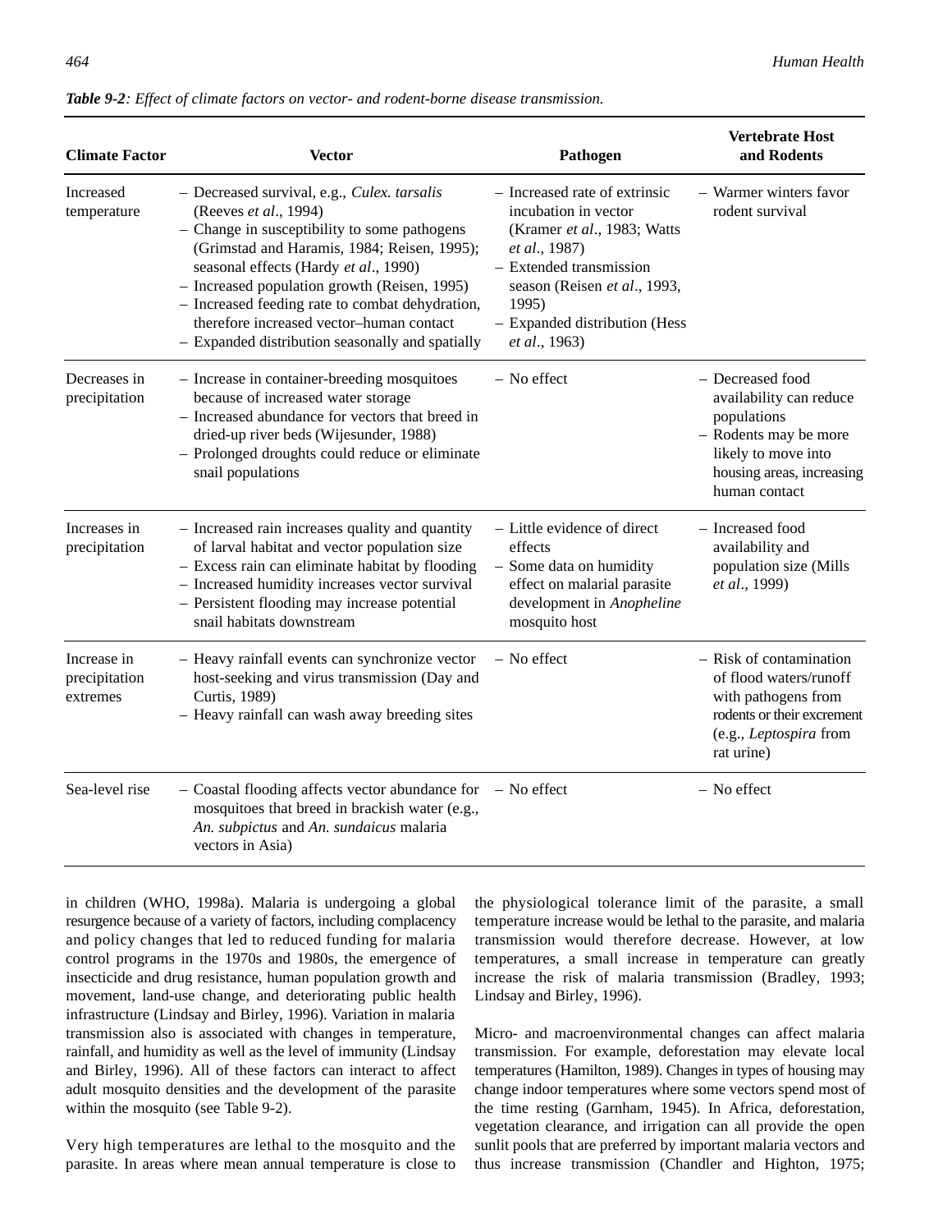***Table 9-2**: Effect of climate factors on vector- and rodent-borne disease transmission.*

| Climate Factor | Vector | Pathogen | Vertebrate Host and Rodents |
|---|---|---|---|
| Increased temperature | – Decreased survival, e.g., *Culex. tarsalis* (Reeves *et al*., 1994)<br>– Change in susceptibility to some pathogens (Grimstad and Haramis, 1984; Reisen, 1995); seasonal effects (Hardy *et al*., 1990)<br>– Increased population growth (Reisen, 1995)<br>– Increased feeding rate to combat dehydration, therefore increased vector–human contact<br>– Expanded distribution seasonally and spatially | – Increased rate of extrinsic incubation in vector (Kramer *et al*., 1983; Watts *et al*., 1987)<br>– Extended transmission season (Reisen *et al*., 1993, 1995)<br>– Expanded distribution (Hess *et al*., 1963) | – Warmer winters favor rodent survival |
| Decreases in precipitation | – Increase in container-breeding mosquitoes because of increased water storage<br>– Increased abundance for vectors that breed in dried-up river beds (Wijesunder, 1988)<br>– Prolonged droughts could reduce or eliminate snail populations | – No effect | – Decreased food availability can reduce populations<br>– Rodents may be more likely to move into housing areas, increasing human contact |
| Increases in precipitation | – Increased rain increases quality and quantity of larval habitat and vector population size<br>– Excess rain can eliminate habitat by flooding<br>– Increased humidity increases vector survival<br>– Persistent flooding may increase potential snail habitats downstream | – Little evidence of direct effects<br>– Some data on humidity effect on malarial parasite development in *Anopheline* mosquito host | – Increased food availability and population size (Mills *et al*., 1999) |
| Increase in precipitation extremes | – Heavy rainfall events can synchronize vector host-seeking and virus transmission (Day and Curtis, 1989)<br>– Heavy rainfall can wash away breeding sites | – No effect | – Risk of contamination of flood waters/runoff with pathogens from rodents or their excrement (e.g., *Leptospira* from rat urine) |
| Sea-level rise | – Coastal flooding affects vector abundance for mosquitoes that breed in brackish water (e.g., *An. subpictus* and *An. sundaicus* malaria vectors in Asia) | – No effect | – No effect |

in children (WHO, 1998a). Malaria is undergoing a global resurgence because of a variety of factors, including complacency and policy changes that led to reduced funding for malaria control programs in the 1970s and 1980s, the emergence of insecticide and drug resistance, human population growth and movement, land-use change, and deteriorating public health infrastructure (Lindsay and Birley, 1996). Variation in malaria transmission also is associated with changes in temperature, rainfall, and humidity as well as the level of immunity (Lindsay and Birley, 1996). All of these factors can interact to affect adult mosquito densities and the development of the parasite within the mosquito (see Table 9-2).

Very high temperatures are lethal to the mosquito and the parasite. In areas where mean annual temperature is close to the physiological tolerance limit of the parasite, a small temperature increase would be lethal to the parasite, and malaria transmission would therefore decrease. However, at low temperatures, a small increase in temperature can greatly increase the risk of malaria transmission (Bradley, 1993; Lindsay and Birley, 1996).

Micro- and macroenvironmental changes can affect malaria transmission. For example, deforestation may elevate local temperatures (Hamilton, 1989). Changes in types of housing may change indoor temperatures where some vectors spend most of the time resting (Garnham, 1945). In Africa, deforestation, vegetation clearance, and irrigation can all provide the open sunlit pools that are preferred by important malaria vectors and thus increase transmission (Chandler and Highton, 1975;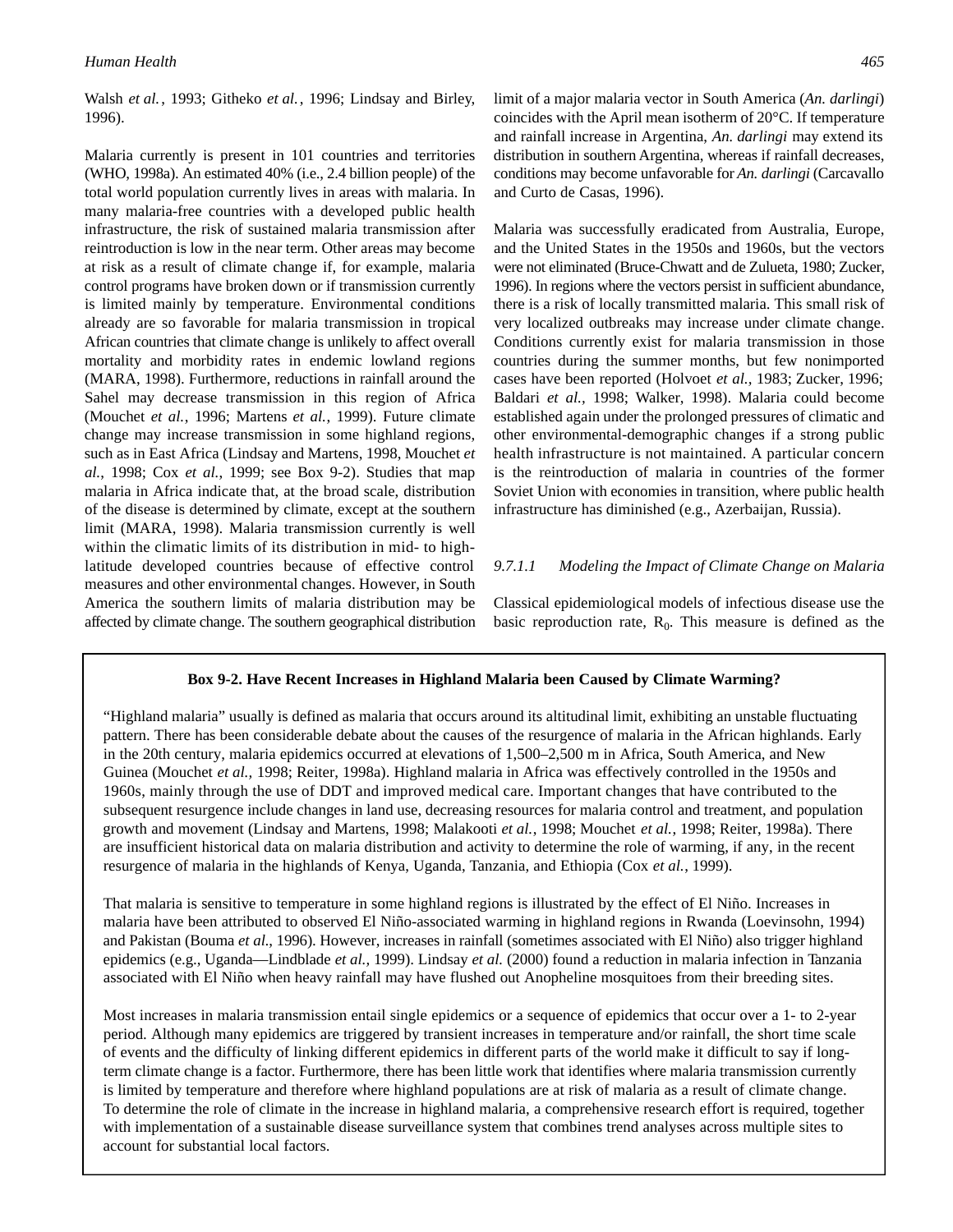Walsh *et al.*, 1993; Githeko *et al.*, 1996; Lindsay and Birley, 1996).

Malaria currently is present in 101 countries and territories (WHO, 1998a). An estimated 40% (i.e., 2.4 billion people) of the total world population currently lives in areas with malaria. In many malaria-free countries with a developed public health infrastructure, the risk of sustained malaria transmission after reintroduction is low in the near term. Other areas may become at risk as a result of climate change if, for example, malaria control programs have broken down or if transmission currently is limited mainly by temperature. Environmental conditions already are so favorable for malaria transmission in tropical African countries that climate change is unlikely to affect overall mortality and morbidity rates in endemic lowland regions (MARA, 1998). Furthermore, reductions in rainfall around the Sahel may decrease transmission in this region of Africa (Mouchet *et al.*, 1996; Martens *et al.*, 1999). Future climate change may increase transmission in some highland regions, such as in East Africa (Lindsay and Martens, 1998, Mouchet *et al.*, 1998; Cox *et al.*, 1999; see Box 9-2). Studies that map malaria in Africa indicate that, at the broad scale, distribution of the disease is determined by climate, except at the southern limit (MARA, 1998). Malaria transmission currently is well within the climatic limits of its distribution in mid- to high-latitude developed countries because of effective control measures and other environmental changes. However, in South America the southern limits of malaria distribution may be affected by climate change. The southern geographical distribution limit of a major malaria vector in South America (*An. darlingi*) coincides with the April mean isotherm of 20°C. If temperature and rainfall increase in Argentina, *An. darlingi* may extend its distribution in southern Argentina, whereas if rainfall decreases, conditions may become unfavorable for *An. darlingi* (Carcavallo and Curto de Casas, 1996).

Malaria was successfully eradicated from Australia, Europe, and the United States in the 1950s and 1960s, but the vectors were not eliminated (Bruce-Chwatt and de Zulueta, 1980; Zucker, 1996). In regions where the vectors persist in sufficient abundance, there is a risk of locally transmitted malaria. This small risk of very localized outbreaks may increase under climate change. Conditions currently exist for malaria transmission in those countries during the summer months, but few nonimported cases have been reported (Holvoet *et al.*, 1983; Zucker, 1996; Baldari *et al.*, 1998; Walker, 1998). Malaria could become established again under the prolonged pressures of climatic and other environmental-demographic changes if a strong public health infrastructure is not maintained. A particular concern is the reintroduction of malaria in countries of the former Soviet Union with economies in transition, where public health infrastructure has diminished (e.g., Azerbaijan, Russia).

#### *9.7.1.1 Modeling the Impact of Climate Change on Malaria*

Classical epidemiological models of infectious disease use the basic reproduction rate, $R_0$. This measure is defined as the

---

**Box 9-2. Have Recent Increases in Highland Malaria been Caused by Climate Warming?**

"Highland malaria" usually is defined as malaria that occurs around its altitudinal limit, exhibiting an unstable fluctuating pattern. There has been considerable debate about the causes of the resurgence of malaria in the African highlands. Early in the 20th century, malaria epidemics occurred at elevations of 1,500–2,500 m in Africa, South America, and New Guinea (Mouchet *et al.*, 1998; Reiter, 1998a). Highland malaria in Africa was effectively controlled in the 1950s and 1960s, mainly through the use of DDT and improved medical care. Important changes that have contributed to the subsequent resurgence include changes in land use, decreasing resources for malaria control and treatment, and population growth and movement (Lindsay and Martens, 1998; Malakooti *et al.*, 1998; Mouchet *et al.*, 1998; Reiter, 1998a). There are insufficient historical data on malaria distribution and activity to determine the role of warming, if any, in the recent resurgence of malaria in the highlands of Kenya, Uganda, Tanzania, and Ethiopia (Cox *et al.*, 1999).

That malaria is sensitive to temperature in some highland regions is illustrated by the effect of El Niño. Increases in malaria have been attributed to observed El Niño-associated warming in highland regions in Rwanda (Loevinsohn, 1994) and Pakistan (Bouma *et al*., 1996). However, increases in rainfall (sometimes associated with El Niño) also trigger highland epidemics (e.g., Uganda—Lindblade *et al.*, 1999). Lindsay *et al.* (2000) found a reduction in malaria infection in Tanzania associated with El Niño when heavy rainfall may have flushed out Anopheline mosquitoes from their breeding sites.

Most increases in malaria transmission entail single epidemics or a sequence of epidemics that occur over a 1- to 2-year period. Although many epidemics are triggered by transient increases in temperature and/or rainfall, the short time scale of events and the difficulty of linking different epidemics in different parts of the world make it difficult to say if long-term climate change is a factor. Furthermore, there has been little work that identifies where malaria transmission currently is limited by temperature and therefore where highland populations are at risk of malaria as a result of climate change. To determine the role of climate in the increase in highland malaria, a comprehensive research effort is required, together with implementation of a sustainable disease surveillance system that combines trend analyses across multiple sites to account for substantial local factors.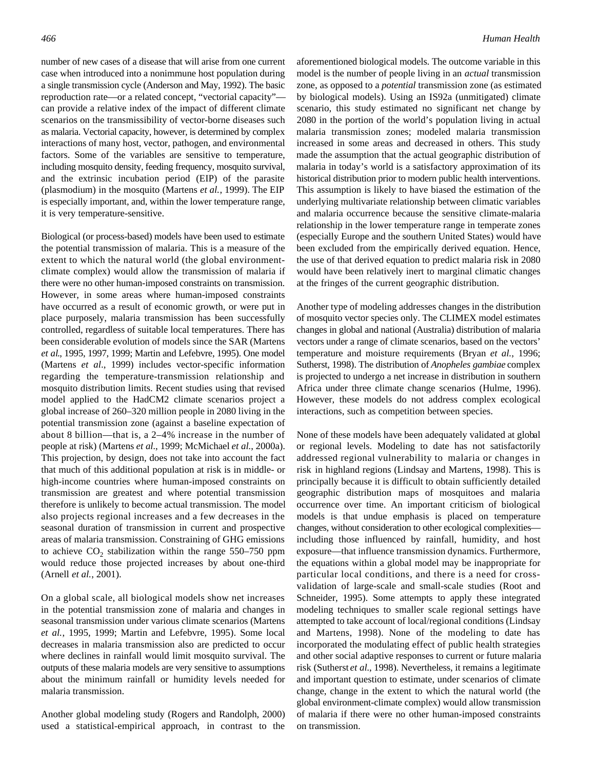number of new cases of a disease that will arise from one current case when introduced into a nonimmune host population during a single transmission cycle (Anderson and May, 1992). The basic reproduction rate—or a related concept, "vectorial capacity"—can provide a relative index of the impact of different climate scenarios on the transmissibility of vector-borne diseases such as malaria. Vectorial capacity, however, is determined by complex interactions of many host, vector, pathogen, and environmental factors. Some of the variables are sensitive to temperature, including mosquito density, feeding frequency, mosquito survival, and the extrinsic incubation period (EIP) of the parasite (plasmodium) in the mosquito (Martens *et al.*, 1999). The EIP is especially important, and, within the lower temperature range, it is very temperature-sensitive.

Biological (or process-based) models have been used to estimate the potential transmission of malaria. This is a measure of the extent to which the natural world (the global environment-climate complex) would allow the transmission of malaria if there were no other human-imposed constraints on transmission. However, in some areas where human-imposed constraints have occurred as a result of economic growth, or were put in place purposely, malaria transmission has been successfully controlled, regardless of suitable local temperatures. There has been considerable evolution of models since the SAR (Martens *et al.*, 1995, 1997, 1999; Martin and Lefebvre, 1995). One model (Martens *et al.*, 1999) includes vector-specific information regarding the temperature-transmission relationship and mosquito distribution limits. Recent studies using that revised model applied to the HadCM2 climate scenarios project a global increase of 260–320 million people in 2080 living in the potential transmission zone (against a baseline expectation of about 8 billion—that is, a 2–4% increase in the number of people at risk) (Martens *et al.*, 1999; McMichael *et al.*, 2000a). This projection, by design, does not take into account the fact that much of this additional population at risk is in middle- or high-income countries where human-imposed constraints on transmission are greatest and where potential transmission therefore is unlikely to become actual transmission. The model also projects regional increases and a few decreases in the seasonal duration of transmission in current and prospective areas of malaria transmission. Constraining of GHG emissions to achieve $CO_2$ stabilization within the range 550–750 ppm would reduce those projected increases by about one-third (Arnell *et al.*, 2001).

On a global scale, all biological models show net increases in the potential transmission zone of malaria and changes in seasonal transmission under various climate scenarios (Martens *et al.*, 1995, 1999; Martin and Lefebvre, 1995). Some local decreases in malaria transmission also are predicted to occur where declines in rainfall would limit mosquito survival. The outputs of these malaria models are very sensitive to assumptions about the minimum rainfall or humidity levels needed for malaria transmission.

Another global modeling study (Rogers and Randolph, 2000) used a statistical-empirical approach, in contrast to the aforementioned biological models. The outcome variable in this model is the number of people living in an *actual* transmission zone, as opposed to a *potential* transmission zone (as estimated by biological models). Using an IS92a (unmitigated) climate scenario, this study estimated no significant net change by 2080 in the portion of the world's population living in actual malaria transmission zones; modeled malaria transmission increased in some areas and decreased in others. This study made the assumption that the actual geographic distribution of malaria in today's world is a satisfactory approximation of its historical distribution prior to modern public health interventions. This assumption is likely to have biased the estimation of the underlying multivariate relationship between climatic variables and malaria occurrence because the sensitive climate-malaria relationship in the lower temperature range in temperate zones (especially Europe and the southern United States) would have been excluded from the empirically derived equation. Hence, the use of that derived equation to predict malaria risk in 2080 would have been relatively inert to marginal climatic changes at the fringes of the current geographic distribution.

Another type of modeling addresses changes in the distribution of mosquito vector species only. The CLIMEX model estimates changes in global and national (Australia) distribution of malaria vectors under a range of climate scenarios, based on the vectors' temperature and moisture requirements (Bryan *et al.*, 1996; Sutherst, 1998). The distribution of *Anopheles gambiae* complex is projected to undergo a net increase in distribution in southern Africa under three climate change scenarios (Hulme, 1996). However, these models do not address complex ecological interactions, such as competition between species.

None of these models have been adequately validated at global or regional levels. Modeling to date has not satisfactorily addressed regional vulnerability to malaria or changes in risk in highland regions (Lindsay and Martens, 1998). This is principally because it is difficult to obtain sufficiently detailed geographic distribution maps of mosquitoes and malaria occurrence over time. An important criticism of biological models is that undue emphasis is placed on temperature changes, without consideration to other ecological complexities—including those influenced by rainfall, humidity, and host exposure—that influence transmission dynamics. Furthermore, the equations within a global model may be inappropriate for particular local conditions, and there is a need for cross-validation of large-scale and small-scale studies (Root and Schneider, 1995). Some attempts to apply these integrated modeling techniques to smaller scale regional settings have attempted to take account of local/regional conditions (Lindsay and Martens, 1998). None of the modeling to date has incorporated the modulating effect of public health strategies and other social adaptive responses to current or future malaria risk (Sutherst *et al.*, 1998). Nevertheless, it remains a legitimate and important question to estimate, under scenarios of climate change, change in the extent to which the natural world (the global environment-climate complex) would allow transmission of malaria if there were no other human-imposed constraints on transmission.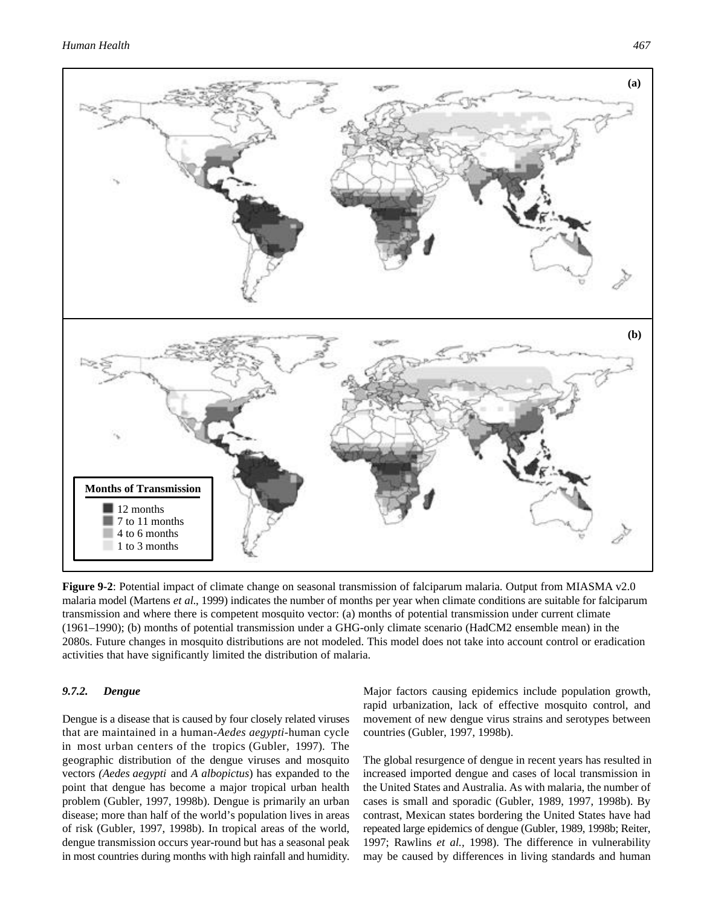**Figure 9-2**: Potential impact of climate change on seasonal transmission of falciparum malaria. Output from MIASMA v2.0 malaria model (Martens *et al*., 1999) indicates the number of months per year when climate conditions are suitable for falciparum transmission and where there is competent mosquito vector: (a) months of potential transmission under current climate (1961–1990); (b) months of potential transmission under a GHG-only climate scenario (HadCM2 ensemble mean) in the 2080s. Future changes in mosquito distributions are not modeled. This model does not take into account control or eradication activities that have significantly limited the distribution of malaria.

### *9.7.2. Dengue*

Dengue is a disease that is caused by four closely related viruses that are maintained in a human-*Aedes aegypti*-human cycle in most urban centers of the tropics (Gubler, 1997). The geographic distribution of the dengue viruses and mosquito vectors *(Aedes aegypti* and *A albopictus*) has expanded to the point that dengue has become a major tropical urban health problem (Gubler, 1997, 1998b). Dengue is primarily an urban disease; more than half of the world's population lives in areas of risk (Gubler, 1997, 1998b). In tropical areas of the world, dengue transmission occurs year-round but has a seasonal peak in most countries during months with high rainfall and humidity. Major factors causing epidemics include population growth, rapid urbanization, lack of effective mosquito control, and movement of new dengue virus strains and serotypes between countries (Gubler, 1997, 1998b).

The global resurgence of dengue in recent years has resulted in increased imported dengue and cases of local transmission in the United States and Australia. As with malaria, the number of cases is small and sporadic (Gubler, 1989, 1997, 1998b). By contrast, Mexican states bordering the United States have had repeated large epidemics of dengue (Gubler, 1989, 1998b; Reiter, 1997; Rawlins *et al.*, 1998). The difference in vulnerability may be caused by differences in living standards and human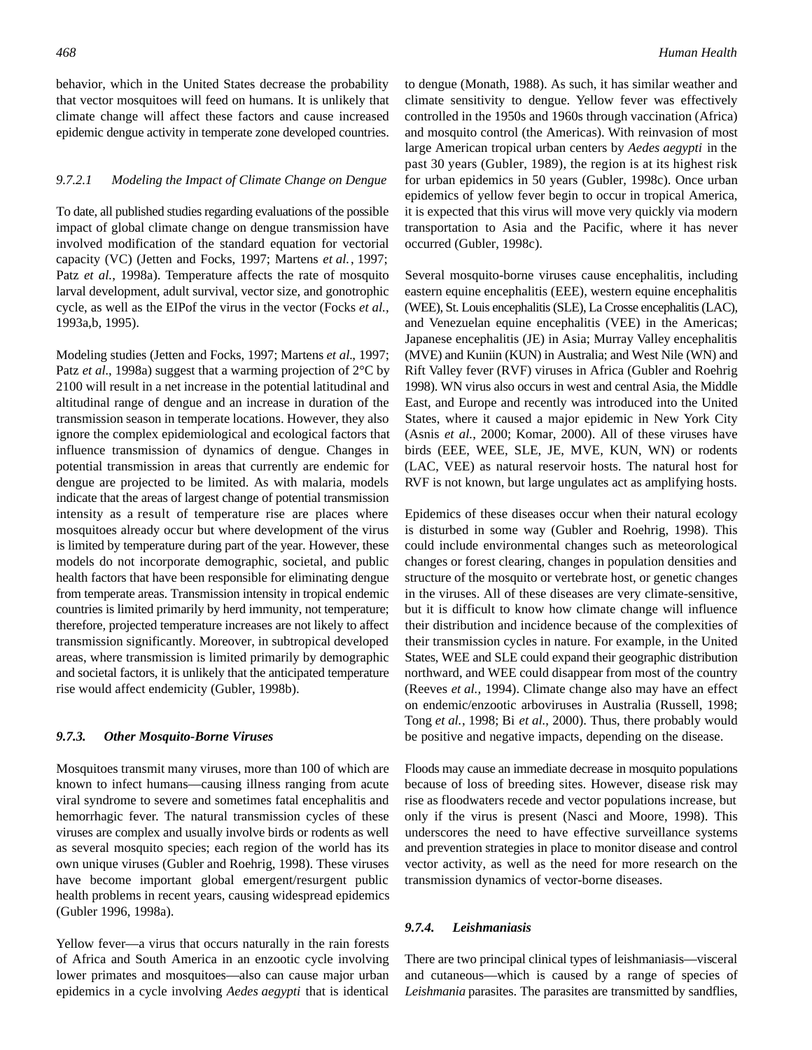behavior, which in the United States decrease the probability that vector mosquitoes will feed on humans. It is unlikely that climate change will affect these factors and cause increased epidemic dengue activity in temperate zone developed countries.

#### *9.7.2.1 Modeling the Impact of Climate Change on Dengue*

To date, all published studies regarding evaluations of the possible impact of global climate change on dengue transmission have involved modification of the standard equation for vectorial capacity (VC) (Jetten and Focks, 1997; Martens *et al.*, 1997; Patz *et al.*, 1998a). Temperature affects the rate of mosquito larval development, adult survival, vector size, and gonotrophic cycle, as well as the EIPof the virus in the vector (Focks *et al.*, 1993a,b, 1995).

Modeling studies (Jetten and Focks, 1997; Martens *et al*., 1997; Patz *et al*., 1998a) suggest that a warming projection of 2°C by 2100 will result in a net increase in the potential latitudinal and altitudinal range of dengue and an increase in duration of the transmission season in temperate locations. However, they also ignore the complex epidemiological and ecological factors that influence transmission of dynamics of dengue. Changes in potential transmission in areas that currently are endemic for dengue are projected to be limited. As with malaria, models indicate that the areas of largest change of potential transmission intensity as a result of temperature rise are places where mosquitoes already occur but where development of the virus is limited by temperature during part of the year. However, these models do not incorporate demographic, societal, and public health factors that have been responsible for eliminating dengue from temperate areas. Transmission intensity in tropical endemic countries is limited primarily by herd immunity, not temperature; therefore, projected temperature increases are not likely to affect transmission significantly. Moreover, in subtropical developed areas, where transmission is limited primarily by demographic and societal factors, it is unlikely that the anticipated temperature rise would affect endemicity (Gubler, 1998b).

### *9.7.3. Other Mosquito-Borne Viruses*

Mosquitoes transmit many viruses, more than 100 of which are known to infect humans—causing illness ranging from acute viral syndrome to severe and sometimes fatal encephalitis and hemorrhagic fever. The natural transmission cycles of these viruses are complex and usually involve birds or rodents as well as several mosquito species; each region of the world has its own unique viruses (Gubler and Roehrig, 1998). These viruses have become important global emergent/resurgent public health problems in recent years, causing widespread epidemics (Gubler 1996, 1998a).

Yellow fever—a virus that occurs naturally in the rain forests of Africa and South America in an enzootic cycle involving lower primates and mosquitoes—also can cause major urban epidemics in a cycle involving *Aedes aegypti* that is identical to dengue (Monath, 1988). As such, it has similar weather and climate sensitivity to dengue. Yellow fever was effectively controlled in the 1950s and 1960s through vaccination (Africa) and mosquito control (the Americas). With reinvasion of most large American tropical urban centers by *Aedes aegypti* in the past 30 years (Gubler, 1989), the region is at its highest risk for urban epidemics in 50 years (Gubler, 1998c). Once urban epidemics of yellow fever begin to occur in tropical America, it is expected that this virus will move very quickly via modern transportation to Asia and the Pacific, where it has never occurred (Gubler, 1998c).

Several mosquito-borne viruses cause encephalitis, including eastern equine encephalitis (EEE), western equine encephalitis (WEE), St. Louis encephalitis (SLE), La Crosse encephalitis (LAC), and Venezuelan equine encephalitis (VEE) in the Americas; Japanese encephalitis (JE) in Asia; Murray Valley encephalitis (MVE) and Kuniin (KUN) in Australia; and West Nile (WN) and Rift Valley fever (RVF) viruses in Africa (Gubler and Roehrig 1998). WN virus also occurs in west and central Asia, the Middle East, and Europe and recently was introduced into the United States, where it caused a major epidemic in New York City (Asnis *et al.*, 2000; Komar, 2000). All of these viruses have birds (EEE, WEE, SLE, JE, MVE, KUN, WN) or rodents (LAC, VEE) as natural reservoir hosts. The natural host for RVF is not known, but large ungulates act as amplifying hosts.

Epidemics of these diseases occur when their natural ecology is disturbed in some way (Gubler and Roehrig, 1998). This could include environmental changes such as meteorological changes or forest clearing, changes in population densities and structure of the mosquito or vertebrate host, or genetic changes in the viruses. All of these diseases are very climate-sensitive, but it is difficult to know how climate change will influence their distribution and incidence because of the complexities of their transmission cycles in nature. For example, in the United States, WEE and SLE could expand their geographic distribution northward, and WEE could disappear from most of the country (Reeves *et al.*, 1994). Climate change also may have an effect on endemic/enzootic arboviruses in Australia (Russell, 1998; Tong *et al.*, 1998; Bi *et al.*, 2000). Thus, there probably would be positive and negative impacts, depending on the disease.

Floods may cause an immediate decrease in mosquito populations because of loss of breeding sites. However, disease risk may rise as floodwaters recede and vector populations increase, but only if the virus is present (Nasci and Moore, 1998). This underscores the need to have effective surveillance systems and prevention strategies in place to monitor disease and control vector activity, as well as the need for more research on the transmission dynamics of vector-borne diseases.

### *9.7.4. Leishmaniasis*

There are two principal clinical types of leishmaniasis—visceral and cutaneous—which is caused by a range of species of *Leishmania* parasites. The parasites are transmitted by sandflies,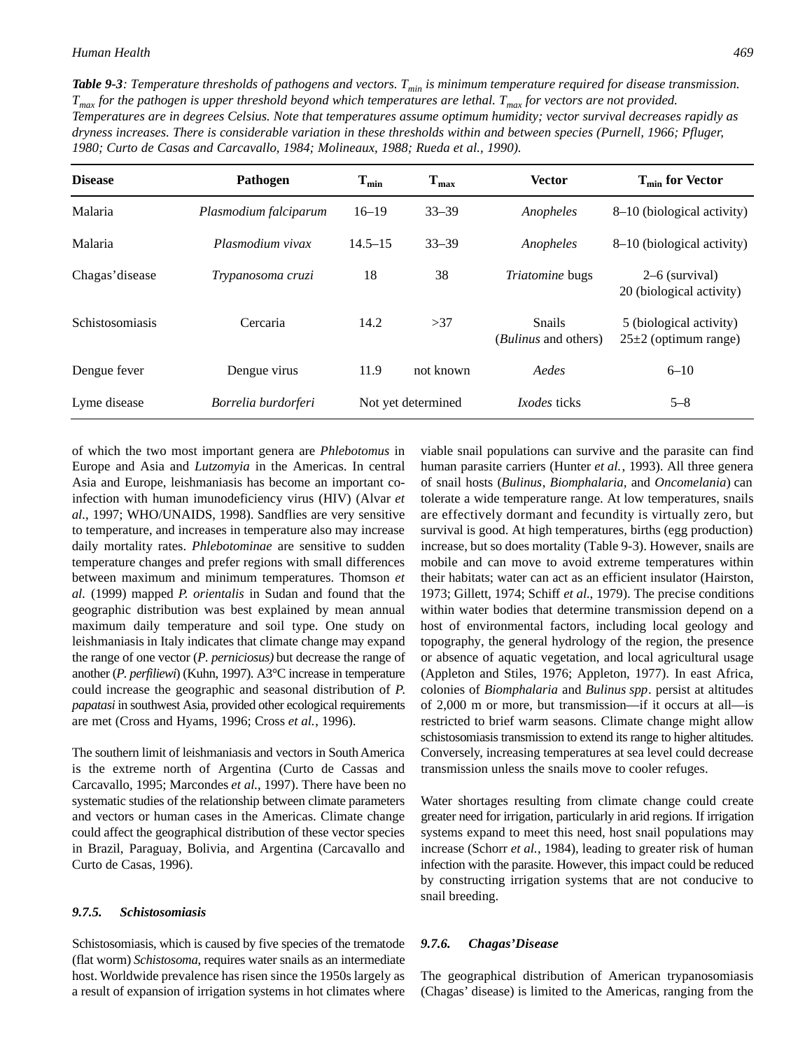***Table 9-3****: Temperature thresholds of pathogens and vectors. $T_{min}$ is minimum temperature required for disease transmission. $T_{max}$ for the pathogen is upper threshold beyond which temperatures are lethal. $T_{max}$ for vectors are not provided. Temperatures are in degrees Celsius. Note that temperatures assume optimum humidity; vector survival decreases rapidly as dryness increases. There is considerable variation in these thresholds within and between species (Purnell, 1966; Pfluger, 1980; Curto de Casas and Carcavallo, 1984; Molineaux, 1988; Rueda et al., 1990).*

| Disease | Pathogen | $T_{min}$ | $T_{max}$ | Vector | $T_{min}$ for Vector |
|---|---|---|---|---|---|
| Malaria | *Plasmodium falciparum* | 16–19 | 33–39 | *Anopheles* | 8–10 (biological activity) |
| Malaria | *Plasmodium vivax* | 14.5–15 | 33–39 | *Anopheles* | 8–10 (biological activity) |
| Chagas'disease | *Trypanosoma cruzi* | 18 | 38 | *Triatomine* bugs | 2–6 (survival)<br>20 (biological activity) |
| Schistosomiasis | Cercaria | 14.2 | >37 | Snails<br>(*Bulinus* and others) | 5 (biological activity)<br>25±2 (optimum range) |
| Dengue fever | Dengue virus | 11.9 | not known | *Aedes* | 6–10 |
| Lyme disease | *Borrelia burdorferi* | Not yet determined | | *Ixodes* ticks | 5–8 |

of which the two most important genera are *Phlebotomus* in Europe and Asia and *Lutzomyia* in the Americas. In central Asia and Europe, leishmaniasis has become an important co-infection with human imunodeficiency virus (HIV) (Alvar *et al.*, 1997; WHO/UNAIDS, 1998). Sandflies are very sensitive to temperature, and increases in temperature also may increase daily mortality rates. *Phlebotominae* are sensitive to sudden temperature changes and prefer regions with small differences between maximum and minimum temperatures. Thomson *et al.* (1999) mapped *P. orientalis* in Sudan and found that the geographic distribution was best explained by mean annual maximum daily temperature and soil type. One study on leishmaniasis in Italy indicates that climate change may expand the range of one vector (*P. perniciosus)* but decrease the range of another (*P. perfiliewi*) (Kuhn, 1997). A3°C increase in temperature could increase the geographic and seasonal distribution of *P. papatasi* in southwest Asia, provided other ecological requirements are met (Cross and Hyams, 1996; Cross *et al.*, 1996).

The southern limit of leishmaniasis and vectors in South America is the extreme north of Argentina (Curto de Cassas and Carcavallo, 1995; Marcondes *et al.*, 1997). There have been no systematic studies of the relationship between climate parameters and vectors or human cases in the Americas. Climate change could affect the geographical distribution of these vector species in Brazil, Paraguay, Bolivia, and Argentina (Carcavallo and Curto de Casas, 1996).

### 9.7.5. Schistosomiasis

Schistosomiasis, which is caused by five species of the trematode (flat worm) *Schistosoma*, requires water snails as an intermediate host. Worldwide prevalence has risen since the 1950s largely as a result of expansion of irrigation systems in hot climates where viable snail populations can survive and the parasite can find human parasite carriers (Hunter *et al.*, 1993). All three genera of snail hosts (*Bulinus*, *Biomphalaria*, and *Oncomelania*) can tolerate a wide temperature range. At low temperatures, snails are effectively dormant and fecundity is virtually zero, but survival is good. At high temperatures, births (egg production) increase, but so does mortality (Table 9-3). However, snails are mobile and can move to avoid extreme temperatures within their habitats; water can act as an efficient insulator (Hairston, 1973; Gillett, 1974; Schiff *et al.*, 1979). The precise conditions within water bodies that determine transmission depend on a host of environmental factors, including local geology and topography, the general hydrology of the region, the presence or absence of aquatic vegetation, and local agricultural usage (Appleton and Stiles, 1976; Appleton, 1977). In east Africa, colonies of *Biomphalaria* and *Bulinus spp*. persist at altitudes of 2,000 m or more, but transmission—if it occurs at all—is restricted to brief warm seasons. Climate change might allow schistosomiasis transmission to extend its range to higher altitudes. Conversely, increasing temperatures at sea level could decrease transmission unless the snails move to cooler refuges.

Water shortages resulting from climate change could create greater need for irrigation, particularly in arid regions. If irrigation systems expand to meet this need, host snail populations may increase (Schorr *et al.*, 1984), leading to greater risk of human infection with the parasite. However, this impact could be reduced by constructing irrigation systems that are not conducive to snail breeding.

### 9.7.6. Chagas'Disease

The geographical distribution of American trypanosomiasis (Chagas' disease) is limited to the Americas, ranging from the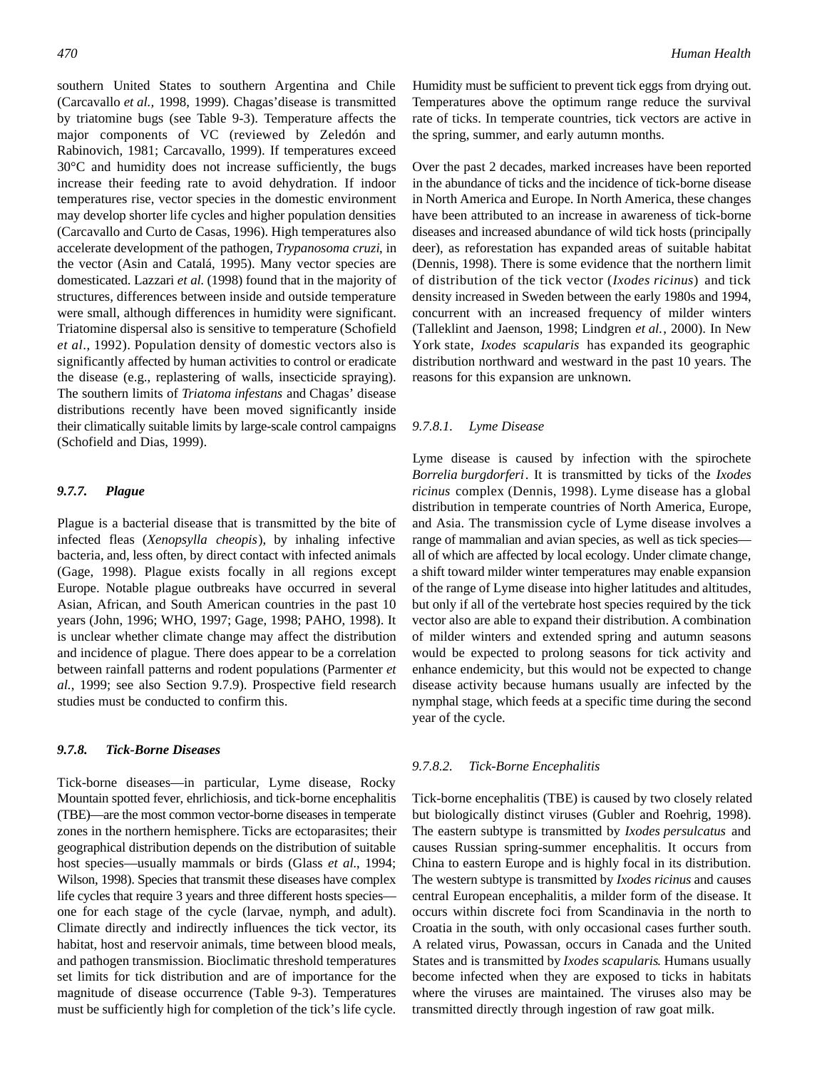southern United States to southern Argentina and Chile (Carcavallo *et al.,* 1998, 1999). Chagas'disease is transmitted by triatomine bugs (see Table 9-3). Temperature affects the major components of VC (reviewed by Zeledón and Rabinovich, 1981; Carcavallo, 1999). If temperatures exceed 30°C and humidity does not increase sufficiently, the bugs increase their feeding rate to avoid dehydration. If indoor temperatures rise, vector species in the domestic environment may develop shorter life cycles and higher population densities (Carcavallo and Curto de Casas, 1996). High temperatures also accelerate development of the pathogen, *Trypanosoma cruzi*, in the vector (Asin and Catalá, 1995). Many vector species are domesticated. Lazzari *et al.* (1998) found that in the majority of structures, differences between inside and outside temperature were small, although differences in humidity were significant. Triatomine dispersal also is sensitive to temperature (Schofield *et al*., 1992). Population density of domestic vectors also is significantly affected by human activities to control or eradicate the disease (e.g., replastering of walls, insecticide spraying). The southern limits of *Triatoma infestans* and Chagas' disease distributions recently have been moved significantly inside their climatically suitable limits by large-scale control campaigns (Schofield and Dias, 1999).

### *9.7.7. Plague*

Plague is a bacterial disease that is transmitted by the bite of infected fleas (*Xenopsylla cheopis*), by inhaling infective bacteria, and, less often, by direct contact with infected animals (Gage, 1998). Plague exists focally in all regions except Europe. Notable plague outbreaks have occurred in several Asian, African, and South American countries in the past 10 years (John, 1996; WHO, 1997; Gage, 1998; PAHO, 1998). It is unclear whether climate change may affect the distribution and incidence of plague. There does appear to be a correlation between rainfall patterns and rodent populations (Parmenter *et al.*, 1999; see also Section 9.7.9). Prospective field research studies must be conducted to confirm this.

### *9.7.8. Tick-Borne Diseases*

Tick-borne diseases—in particular, Lyme disease, Rocky Mountain spotted fever, ehrlichiosis, and tick-borne encephalitis (TBE)—are the most common vector-borne diseases in temperate zones in the northern hemisphere. Ticks are ectoparasites; their geographical distribution depends on the distribution of suitable host species—usually mammals or birds (Glass *et al*., 1994; Wilson, 1998). Species that transmit these diseases have complex life cycles that require 3 years and three different hosts species—one for each stage of the cycle (larvae, nymph, and adult). Climate directly and indirectly influences the tick vector, its habitat, host and reservoir animals, time between blood meals, and pathogen transmission. Bioclimatic threshold temperatures set limits for tick distribution and are of importance for the magnitude of disease occurrence (Table 9-3). Temperatures must be sufficiently high for completion of the tick's life cycle. Humidity must be sufficient to prevent tick eggs from drying out. Temperatures above the optimum range reduce the survival rate of ticks. In temperate countries, tick vectors are active in the spring, summer, and early autumn months.

Over the past 2 decades, marked increases have been reported in the abundance of ticks and the incidence of tick-borne disease in North America and Europe. In North America, these changes have been attributed to an increase in awareness of tick-borne diseases and increased abundance of wild tick hosts (principally deer), as reforestation has expanded areas of suitable habitat (Dennis, 1998). There is some evidence that the northern limit of distribution of the tick vector (*Ixodes ricinus*) and tick density increased in Sweden between the early 1980s and 1994, concurrent with an increased frequency of milder winters (Talleklint and Jaenson, 1998; Lindgren *et al.*, 2000). In New York state, *Ixodes scapularis* has expanded its geographic distribution northward and westward in the past 10 years. The reasons for this expansion are unknown.

#### *9.7.8.1. Lyme Disease*

Lyme disease is caused by infection with the spirochete *Borrelia burgdorferi*. It is transmitted by ticks of the *Ixodes ricinus* complex (Dennis, 1998). Lyme disease has a global distribution in temperate countries of North America, Europe, and Asia. The transmission cycle of Lyme disease involves a range of mammalian and avian species, as well as tick species—all of which are affected by local ecology. Under climate change, a shift toward milder winter temperatures may enable expansion of the range of Lyme disease into higher latitudes and altitudes, but only if all of the vertebrate host species required by the tick vector also are able to expand their distribution. A combination of milder winters and extended spring and autumn seasons would be expected to prolong seasons for tick activity and enhance endemicity, but this would not be expected to change disease activity because humans usually are infected by the nymphal stage, which feeds at a specific time during the second year of the cycle.

#### *9.7.8.2. Tick-Borne Encephalitis*

Tick-borne encephalitis (TBE) is caused by two closely related but biologically distinct viruses (Gubler and Roehrig, 1998). The eastern subtype is transmitted by *Ixodes persulcatus* and causes Russian spring-summer encephalitis. It occurs from China to eastern Europe and is highly focal in its distribution. The western subtype is transmitted by *Ixodes ricinus* and causes central European encephalitis, a milder form of the disease. It occurs within discrete foci from Scandinavia in the north to Croatia in the south, with only occasional cases further south. A related virus, Powassan, occurs in Canada and the United States and is transmitted by *Ixodes scapularis*. Humans usually become infected when they are exposed to ticks in habitats where the viruses are maintained. The viruses also may be transmitted directly through ingestion of raw goat milk.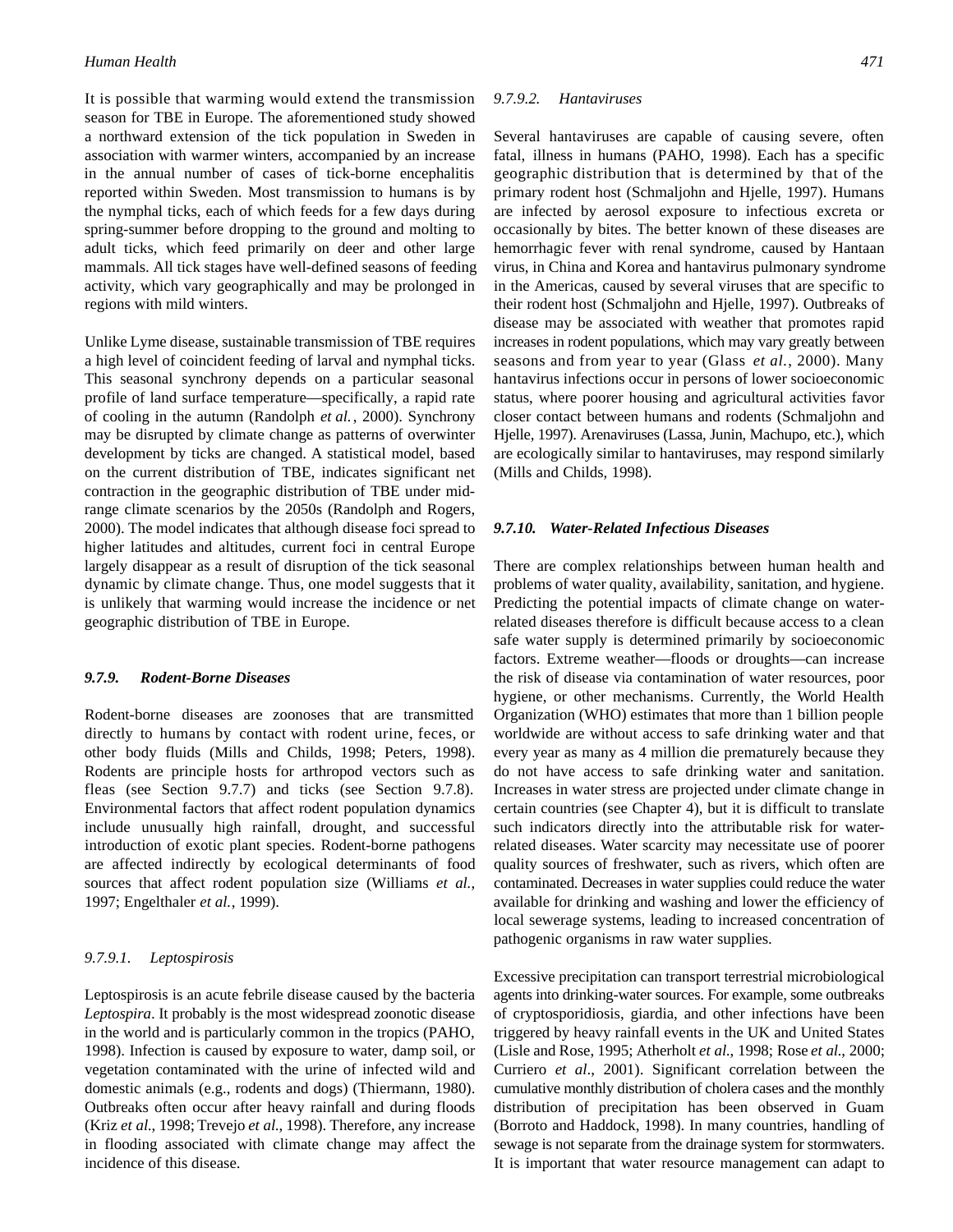It is possible that warming would extend the transmission season for TBE in Europe. The aforementioned study showed a northward extension of the tick population in Sweden in association with warmer winters, accompanied by an increase in the annual number of cases of tick-borne encephalitis reported within Sweden. Most transmission to humans is by the nymphal ticks, each of which feeds for a few days during spring-summer before dropping to the ground and molting to adult ticks, which feed primarily on deer and other large mammals. All tick stages have well-defined seasons of feeding activity, which vary geographically and may be prolonged in regions with mild winters.

Unlike Lyme disease, sustainable transmission of TBE requires a high level of coincident feeding of larval and nymphal ticks. This seasonal synchrony depends on a particular seasonal profile of land surface temperature—specifically, a rapid rate of cooling in the autumn (Randolph *et al.*, 2000). Synchrony may be disrupted by climate change as patterns of overwinter development by ticks are changed. A statistical model, based on the current distribution of TBE, indicates significant net contraction in the geographic distribution of TBE under mid-range climate scenarios by the 2050s (Randolph and Rogers, 2000). The model indicates that although disease foci spread to higher latitudes and altitudes, current foci in central Europe largely disappear as a result of disruption of the tick seasonal dynamic by climate change. Thus, one model suggests that it is unlikely that warming would increase the incidence or net geographic distribution of TBE in Europe.

### *9.7.9. Rodent-Borne Diseases*

Rodent-borne diseases are zoonoses that are transmitted directly to humans by contact with rodent urine, feces, or other body fluids (Mills and Childs, 1998; Peters, 1998). Rodents are principle hosts for arthropod vectors such as fleas (see Section 9.7.7) and ticks (see Section 9.7.8). Environmental factors that affect rodent population dynamics include unusually high rainfall, drought, and successful introduction of exotic plant species. Rodent-borne pathogens are affected indirectly by ecological determinants of food sources that affect rodent population size (Williams *et al.*, 1997; Engelthaler *et al.*, 1999).

#### *9.7.9.1. Leptospirosis*

Leptospirosis is an acute febrile disease caused by the bacteria *Leptospira*. It probably is the most widespread zoonotic disease in the world and is particularly common in the tropics (PAHO, 1998). Infection is caused by exposure to water, damp soil, or vegetation contaminated with the urine of infected wild and domestic animals (e.g., rodents and dogs) (Thiermann, 1980). Outbreaks often occur after heavy rainfall and during floods (Kriz *et al.*, 1998; Trevejo *et al.*, 1998). Therefore, any increase in flooding associated with climate change may affect the incidence of this disease.

#### *9.7.9.2. Hantaviruses*

Several hantaviruses are capable of causing severe, often fatal, illness in humans (PAHO, 1998). Each has a specific geographic distribution that is determined by that of the primary rodent host (Schmaljohn and Hjelle, 1997). Humans are infected by aerosol exposure to infectious excreta or occasionally by bites. The better known of these diseases are hemorrhagic fever with renal syndrome, caused by Hantaan virus, in China and Korea and hantavirus pulmonary syndrome in the Americas, caused by several viruses that are specific to their rodent host (Schmaljohn and Hjelle, 1997). Outbreaks of disease may be associated with weather that promotes rapid increases in rodent populations, which may vary greatly between seasons and from year to year (Glass *et al.*, 2000). Many hantavirus infections occur in persons of lower socioeconomic status, where poorer housing and agricultural activities favor closer contact between humans and rodents (Schmaljohn and Hjelle, 1997). Arenaviruses (Lassa, Junin, Machupo, etc.), which are ecologically similar to hantaviruses, may respond similarly (Mills and Childs, 1998).

### *9.7.10. Water-Related Infectious Diseases*

There are complex relationships between human health and problems of water quality, availability, sanitation, and hygiene. Predicting the potential impacts of climate change on water-related diseases therefore is difficult because access to a clean safe water supply is determined primarily by socioeconomic factors. Extreme weather—floods or droughts—can increase the risk of disease via contamination of water resources, poor hygiene, or other mechanisms. Currently, the World Health Organization (WHO) estimates that more than 1 billion people worldwide are without access to safe drinking water and that every year as many as 4 million die prematurely because they do not have access to safe drinking water and sanitation. Increases in water stress are projected under climate change in certain countries (see Chapter 4), but it is difficult to translate such indicators directly into the attributable risk for water-related diseases. Water scarcity may necessitate use of poorer quality sources of freshwater, such as rivers, which often are contaminated. Decreases in water supplies could reduce the water available for drinking and washing and lower the efficiency of local sewerage systems, leading to increased concentration of pathogenic organisms in raw water supplies.

Excessive precipitation can transport terrestrial microbiological agents into drinking-water sources. For example, some outbreaks of cryptosporidiosis, giardia, and other infections have been triggered by heavy rainfall events in the UK and United States (Lisle and Rose, 1995; Atherholt *et al.*, 1998; Rose *et al.*, 2000; Curriero *et al.*, 2001). Significant correlation between the cumulative monthly distribution of cholera cases and the monthly distribution of precipitation has been observed in Guam (Borroto and Haddock, 1998). In many countries, handling of sewage is not separate from the drainage system for stormwaters. It is important that water resource management can adapt to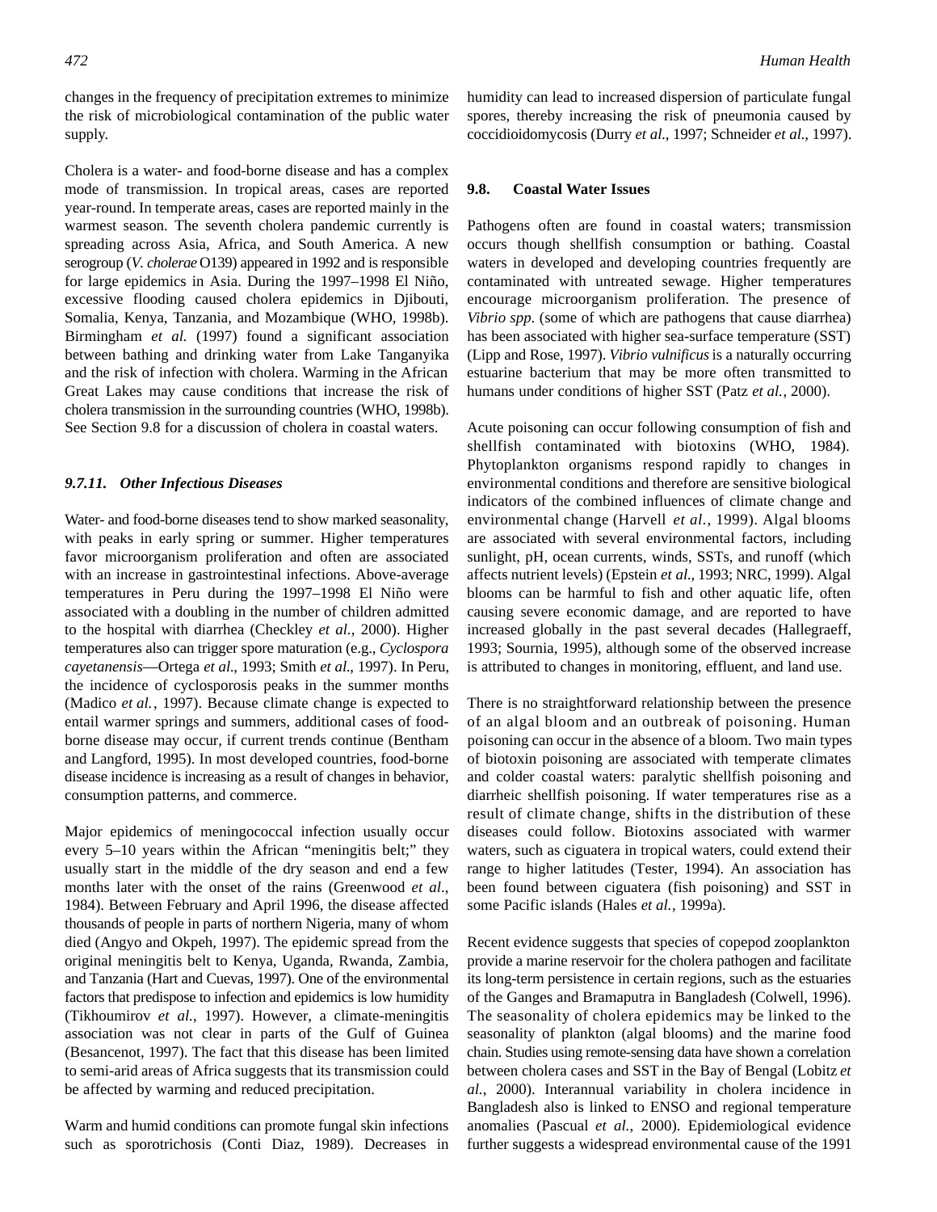changes in the frequency of precipitation extremes to minimize the risk of microbiological contamination of the public water supply.

Cholera is a water- and food-borne disease and has a complex mode of transmission. In tropical areas, cases are reported year-round. In temperate areas, cases are reported mainly in the warmest season. The seventh cholera pandemic currently is spreading across Asia, Africa, and South America. A new serogroup (*V. cholerae* O139) appeared in 1992 and is responsible for large epidemics in Asia. During the 1997–1998 El Niño, excessive flooding caused cholera epidemics in Djibouti, Somalia, Kenya, Tanzania, and Mozambique (WHO, 1998b). Birmingham *et al.* (1997) found a significant association between bathing and drinking water from Lake Tanganyika and the risk of infection with cholera. Warming in the African Great Lakes may cause conditions that increase the risk of cholera transmission in the surrounding countries (WHO, 1998b). See Section 9.8 for a discussion of cholera in coastal waters.

#### *9.7.11. Other Infectious Diseases*

Water- and food-borne diseases tend to show marked seasonality, with peaks in early spring or summer. Higher temperatures favor microorganism proliferation and often are associated with an increase in gastrointestinal infections. Above-average temperatures in Peru during the 1997–1998 El Niño were associated with a doubling in the number of children admitted to the hospital with diarrhea (Checkley *et al.*, 2000). Higher temperatures also can trigger spore maturation (e.g., *Cyclospora cayetanensis*—Ortega *et al.*, 1993; Smith *et al.*, 1997). In Peru, the incidence of cyclosporosis peaks in the summer months (Madico *et al.*, 1997). Because climate change is expected to entail warmer springs and summers, additional cases of food-borne disease may occur, if current trends continue (Bentham and Langford, 1995). In most developed countries, food-borne disease incidence is increasing as a result of changes in behavior, consumption patterns, and commerce.

Major epidemics of meningococcal infection usually occur every 5–10 years within the African "meningitis belt;" they usually start in the middle of the dry season and end a few months later with the onset of the rains (Greenwood *et al.*, 1984). Between February and April 1996, the disease affected thousands of people in parts of northern Nigeria, many of whom died (Angyo and Okpeh, 1997). The epidemic spread from the original meningitis belt to Kenya, Uganda, Rwanda, Zambia, and Tanzania (Hart and Cuevas, 1997). One of the environmental factors that predispose to infection and epidemics is low humidity (Tikhoumirov *et al.*, 1997). However, a climate-meningitis association was not clear in parts of the Gulf of Guinea (Besancenot, 1997). The fact that this disease has been limited to semi-arid areas of Africa suggests that its transmission could be affected by warming and reduced precipitation.

Warm and humid conditions can promote fungal skin infections such as sporotrichosis (Conti Diaz, 1989). Decreases in humidity can lead to increased dispersion of particulate fungal spores, thereby increasing the risk of pneumonia caused by coccidioidomycosis (Durry *et al.*, 1997; Schneider *et al.*, 1997).

### 9.8. Coastal Water Issues

Pathogens often are found in coastal waters; transmission occurs though shellfish consumption or bathing. Coastal waters in developed and developing countries frequently are contaminated with untreated sewage. Higher temperatures encourage microorganism proliferation. The presence of *Vibrio spp.* (some of which are pathogens that cause diarrhea) has been associated with higher sea-surface temperature (SST) (Lipp and Rose, 1997). *Vibrio vulnificus* is a naturally occurring estuarine bacterium that may be more often transmitted to humans under conditions of higher SST (Patz *et al.*, 2000).

Acute poisoning can occur following consumption of fish and shellfish contaminated with biotoxins (WHO, 1984). Phytoplankton organisms respond rapidly to changes in environmental conditions and therefore are sensitive biological indicators of the combined influences of climate change and environmental change (Harvell *et al.*, 1999). Algal blooms are associated with several environmental factors, including sunlight, pH, ocean currents, winds, SSTs, and runoff (which affects nutrient levels) (Epstein *et al.*, 1993; NRC, 1999). Algal blooms can be harmful to fish and other aquatic life, often causing severe economic damage, and are reported to have increased globally in the past several decades (Hallegraeff, 1993; Sournia, 1995), although some of the observed increase is attributed to changes in monitoring, effluent, and land use.

There is no straightforward relationship between the presence of an algal bloom and an outbreak of poisoning. Human poisoning can occur in the absence of a bloom. Two main types of biotoxin poisoning are associated with temperate climates and colder coastal waters: paralytic shellfish poisoning and diarrheic shellfish poisoning. If water temperatures rise as a result of climate change, shifts in the distribution of these diseases could follow. Biotoxins associated with warmer waters, such as ciguatera in tropical waters, could extend their range to higher latitudes (Tester, 1994). An association has been found between ciguatera (fish poisoning) and SST in some Pacific islands (Hales *et al.*, 1999a).

Recent evidence suggests that species of copepod zooplankton provide a marine reservoir for the cholera pathogen and facilitate its long-term persistence in certain regions, such as the estuaries of the Ganges and Bramaputra in Bangladesh (Colwell, 1996). The seasonality of cholera epidemics may be linked to the seasonality of plankton (algal blooms) and the marine food chain. Studies using remote-sensing data have shown a correlation between cholera cases and SST in the Bay of Bengal (Lobitz *et al.*, 2000). Interannual variability in cholera incidence in Bangladesh also is linked to ENSO and regional temperature anomalies (Pascual *et al.*, 2000). Epidemiological evidence further suggests a widespread environmental cause of the 1991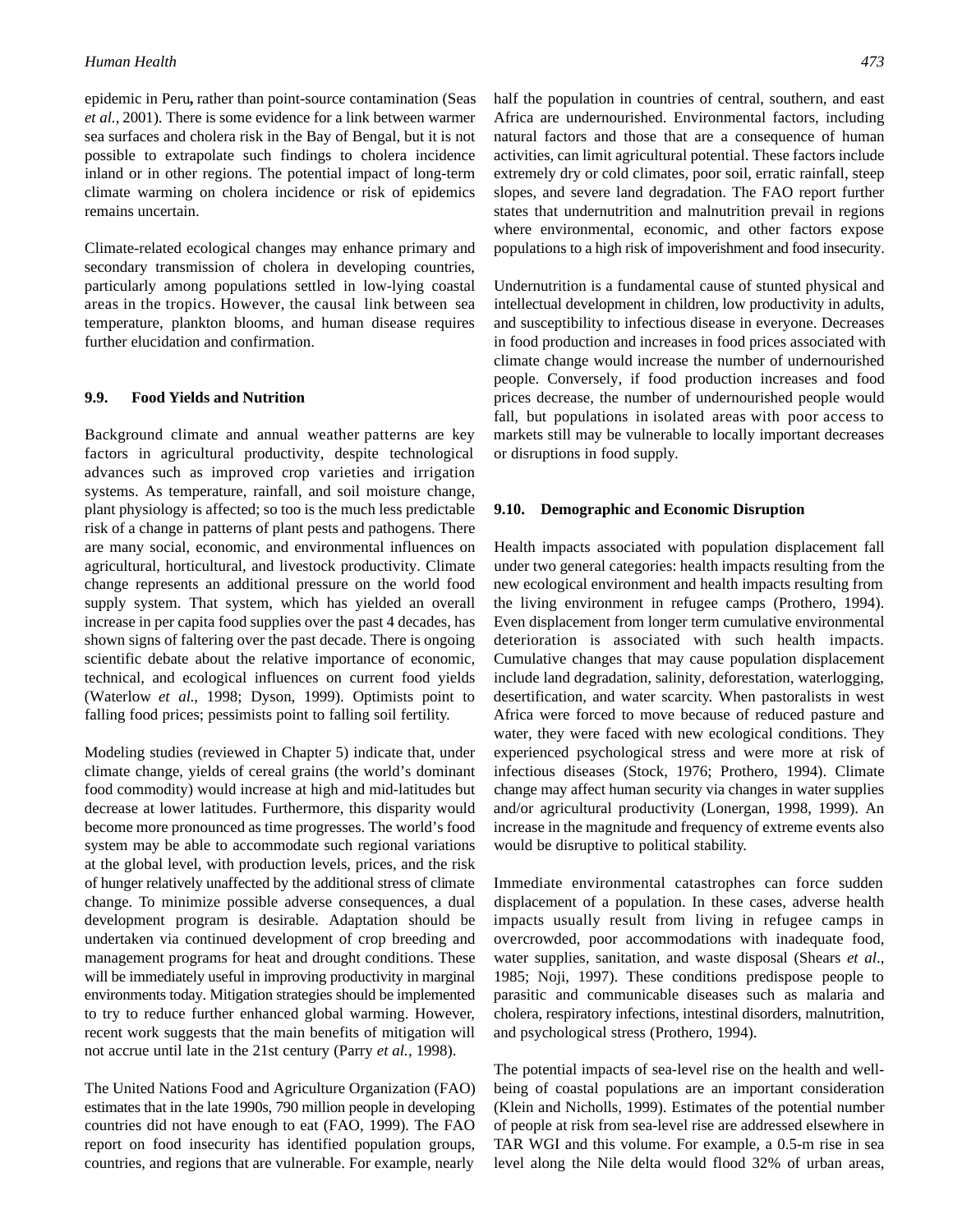epidemic in Peru, rather than point-source contamination (Seas *et al.*, 2001). There is some evidence for a link between warmer sea surfaces and cholera risk in the Bay of Bengal, but it is not possible to extrapolate such findings to cholera incidence inland or in other regions. The potential impact of long-term climate warming on cholera incidence or risk of epidemics remains uncertain.

Climate-related ecological changes may enhance primary and secondary transmission of cholera in developing countries, particularly among populations settled in low-lying coastal areas in the tropics. However, the causal link between sea temperature, plankton blooms, and human disease requires further elucidation and confirmation.

### 9.9. Food Yields and Nutrition

Background climate and annual weather patterns are key factors in agricultural productivity, despite technological advances such as improved crop varieties and irrigation systems. As temperature, rainfall, and soil moisture change, plant physiology is affected; so too is the much less predictable risk of a change in patterns of plant pests and pathogens. There are many social, economic, and environmental influences on agricultural, horticultural, and livestock productivity. Climate change represents an additional pressure on the world food supply system. That system, which has yielded an overall increase in per capita food supplies over the past 4 decades, has shown signs of faltering over the past decade. There is ongoing scientific debate about the relative importance of economic, technical, and ecological influences on current food yields (Waterlow *et al.*, 1998; Dyson, 1999). Optimists point to falling food prices; pessimists point to falling soil fertility.

Modeling studies (reviewed in Chapter 5) indicate that, under climate change, yields of cereal grains (the world's dominant food commodity) would increase at high and mid-latitudes but decrease at lower latitudes. Furthermore, this disparity would become more pronounced as time progresses. The world's food system may be able to accommodate such regional variations at the global level, with production levels, prices, and the risk of hunger relatively unaffected by the additional stress of climate change. To minimize possible adverse consequences, a dual development program is desirable. Adaptation should be undertaken via continued development of crop breeding and management programs for heat and drought conditions. These will be immediately useful in improving productivity in marginal environments today. Mitigation strategies should be implemented to try to reduce further enhanced global warming. However, recent work suggests that the main benefits of mitigation will not accrue until late in the 21st century (Parry *et al.*, 1998).

The United Nations Food and Agriculture Organization (FAO) estimates that in the late 1990s, 790 million people in developing countries did not have enough to eat (FAO, 1999). The FAO report on food insecurity has identified population groups, countries, and regions that are vulnerable. For example, nearly half the population in countries of central, southern, and east Africa are undernourished. Environmental factors, including natural factors and those that are a consequence of human activities, can limit agricultural potential. These factors include extremely dry or cold climates, poor soil, erratic rainfall, steep slopes, and severe land degradation. The FAO report further states that undernutrition and malnutrition prevail in regions where environmental, economic, and other factors expose populations to a high risk of impoverishment and food insecurity.

Undernutrition is a fundamental cause of stunted physical and intellectual development in children, low productivity in adults, and susceptibility to infectious disease in everyone. Decreases in food production and increases in food prices associated with climate change would increase the number of undernourished people. Conversely, if food production increases and food prices decrease, the number of undernourished people would fall, but populations in isolated areas with poor access to markets still may be vulnerable to locally important decreases or disruptions in food supply.

### 9.10. Demographic and Economic Disruption

Health impacts associated with population displacement fall under two general categories: health impacts resulting from the new ecological environment and health impacts resulting from the living environment in refugee camps (Prothero, 1994). Even displacement from longer term cumulative environmental deterioration is associated with such health impacts. Cumulative changes that may cause population displacement include land degradation, salinity, deforestation, waterlogging, desertification, and water scarcity. When pastoralists in west Africa were forced to move because of reduced pasture and water, they were faced with new ecological conditions. They experienced psychological stress and were more at risk of infectious diseases (Stock, 1976; Prothero, 1994). Climate change may affect human security via changes in water supplies and/or agricultural productivity (Lonergan, 1998, 1999). An increase in the magnitude and frequency of extreme events also would be disruptive to political stability.

Immediate environmental catastrophes can force sudden displacement of a population. In these cases, adverse health impacts usually result from living in refugee camps in overcrowded, poor accommodations with inadequate food, water supplies, sanitation, and waste disposal (Shears *et al.*, 1985; Noji, 1997). These conditions predispose people to parasitic and communicable diseases such as malaria and cholera, respiratory infections, intestinal disorders, malnutrition, and psychological stress (Prothero, 1994).

The potential impacts of sea-level rise on the health and well-being of coastal populations are an important consideration (Klein and Nicholls, 1999). Estimates of the potential number of people at risk from sea-level rise are addressed elsewhere in TAR WGI and this volume. For example, a 0.5-m rise in sea level along the Nile delta would flood 32% of urban areas,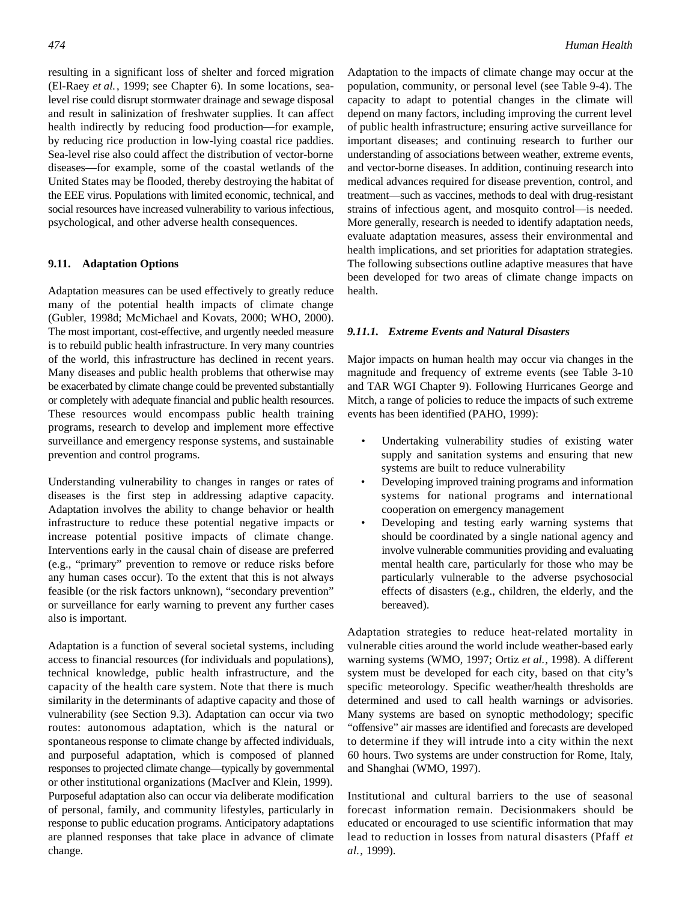resulting in a significant loss of shelter and forced migration (El-Raey *et al.*, 1999; see Chapter 6). In some locations, sea-level rise could disrupt stormwater drainage and sewage disposal and result in salinization of freshwater supplies. It can affect health indirectly by reducing food production—for example, by reducing rice production in low-lying coastal rice paddies. Sea-level rise also could affect the distribution of vector-borne diseases—for example, some of the coastal wetlands of the United States may be flooded, thereby destroying the habitat of the EEE virus. Populations with limited economic, technical, and social resources have increased vulnerability to various infectious, psychological, and other adverse health consequences.

### 9.11. Adaptation Options

Adaptation measures can be used effectively to greatly reduce many of the potential health impacts of climate change (Gubler, 1998d; McMichael and Kovats, 2000; WHO, 2000). The most important, cost-effective, and urgently needed measure is to rebuild public health infrastructure. In very many countries of the world, this infrastructure has declined in recent years. Many diseases and public health problems that otherwise may be exacerbated by climate change could be prevented substantially or completely with adequate financial and public health resources. These resources would encompass public health training programs, research to develop and implement more effective surveillance and emergency response systems, and sustainable prevention and control programs.

Understanding vulnerability to changes in ranges or rates of diseases is the first step in addressing adaptive capacity. Adaptation involves the ability to change behavior or health infrastructure to reduce these potential negative impacts or increase potential positive impacts of climate change. Interventions early in the causal chain of disease are preferred (e.g., "primary" prevention to remove or reduce risks before any human cases occur). To the extent that this is not always feasible (or the risk factors unknown), "secondary prevention" or surveillance for early warning to prevent any further cases also is important.

Adaptation is a function of several societal systems, including access to financial resources (for individuals and populations), technical knowledge, public health infrastructure, and the capacity of the health care system. Note that there is much similarity in the determinants of adaptive capacity and those of vulnerability (see Section 9.3). Adaptation can occur via two routes: autonomous adaptation, which is the natural or spontaneous response to climate change by affected individuals, and purposeful adaptation, which is composed of planned responses to projected climate change—typically by governmental or other institutional organizations (MacIver and Klein, 1999). Purposeful adaptation also can occur via deliberate modification of personal, family, and community lifestyles, particularly in response to public education programs. Anticipatory adaptations are planned responses that take place in advance of climate change.

Adaptation to the impacts of climate change may occur at the population, community, or personal level (see Table 9-4). The capacity to adapt to potential changes in the climate will depend on many factors, including improving the current level of public health infrastructure; ensuring active surveillance for important diseases; and continuing research to further our understanding of associations between weather, extreme events, and vector-borne diseases. In addition, continuing research into medical advances required for disease prevention, control, and treatment—such as vaccines, methods to deal with drug-resistant strains of infectious agent, and mosquito control—is needed. More generally, research is needed to identify adaptation needs, evaluate adaptation measures, assess their environmental and health implications, and set priorities for adaptation strategies. The following subsections outline adaptive measures that have been developed for two areas of climate change impacts on health.

#### *9.11.1. Extreme Events and Natural Disasters*

Major impacts on human health may occur via changes in the magnitude and frequency of extreme events (see Table 3-10 and TAR WGI Chapter 9). Following Hurricanes George and Mitch, a range of policies to reduce the impacts of such extreme events has been identified (PAHO, 1999):

- Undertaking vulnerability studies of existing water supply and sanitation systems and ensuring that new systems are built to reduce vulnerability
- Developing improved training programs and information systems for national programs and international cooperation on emergency management
- Developing and testing early warning systems that should be coordinated by a single national agency and involve vulnerable communities providing and evaluating mental health care, particularly for those who may be particularly vulnerable to the adverse psychosocial effects of disasters (e.g., children, the elderly, and the bereaved).

Adaptation strategies to reduce heat-related mortality in vulnerable cities around the world include weather-based early warning systems (WMO, 1997; Ortiz *et al.*, 1998). A different system must be developed for each city, based on that city's specific meteorology. Specific weather/health thresholds are determined and used to call health warnings or advisories. Many systems are based on synoptic methodology; specific "offensive" air masses are identified and forecasts are developed to determine if they will intrude into a city within the next 60 hours. Two systems are under construction for Rome, Italy, and Shanghai (WMO, 1997).

Institutional and cultural barriers to the use of seasonal forecast information remain. Decisionmakers should be educated or encouraged to use scientific information that may lead to reduction in losses from natural disasters (Pfaff *et al.*, 1999).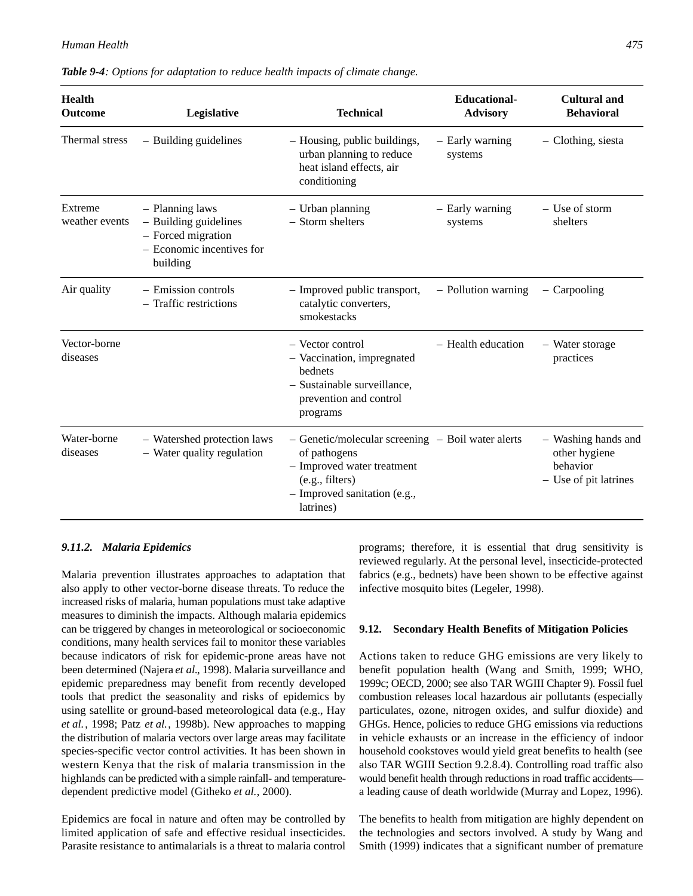*Table 9-4: Options for adaptation to reduce health impacts of climate change.*

| Health Outcome | Legislative | Technical | Educational-Advisory | Cultural and Behavioral |
|---|---|---|---|---|
| Thermal stress | – Building guidelines | – Housing, public buildings, urban planning to reduce heat island effects, air conditioning | – Early warning systems | – Clothing, siesta |
| Extreme weather events | – Planning laws<br>– Building guidelines<br>– Forced migration<br>– Economic incentives for building | – Urban planning<br>– Storm shelters | – Early warning systems | – Use of storm shelters |
| Air quality | – Emission controls<br>– Traffic restrictions | – Improved public transport, catalytic converters, smokestacks | – Pollution warning | – Carpooling |
| Vector-borne diseases | | – Vector control<br>– Vaccination, impregnated bednets<br>– Sustainable surveillance, prevention and control programs | – Health education | – Water storage practices |
| Water-borne diseases | – Watershed protection laws<br>– Water quality regulation | – Genetic/molecular screening of pathogens<br>– Improved water treatment (e.g., filters)<br>– Improved sanitation (e.g., latrines) | – Boil water alerts | – Washing hands and other hygiene behavior<br>– Use of pit latrines |

### *9.11.2. Malaria Epidemics*

Malaria prevention illustrates approaches to adaptation that also apply to other vector-borne disease threats. To reduce the increased risks of malaria, human populations must take adaptive measures to diminish the impacts. Although malaria epidemics can be triggered by changes in meteorological or socioeconomic conditions, many health services fail to monitor these variables because indicators of risk for epidemic-prone areas have not been determined (Najera *et al*., 1998). Malaria surveillance and epidemic preparedness may benefit from recently developed tools that predict the seasonality and risks of epidemics by using satellite or ground-based meteorological data (e.g., Hay *et al.*, 1998; Patz *et al.*, 1998b). New approaches to mapping the distribution of malaria vectors over large areas may facilitate species-specific vector control activities. It has been shown in western Kenya that the risk of malaria transmission in the highlands can be predicted with a simple rainfall- and temperature-dependent predictive model (Githeko *et al.*, 2000).

Epidemics are focal in nature and often may be controlled by limited application of safe and effective residual insecticides. Parasite resistance to antimalarials is a threat to malaria control programs; therefore, it is essential that drug sensitivity is reviewed regularly. At the personal level, insecticide-protected fabrics (e.g., bednets) have been shown to be effective against infective mosquito bites (Legeler, 1998).

## 9.12. Secondary Health Benefits of Mitigation Policies

Actions taken to reduce GHG emissions are very likely to benefit population health (Wang and Smith, 1999; WHO, 1999c; OECD, 2000; see also TAR WGIII Chapter 9). Fossil fuel combustion releases local hazardous air pollutants (especially particulates, ozone, nitrogen oxides, and sulfur dioxide) and GHGs. Hence, policies to reduce GHG emissions via reductions in vehicle exhausts or an increase in the efficiency of indoor household cookstoves would yield great benefits to health (see also TAR WGIII Section 9.2.8.4). Controlling road traffic also would benefit health through reductions in road traffic accidents—a leading cause of death worldwide (Murray and Lopez, 1996).

The benefits to health from mitigation are highly dependent on the technologies and sectors involved. A study by Wang and Smith (1999) indicates that a significant number of premature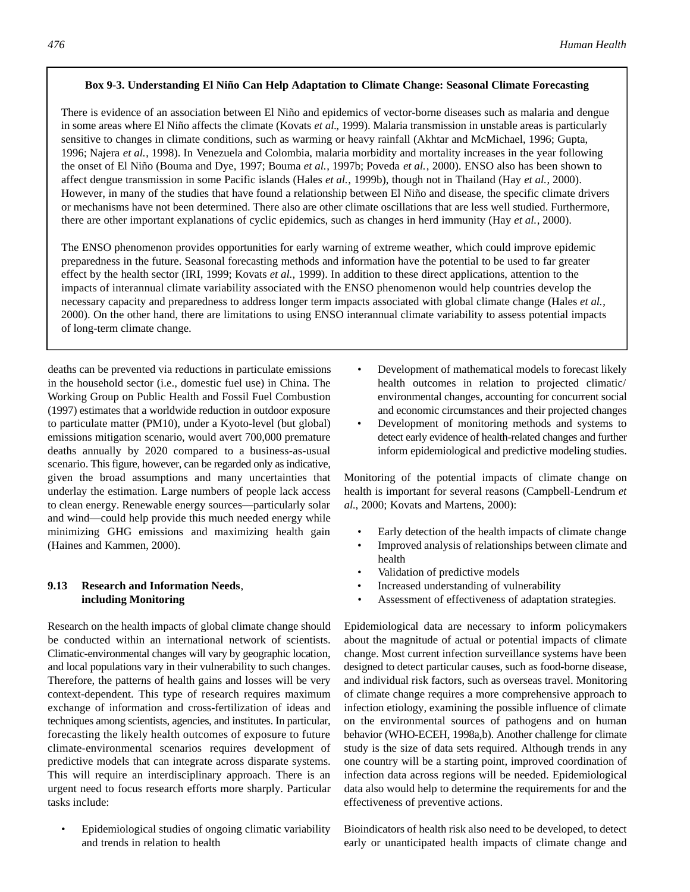**Box 9-3. Understanding El Niño Can Help Adaptation to Climate Change: Seasonal Climate Forecasting**

There is evidence of an association between El Niño and epidemics of vector-borne diseases such as malaria and dengue in some areas where El Niño affects the climate (Kovats *et al*., 1999). Malaria transmission in unstable areas is particularly sensitive to changes in climate conditions, such as warming or heavy rainfall (Akhtar and McMichael, 1996; Gupta, 1996; Najera *et al.*, 1998). In Venezuela and Colombia, malaria morbidity and mortality increases in the year following the onset of El Niño (Bouma and Dye, 1997; Bouma *et al.*, 1997b; Poveda *et al.*, 2000). ENSO also has been shown to affect dengue transmission in some Pacific islands (Hales *et al.*, 1999b), though not in Thailand (Hay *et al.*, 2000). However, in many of the studies that have found a relationship between El Niño and disease, the specific climate drivers or mechanisms have not been determined. There also are other climate oscillations that are less well studied. Furthermore, there are other important explanations of cyclic epidemics, such as changes in herd immunity (Hay *et al.*, 2000).

The ENSO phenomenon provides opportunities for early warning of extreme weather, which could improve epidemic preparedness in the future. Seasonal forecasting methods and information have the potential to be used to far greater effect by the health sector (IRI, 1999; Kovats *et al.,* 1999). In addition to these direct applications, attention to the impacts of interannual climate variability associated with the ENSO phenomenon would help countries develop the necessary capacity and preparedness to address longer term impacts associated with global climate change (Hales *et al.*, 2000). On the other hand, there are limitations to using ENSO interannual climate variability to assess potential impacts of long-term climate change.

deaths can be prevented via reductions in particulate emissions in the household sector (i.e., domestic fuel use) in China. The Working Group on Public Health and Fossil Fuel Combustion (1997) estimates that a worldwide reduction in outdoor exposure to particulate matter (PM10), under a Kyoto-level (but global) emissions mitigation scenario, would avert 700,000 premature deaths annually by 2020 compared to a business-as-usual scenario. This figure, however, can be regarded only as indicative, given the broad assumptions and many uncertainties that underlay the estimation. Large numbers of people lack access to clean energy. Renewable energy sources—particularly solar and wind—could help provide this much needed energy while minimizing GHG emissions and maximizing health gain (Haines and Kammen, 2000).

## 9.13 Research and Information Needs, including Monitoring

Research on the health impacts of global climate change should be conducted within an international network of scientists. Climatic-environmental changes will vary by geographic location, and local populations vary in their vulnerability to such changes. Therefore, the patterns of health gains and losses will be very context-dependent. This type of research requires maximum exchange of information and cross-fertilization of ideas and techniques among scientists, agencies, and institutes. In particular, forecasting the likely health outcomes of exposure to future climate-environmental scenarios requires development of predictive models that can integrate across disparate systems. This will require an interdisciplinary approach. There is an urgent need to focus research efforts more sharply. Particular tasks include:

- Epidemiological studies of ongoing climatic variability and trends in relation to health
- Development of mathematical models to forecast likely health outcomes in relation to projected climatic/environmental changes, accounting for concurrent social and economic circumstances and their projected changes
- Development of monitoring methods and systems to detect early evidence of health-related changes and further inform epidemiological and predictive modeling studies.

Monitoring of the potential impacts of climate change on health is important for several reasons (Campbell-Lendrum *et al.*, 2000; Kovats and Martens, 2000):

- Early detection of the health impacts of climate change
- Improved analysis of relationships between climate and health
- Validation of predictive models
- Increased understanding of vulnerability
- Assessment of effectiveness of adaptation strategies.

Epidemiological data are necessary to inform policymakers about the magnitude of actual or potential impacts of climate change. Most current infection surveillance systems have been designed to detect particular causes, such as food-borne disease, and individual risk factors, such as overseas travel. Monitoring of climate change requires a more comprehensive approach to infection etiology, examining the possible influence of climate on the environmental sources of pathogens and on human behavior (WHO-ECEH, 1998a,b). Another challenge for climate study is the size of data sets required. Although trends in any one country will be a starting point, improved coordination of infection data across regions will be needed. Epidemiological data also would help to determine the requirements for and the effectiveness of preventive actions.

Bioindicators of health risk also need to be developed, to detect early or unanticipated health impacts of climate change and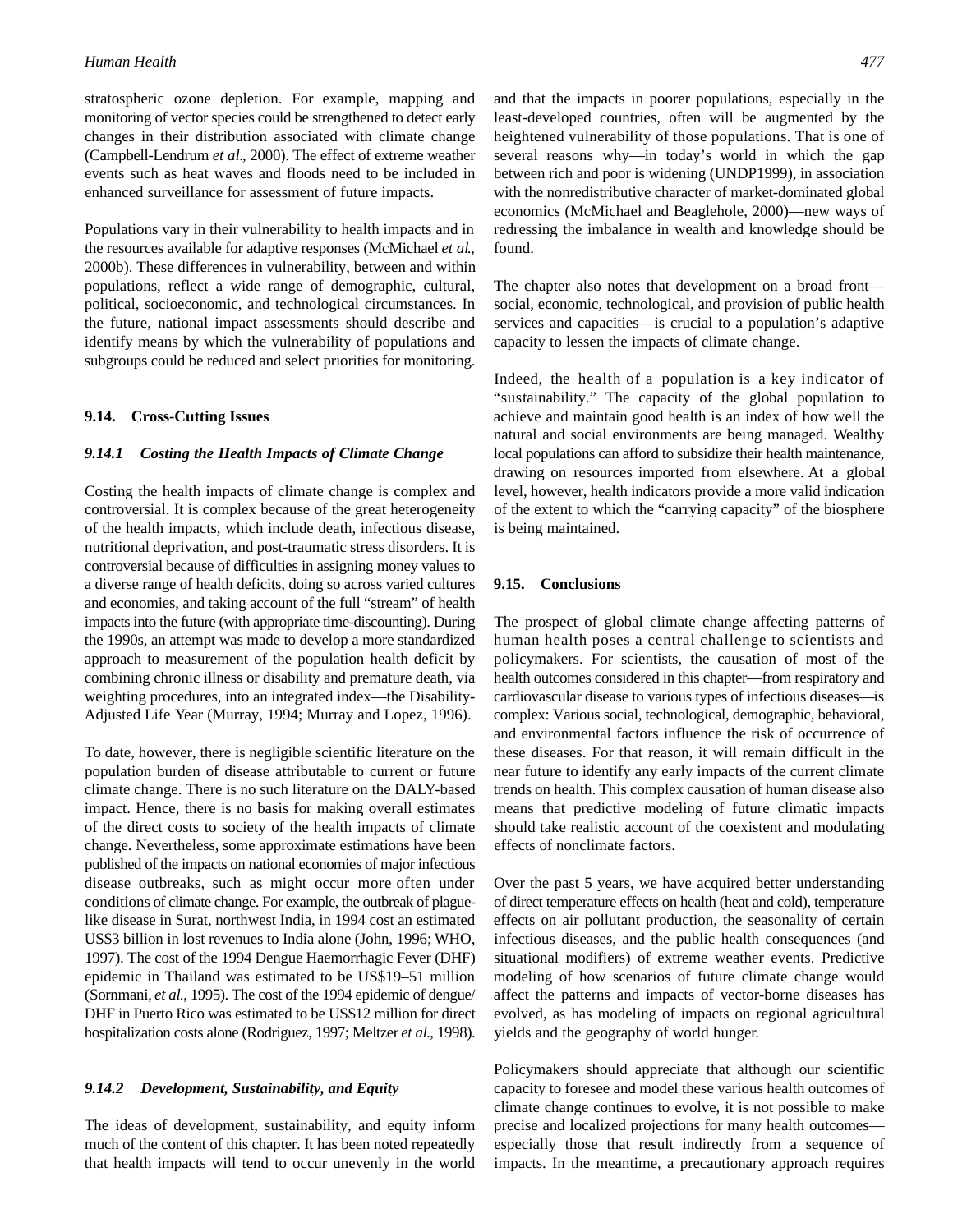stratospheric ozone depletion. For example, mapping and monitoring of vector species could be strengthened to detect early changes in their distribution associated with climate change (Campbell-Lendrum *et al*., 2000). The effect of extreme weather events such as heat waves and floods need to be included in enhanced surveillance for assessment of future impacts.

Populations vary in their vulnerability to health impacts and in the resources available for adaptive responses (McMichael *et al*., 2000b). These differences in vulnerability, between and within populations, reflect a wide range of demographic, cultural, political, socioeconomic, and technological circumstances. In the future, national impact assessments should describe and identify means by which the vulnerability of populations and subgroups could be reduced and select priorities for monitoring.

## 9.14. Cross-Cutting Issues

### *9.14.1 Costing the Health Impacts of Climate Change*

Costing the health impacts of climate change is complex and controversial. It is complex because of the great heterogeneity of the health impacts, which include death, infectious disease, nutritional deprivation, and post-traumatic stress disorders. It is controversial because of difficulties in assigning money values to a diverse range of health deficits, doing so across varied cultures and economies, and taking account of the full "stream" of health impacts into the future (with appropriate time-discounting). During the 1990s, an attempt was made to develop a more standardized approach to measurement of the population health deficit by combining chronic illness or disability and premature death, via weighting procedures, into an integrated index—the Disability-Adjusted Life Year (Murray, 1994; Murray and Lopez, 1996).

To date, however, there is negligible scientific literature on the population burden of disease attributable to current or future climate change. There is no such literature on the DALY-based impact. Hence, there is no basis for making overall estimates of the direct costs to society of the health impacts of climate change. Nevertheless, some approximate estimations have been published of the impacts on national economies of major infectious disease outbreaks, such as might occur more often under conditions of climate change. For example, the outbreak of plague-like disease in Surat, northwest India, in 1994 cost an estimated US$3 billion in lost revenues to India alone (John, 1996; WHO, 1997). The cost of the 1994 Dengue Haemorrhagic Fever (DHF) epidemic in Thailand was estimated to be US$19–51 million (Sornmani, *et al*., 1995). The cost of the 1994 epidemic of dengue/DHF in Puerto Rico was estimated to be US$12 million for direct hospitalization costs alone (Rodriguez, 1997; Meltzer *et al*., 1998).

### *9.14.2 Development, Sustainability, and Equity*

The ideas of development, sustainability, and equity inform much of the content of this chapter. It has been noted repeatedly that health impacts will tend to occur unevenly in the world and that the impacts in poorer populations, especially in the least-developed countries, often will be augmented by the heightened vulnerability of those populations. That is one of several reasons why—in today's world in which the gap between rich and poor is widening (UNDP1999), in association with the nonredistributive character of market-dominated global economics (McMichael and Beaglehole, 2000)—new ways of redressing the imbalance in wealth and knowledge should be found.

The chapter also notes that development on a broad front—social, economic, technological, and provision of public health services and capacities—is crucial to a population's adaptive capacity to lessen the impacts of climate change.

Indeed, the health of a population is a key indicator of "sustainability." The capacity of the global population to achieve and maintain good health is an index of how well the natural and social environments are being managed. Wealthy local populations can afford to subsidize their health maintenance, drawing on resources imported from elsewhere. At a global level, however, health indicators provide a more valid indication of the extent to which the "carrying capacity" of the biosphere is being maintained.

## 9.15. Conclusions

The prospect of global climate change affecting patterns of human health poses a central challenge to scientists and policymakers. For scientists, the causation of most of the health outcomes considered in this chapter—from respiratory and cardiovascular disease to various types of infectious diseases—is complex: Various social, technological, demographic, behavioral, and environmental factors influence the risk of occurrence of these diseases. For that reason, it will remain difficult in the near future to identify any early impacts of the current climate trends on health. This complex causation of human disease also means that predictive modeling of future climatic impacts should take realistic account of the coexistent and modulating effects of nonclimate factors.

Over the past 5 years, we have acquired better understanding of direct temperature effects on health (heat and cold), temperature effects on air pollutant production, the seasonality of certain infectious diseases, and the public health consequences (and situational modifiers) of extreme weather events. Predictive modeling of how scenarios of future climate change would affect the patterns and impacts of vector-borne diseases has evolved, as has modeling of impacts on regional agricultural yields and the geography of world hunger.

Policymakers should appreciate that although our scientific capacity to foresee and model these various health outcomes of climate change continues to evolve, it is not possible to make precise and localized projections for many health outcomes—especially those that result indirectly from a sequence of impacts. In the meantime, a precautionary approach requires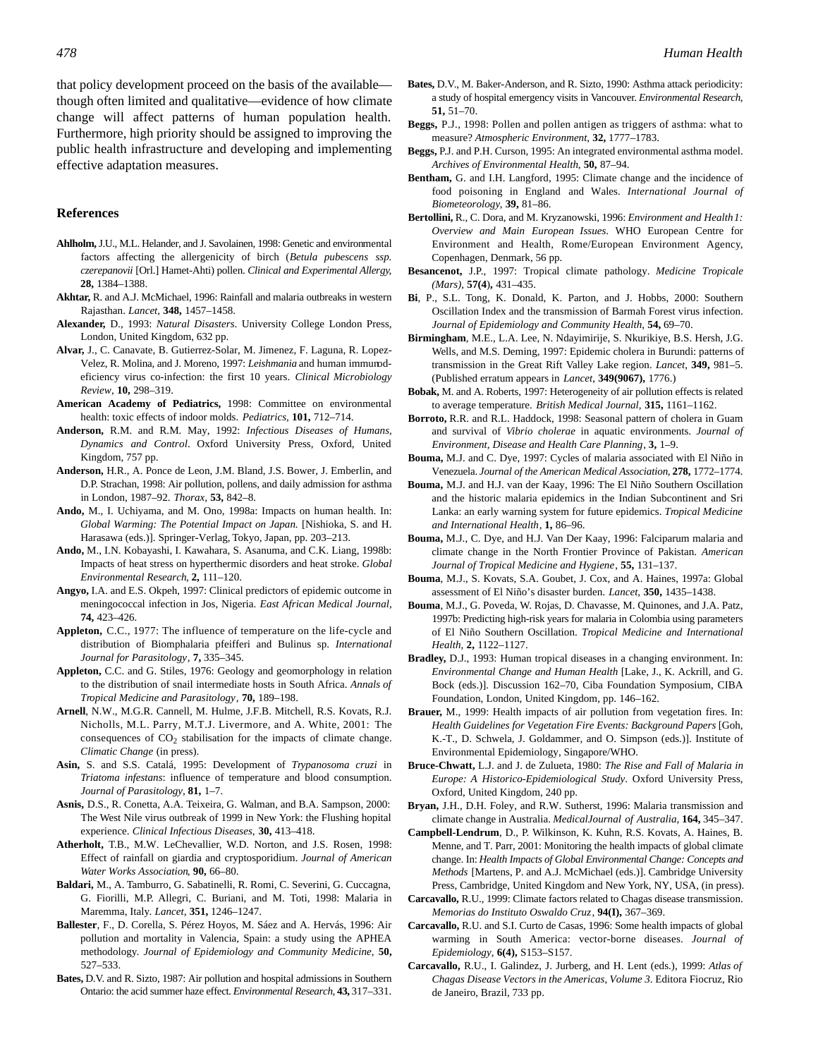that policy development proceed on the basis of the available—though often limited and qualitative—evidence of how climate change will affect patterns of human population health. Furthermore, high priority should be assigned to improving the public health infrastructure and developing and implementing effective adaptation measures.

## References

**Ahlholm,** J.U., M.L. Helander, and J. Savolainen, 1998: Genetic and environmental factors affecting the allergenicity of birch (*Betula pubescens ssp. czerepanovii* [Orl.] Hamet-Ahti) pollen. *Clinical and Experimental Allergy,* **28,** 1384–1388.

**Akhtar,** R. and A.J. McMichael, 1996: Rainfall and malaria outbreaks in western Rajasthan. *Lancet*, **348,** 1457–1458.

**Alexander,** D., 1993: *Natural Disasters*. University College London Press, London, United Kingdom, 632 pp.

**Alvar,** J., C. Canavate, B. Gutierrez-Solar, M. Jimenez, F. Laguna, R. Lopez-Velez, R. Molina, and J. Moreno, 1997: *Leishmania* and human immunodeficiency virus co-infection: the first 10 years. *Clinical Microbiology Review*, **10,** 298–319.

**American Academy of Pediatrics,** 1998: Committee on environmental health: toxic effects of indoor molds. *Pediatrics*, **101,** 712–714.

**Anderson,** R.M. and R.M. May, 1992: *Infectious Diseases of Humans, Dynamics and Control*. Oxford University Press, Oxford, United Kingdom, 757 pp.

**Anderson,** H.R., A. Ponce de Leon, J.M. Bland, J.S. Bower, J. Emberlin, and D.P. Strachan, 1998: Air pollution, pollens, and daily admission for asthma in London, 1987–92. *Thorax*, **53,** 842–8.

**Ando,** M., I. Uchiyama, and M. Ono, 1998a: Impacts on human health. In: *Global Warming: The Potential Impact on Japan.* [Nishioka, S. and H. Harasawa (eds.)]. Springer-Verlag, Tokyo, Japan, pp. 203–213.

**Ando,** M., I.N. Kobayashi, I. Kawahara, S. Asanuma, and C.K. Liang, 1998b: Impacts of heat stress on hyperthermic disorders and heat stroke. *Global Environmental Research*, **2,** 111–120.

**Angyo,** I.A. and E.S. Okpeh, 1997: Clinical predictors of epidemic outcome in meningococcal infection in Jos, Nigeria. *East African Medical Journal*, **74,** 423–426.

**Appleton,** C.C., 1977: The influence of temperature on the life-cycle and distribution of Biomphalaria pfeifferi and Bulinus sp. *International Journal for Parasitology*, **7,** 335–345.

**Appleton,** C.C. and G. Stiles, 1976: Geology and geomorphology in relation to the distribution of snail intermediate hosts in South Africa. *Annals of Tropical Medicine and Parasitology*, **70,** 189–198.

**Arnell**, N.W., M.G.R. Cannell, M. Hulme, J.F.B. Mitchell, R.S. Kovats, R.J. Nicholls, M.L. Parry, M.T.J. Livermore, and A. White, 2001: The consequences of $CO_2$ stabilisation for the impacts of climate change. *Climatic Change* (in press).

**Asin,** S. and S.S. Catalá, 1995: Development of *Trypanosoma cruzi* in *Triatoma infestans*: influence of temperature and blood consumption. *Journal of Parasitology*, **81,** 1–7.

**Asnis,** D.S., R. Conetta, A.A. Teixeira, G. Walman, and B.A. Sampson, 2000: The West Nile virus outbreak of 1999 in New York: the Flushing hospital experience. *Clinical Infectious Diseases,* **30,** 413–418.

**Atherholt,** T.B., M.W. LeChevallier, W.D. Norton, and J.S. Rosen, 1998: Effect of rainfall on giardia and cryptosporidium. *Journal of American Water Works Association,* **90,** 66–80.

**Baldari,** M., A. Tamburro, G. Sabatinelli, R. Romi, C. Severini, G. Cuccagna, G. Fiorilli, M.P. Allegri, C. Buriani, and M. Toti, 1998: Malaria in Maremma, Italy. *Lancet,* **351,** 1246–1247.

**Ballester**, F., D. Corella, S. Pérez Hoyos, M. Sáez and A. Hervás, 1996: Air pollution and mortality in Valencia, Spain: a study using the APHEA methodology. *Journal of Epidemiology and Community Medicine*, **50,** 527–533.

**Bates,** D.V. and R. Sizto, 1987: Air pollution and hospital admissions in Southern Ontario: the acid summer haze effect. *Environmental Research,* **43,** 317–331.

**Bates,** D.V., M. Baker-Anderson, and R. Sizto, 1990: Asthma attack periodicity: a study of hospital emergency visits in Vancouver. *Environmental Research*, **51,** 51–70.

**Beggs,** P.J., 1998: Pollen and pollen antigen as triggers of asthma: what to measure? *Atmospheric Environment*, **32,** 1777–1783.

**Beggs,** P.J. and P.H. Curson, 1995: An integrated environmental asthma model. *Archives of Environmental Health*, **50,** 87–94.

**Bentham,** G. and I.H. Langford, 1995: Climate change and the incidence of food poisoning in England and Wales. *International Journal of Biometeorology*, **39,** 81–86.

**Bertollini,** R., C. Dora, and M. Kryzanowski, 1996: *Environment and Health 1: Overview and Main European Issues*. WHO European Centre for Environment and Health, Rome/European Environment Agency, Copenhagen, Denmark, 56 pp.

**Besancenot,** J.P., 1997: Tropical climate pathology. *Medicine Tropicale (Mars)*, **57(4),** 431–435.

**Bi**, P., S.L. Tong, K. Donald, K. Parton, and J. Hobbs, 2000: Southern Oscillation Index and the transmission of Barmah Forest virus infection. *Journal of Epidemiology and Community Health*, **54,** 69–70.

**Birmingham**, M.E., L.A. Lee, N. Ndayimirije, S. Nkurikiye, B.S. Hersh, J.G. Wells, and M.S. Deming, 1997: Epidemic cholera in Burundi: patterns of transmission in the Great Rift Valley Lake region. *Lancet*, **349,** 981–5. (Published erratum appears in *Lancet*, **349(9067),** 1776.)

**Bobak,** M. and A. Roberts, 1997: Heterogeneity of air pollution effects is related to average temperature. *British Medical Journal,* **315,** 1161–1162.

**Borroto,** R.R. and R.L. Haddock, 1998: Seasonal pattern of cholera in Guam and survival of *Vibrio cholerae* in aquatic environments. *Journal of Environment, Disease and Health Care Planning*, **3,** 1–9.

**Bouma,** M.J. and C. Dye, 1997: Cycles of malaria associated with El Niño in Venezuela. *Journal of the American Medical Association*, **278,** 1772–1774.

**Bouma,** M.J. and H.J. van der Kaay, 1996: The El Niño Southern Oscillation and the historic malaria epidemics in the Indian Subcontinent and Sri Lanka: an early warning system for future epidemics. *Tropical Medicine and International Health*, **1,** 86–96.

**Bouma,** M.J., C. Dye, and H.J. Van Der Kaay, 1996: Falciparum malaria and climate change in the North Frontier Province of Pakistan. *American Journal of Tropical Medicine and Hygiene*, **55,** 131–137.

**Bouma**, M.J., S. Kovats, S.A. Goubet, J. Cox, and A. Haines, 1997a: Global assessment of El Niño's disaster burden. *Lancet*, **350,** 1435–1438.

**Bouma**, M.J., G. Poveda, W. Rojas, D. Chavasse, M. Quinones, and J.A. Patz, 1997b: Predicting high-risk years for malaria in Colombia using parameters of El Niño Southern Oscillation. *Tropical Medicine and International Health,* **2,** 1122–1127.

**Bradley,** D.J., 1993: Human tropical diseases in a changing environment. In: *Environmental Change and Human Health* [Lake, J., K. Ackrill, and G. Bock (eds.)]. Discussion 162–70, Ciba Foundation Symposium, CIBA Foundation, London, United Kingdom, pp. 146–162.

**Brauer,** M., 1999: Health impacts of air pollution from vegetation fires. In: *Health Guidelines for Vegetation Fire Events: Background Papers* [Goh, K.-T., D. Schwela, J. Goldammer, and O. Simpson (eds.)]. Institute of Environmental Epidemiology, Singapore/WHO.

**Bruce-Chwatt,** L.J. and J. de Zulueta, 1980: *The Rise and Fall of Malaria in Europe: A Historico-Epidemiological Study*. Oxford University Press, Oxford, United Kingdom, 240 pp.

**Bryan,** J.H., D.H. Foley, and R.W. Sutherst, 1996: Malaria transmission and climate change in Australia. *MedicalJournal of Australia*, **164,** 345–347.

**Campbell-Lendrum**, D., P. Wilkinson, K. Kuhn, R.S. Kovats, A. Haines, B. Menne, and T. Parr, 2001: Monitoring the health impacts of global climate change. In: *Health Impacts of Global Environmental Change: Concepts and Methods* [Martens, P. and A.J. McMichael (eds.)]. Cambridge University Press, Cambridge, United Kingdom and New York, NY, USA, (in press).

**Carcavallo,** R.U., 1999: Climate factors related to Chagas disease transmission. *Memorias do Instituto Oswaldo Cruz*, **94(I),** 367–369.

**Carcavallo,** R.U. and S.I. Curto de Casas, 1996: Some health impacts of global warming in South America: vector-borne diseases. *Journal of Epidemiology*, **6(4),** S153–S157.

**Carcavallo,** R.U., I. Galindez, J. Jurberg, and H. Lent (eds.), 1999: *Atlas of Chagas Disease Vectors in the Americas, Volume 3*. Editora Fiocruz, Rio de Janeiro, Brazil, 733 pp.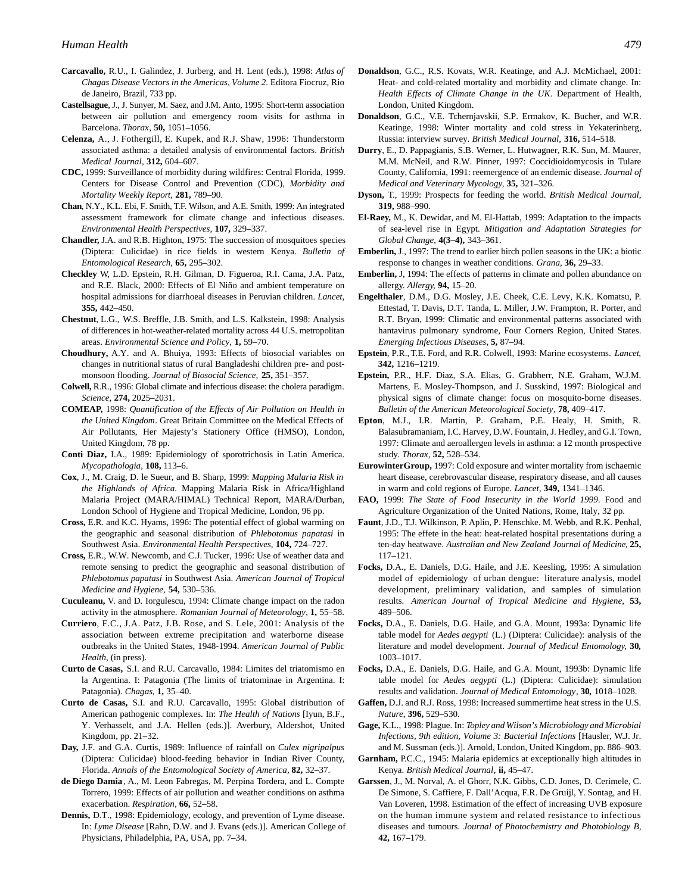**Carcavallo,** R.U., I. Galindez, J. Jurberg, and H. Lent (eds.), 1998: *Atlas of Chagas Disease Vectors in the Americas, Volume 2*. Editora Fiocruz, Rio de Janeiro, Brazil, 733 pp.

**Castellsague**, J., J. Sunyer, M. Saez, and J.M. Anto, 1995: Short-term association between air pollution and emergency room visits for asthma in Barcelona. *Thorax*, **50,** 1051–1056.

**Celenza,** A., J. Fothergill, E. Kupek, and R.J. Shaw, 1996: Thunderstorm associated asthma: a detailed analysis of environmental factors. *British Medical Journal*, **312,** 604–607.

**CDC,** 1999: Surveillance of morbidity during wildfires: Central Florida, 1999. Centers for Disease Control and Prevention (CDC), *Morbidity and Mortality Weekly Report*, **281,** 789–90.

**Chan**, N.Y., K.L. Ebi, F. Smith, T.F. Wilson, and A.E. Smith, 1999: An integrated assessment framework for climate change and infectious diseases. *Environmental Health Perspectives*, **107,** 329–337.

**Chandler,** J.A. and R.B. Highton, 1975: The succession of mosquitoes species (Diptera: Culicidae) in rice fields in western Kenya. *Bulletin of Entomological Research*, **65,** 295–302.

**Checkley** W, L.D. Epstein, R.H. Gilman, D. Figueroa, R.I. Cama, J.A. Patz, and R.E. Black, 2000: Effects of El Niño and ambient temperature on hospital admissions for diarrhoeal diseases in Peruvian children. *Lancet*, **355,** 442–450.

**Chestnut**, L.G., W.S. Breffle, J.B. Smith, and L.S. Kalkstein, 1998: Analysis of differences in hot-weather-related mortality across 44 U.S. metropolitan areas. *Environmental Science and Policy*, **1,** 59–70.

**Choudhury,** A.Y. and A. Bhuiya, 1993: Effects of biosocial variables on changes in nutritional status of rural Bangladeshi children pre- and post-monsoon flooding. *Journal of Biosocial Science*, **25,** 351–357.

**Colwell,** R.R., 1996: Global climate and infectious disease: the cholera paradigm. *Science*, **274,** 2025–2031.

**COMEAP,** 1998: *Quantification of the Effects of Air Pollution on Health in the United Kingdom*. Great Britain Committee on the Medical Effects of Air Pollutants, Her Majesty's Stationery Office (HMSO), London, United Kingdom, 78 pp.

**Conti Diaz,** I.A., 1989: Epidemiology of sporotrichosis in Latin America. *Mycopathologia*, **108,** 113–6.

**Cox**, J., M. Craig, D. le Sueur, and B. Sharp, 1999: *Mapping Malaria Risk in the Highlands of Africa*. Mapping Malaria Risk in Africa/Highland Malaria Project (MARA/HIMAL) Technical Report, MARA/Durban, London School of Hygiene and Tropical Medicine, London, 96 pp.

**Cross,** E.R. and K.C. Hyams, 1996: The potential effect of global warming on the geographic and seasonal distribution of *Phlebotomus papatasi* in Southwest Asia. *Environmental Health Perspectives*, **104,** 724–727.

**Cross,** E.R., W.W. Newcomb, and C.J. Tucker, 1996: Use of weather data and remote sensing to predict the geographic and seasonal distribution of *Phlebotomus papatasi* in Southwest Asia. *American Journal of Tropical Medicine and Hygiene*, **54,** 530–536.

**Cuculeanu,** V. and D. Iorgulescu, 1994: Climate change impact on the radon activity in the atmosphere. *Romanian Journal of Meteorology*, **1,** 55–58.

**Curriero**, F.C., J.A. Patz, J.B. Rose, and S. Lele, 2001: Analysis of the association between extreme precipitation and waterborne disease outbreaks in the United States, 1948-1994. *American Journal of Public Health*, (in press).

**Curto de Casas,** S.I. and R.U. Carcavallo, 1984: Limites del triatomismo en la Argentina. I: Patagonia (The limits of triatominae in Argentina. I: Patagonia). *Chagas*, **1,** 35–40.

**Curto de Casas,** S.I. and R.U. Carcavallo, 1995: Global distribution of American pathogenic complexes. In: *The Health of Nations* [Iyun, B.F., Y. Verhasselt, and J.A. Hellen (eds.)]. Averbury, Aldershot, United Kingdom, pp. 21–32.

**Day,** J.F. and G.A. Curtis, 1989: Influence of rainfall on *Culex nigripalpus* (Diptera: Culicidae) blood-feeding behavior in Indian River County, Florida. *Annals of the Entomological Society of America*, **82,** 32–37.

**de Diego Damia**, A., M. Leon Fabregas, M. Perpina Tordera, and L. Compte Torrero, 1999: Effects of air pollution and weather conditions on asthma exacerbation. *Respiration*, **66,** 52–58.

**Dennis,** D.T., 1998: Epidemiology, ecology, and prevention of Lyme disease. In: *Lyme Disease* [Rahn, D.W. and J. Evans (eds.)]. American College of Physicians, Philadelphia, PA, USA, pp. 7–34.

**Donaldson**, G.C., R.S. Kovats, W.R. Keatinge, and A.J. McMichael, 2001: Heat- and cold-related mortality and morbidity and climate change. In: *Health Effects of Climate Change in the UK*. Department of Health, London, United Kingdom.

**Donaldson**, G.C., V.E. Tchernjavskii, S.P. Ermakov, K. Bucher, and W.R. Keatinge, 1998: Winter mortality and cold stress in Yekaterinberg, Russia: interview survey. *British Medical Journal*, **316,** 514–518.

**Durry**, E., D. Pappagianis, S.B. Werner, L. Hutwagner, R.K. Sun, M. Maurer, M.M. McNeil, and R.W. Pinner, 1997: Coccidioidomycosis in Tulare County, California, 1991: reemergence of an endemic disease. *Journal of Medical and Veterinary Mycology*, **35,** 321–326.

**Dyson,** T., 1999: Prospects for feeding the world. *British Medical Journal*, **319,** 988–990.

**El-Raey,** M., K. Dewidar, and M. El-Hattab, 1999: Adaptation to the impacts of sea-level rise in Egypt. *Mitigation and Adaptation Strategies for Global Change*, **4(3–4),** 343–361.

**Emberlin,** J., 1997: The trend to earlier birch pollen seasons in the UK: a biotic response to changes in weather conditions. *Grana*, **36,** 29–33.

**Emberlin,** J, 1994: The effects of patterns in climate and pollen abundance on allergy. *Allergy*, **94,** 15–20.

**Engelthaler**, D.M., D.G. Mosley, J.E. Cheek, C.E. Levy, K.K. Komatsu, P. Ettestad, T. Davis, D.T. Tanda, L. Miller, J.W. Frampton, R. Porter, and R.T. Bryan, 1999: Climatic and environmental patterns associated with hantavirus pulmonary syndrome, Four Corners Region, United States. *Emerging Infectious Diseases*, **5,** 87–94.

**Epstein**, P.R., T.E. Ford, and R.R. Colwell, 1993: Marine ecosystems. *Lancet*, **342,** 1216–1219.

**Epstein,** P.R., H.F. Diaz, S.A. Elias, G. Grabherr, N.E. Graham, W.J.M. Martens, E. Mosley-Thompson, and J. Susskind, 1997: Biological and physical signs of climate change: focus on mosquito-borne diseases. *Bulletin of the American Meteorological Society*, **78,** 409–417.

**Epton**, M.J., I.R. Martin, P. Graham, P.E. Healy, H. Smith, R. Balasubramaniam, I.C. Harvey, D.W. Fountain, J. Hedley, and G.I. Town, 1997: Climate and aeroallergen levels in asthma: a 12 month prospective study. *Thorax*, **52,** 528–534.

**EurowinterGroup,** 1997: Cold exposure and winter mortality from ischaemic heart disease, cerebrovascular disease, respiratory disease, and all causes in warm and cold regions of Europe. *Lancet*, **349,** 1341–1346.

**FAO,** 1999: *The State of Food Insecurity in the World 1999*. Food and Agriculture Organization of the United Nations, Rome, Italy, 32 pp.

**Faunt**, J.D., T.J. Wilkinson, P. Aplin, P. Henschke. M. Webb, and R.K. Penhal, 1995: The effete in the heat: heat-related hospital presentations during a ten-day heatwave. *Australian and New Zealand Journal of Medicine*, **25,** 117–121.

**Focks,** D.A., E. Daniels, D.G. Haile, and J.E. Keesling, 1995: A simulation model of epidemiology of urban dengue: literature analysis, model development, preliminary validation, and samples of simulation results. *American Journal of Tropical Medicine and Hygiene*, **53,** 489–506.

**Focks,** D.A., E. Daniels, D.G. Haile, and G.A. Mount, 1993a: Dynamic life table model for *Aedes aegypti* (L.) (Diptera: Culicidae): analysis of the literature and model development. *Journal of Medical Entomology*, **30,** 1003–1017.

**Focks,** D.A., E. Daniels, D.G. Haile, and G.A. Mount, 1993b: Dynamic life table model for *Aedes aegypti* (L.) (Diptera: Culicidae): simulation results and validation. *Journal of Medical Entomology*, **30,** 1018–1028.

**Gaffen,** D.J. and R.J. Ross, 1998: Increased summertime heat stress in the U.S. *Nature*, **396,** 529–530.

**Gage,** K.L., 1998: Plague. In: *Topley and Wilson's Microbiology and Microbial Infections, 9th edition, Volume 3: Bacterial Infections* [Hausler, W.J. Jr. and M. Sussman (eds.)]. Arnold, London, United Kingdom, pp. 886–903.

**Garnham,** P.C.C., 1945: Malaria epidemics at exceptionally high altitudes in Kenya. *British Medical Journal*, **ii,** 45–47.

**Garssen**, J., M. Norval, A. el Ghorr, N.K. Gibbs, C.D. Jones, D. Cerimele, C. De Simone, S. Caffiere, F. Dall'Acqua, F.R. De Gruijl, Y. Sontag, and H. Van Loveren, 1998. Estimation of the effect of increasing UVB exposure on the human immune system and related resistance to infectious diseases and tumours. *Journal of Photochemistry and Photobiology B*, **42,** 167–179.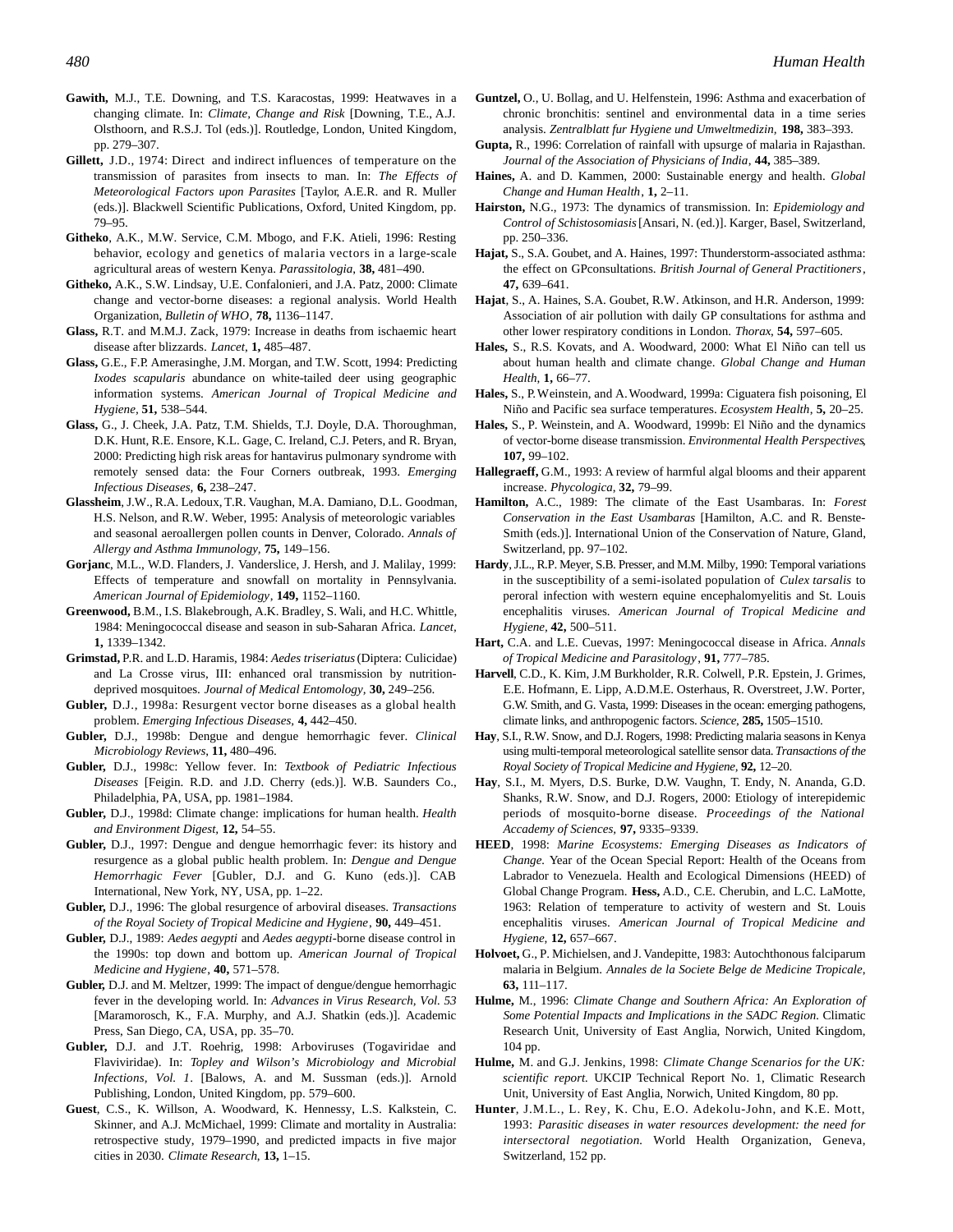**Gawith,** M.J., T.E. Downing, and T.S. Karacostas, 1999: Heatwaves in a changing climate. In: *Climate, Change and Risk* [Downing, T.E., A.J. Olsthoorn, and R.S.J. Tol (eds.)]. Routledge, London, United Kingdom, pp. 279–307.

**Gillett,** J.D., 1974: Direct and indirect influences of temperature on the transmission of parasites from insects to man. In: *The Effects of Meteorological Factors upon Parasites* [Taylor, A.E.R. and R. Muller (eds.)]. Blackwell Scientific Publications, Oxford, United Kingdom, pp. 79–95.

**Githeko**, A.K., M.W. Service, C.M. Mbogo, and F.K. Atieli, 1996: Resting behavior, ecology and genetics of malaria vectors in a large-scale agricultural areas of western Kenya. *Parassitologia*, **38,** 481–490.

**Githeko,** A.K., S.W. Lindsay, U.E. Confalonieri, and J.A. Patz, 2000: Climate change and vector-borne diseases: a regional analysis. World Health Organization, *Bulletin of WHO*, **78,** 1136–1147.

**Glass,** R.T. and M.M.J. Zack, 1979: Increase in deaths from ischaemic heart disease after blizzards. *Lancet*, **1,** 485–487.

**Glass,** G.E., F.P. Amerasinghe, J.M. Morgan, and T.W. Scott, 1994: Predicting *Ixodes scapularis* abundance on white-tailed deer using geographic information systems. *American Journal of Tropical Medicine and Hygiene*, **51,** 538–544.

**Glass,** G., J. Cheek, J.A. Patz, T.M. Shields, T.J. Doyle, D.A. Thoroughman, D.K. Hunt, R.E. Ensore, K.L. Gage, C. Ireland, C.J. Peters, and R. Bryan, 2000: Predicting high risk areas for hantavirus pulmonary syndrome with remotely sensed data: the Four Corners outbreak, 1993. *Emerging Infectious Diseases*, **6,** 238–247.

**Glassheim**, J.W., R.A. Ledoux, T.R. Vaughan, M.A. Damiano, D.L. Goodman, H.S. Nelson, and R.W. Weber, 1995: Analysis of meteorologic variables and seasonal aeroallergen pollen counts in Denver, Colorado. *Annals of Allergy and Asthma Immunology*, **75,** 149–156.

**Gorjanc**, M.L., W.D. Flanders, J. Vanderslice, J. Hersh, and J. Malilay, 1999: Effects of temperature and snowfall on mortality in Pennsylvania. *American Journal of Epidemiology*, **149,** 1152–1160.

**Greenwood,** B.M., I.S. Blakebrough, A.K. Bradley, S. Wali, and H.C. Whittle, 1984: Meningococcal disease and season in sub-Saharan Africa. *Lancet*, **1,** 1339–1342.

**Grimstad,** P.R. and L.D. Haramis, 1984: *Aedes triseriatus* (Diptera: Culicidae) and La Crosse virus, III: enhanced oral transmission by nutrition-deprived mosquitoes. *Journal of Medical Entomology*, **30,** 249–256.

**Gubler,** D.J., 1998a: Resurgent vector borne diseases as a global health problem. *Emerging Infectious Diseases*, **4,** 442–450.

**Gubler,** D.J., 1998b: Dengue and dengue hemorrhagic fever. *Clinical Microbiology Reviews*, **11,** 480–496.

**Gubler,** D.J., 1998c: Yellow fever. In: *Textbook of Pediatric Infectious Diseases* [Feigin. R.D. and J.D. Cherry (eds.)]. W.B. Saunders Co., Philadelphia, PA, USA, pp. 1981–1984.

**Gubler,** D.J., 1998d: Climate change: implications for human health. *Health and Environment Digest*, **12,** 54–55.

**Gubler,** D.J., 1997: Dengue and dengue hemorrhagic fever: its history and resurgence as a global public health problem. In: *Dengue and Dengue Hemorrhagic Fever* [Gubler, D.J. and G. Kuno (eds.)]. CAB International, New York, NY, USA, pp. 1–22.

**Gubler,** D.J., 1996: The global resurgence of arboviral diseases. *Transactions of the Royal Society of Tropical Medicine and Hygiene*, **90,** 449–451.

**Gubler,** D.J., 1989: *Aedes aegypti* and *Aedes aegypti*-borne disease control in the 1990s: top down and bottom up. *American Journal of Tropical Medicine and Hygiene*, **40,** 571–578.

**Gubler,** D.J. and M. Meltzer, 1999: The impact of dengue/dengue hemorrhagic fever in the developing world. In: *Advances in Virus Research, Vol. 53* [Maramorosch, K., F.A. Murphy, and A.J. Shatkin (eds.)]. Academic Press, San Diego, CA, USA, pp. 35–70.

**Gubler,** D.J. and J.T. Roehrig, 1998: Arboviruses (Togaviridae and Flaviviridae). In: *Topley and Wilson's Microbiology and Microbial Infections, Vol. 1*. [Balows, A. and M. Sussman (eds.)]. Arnold Publishing, London, United Kingdom, pp. 579–600.

**Guest**, C.S., K. Willson, A. Woodward, K. Hennessy, L.S. Kalkstein, C. Skinner, and A.J. McMichael, 1999: Climate and mortality in Australia: retrospective study, 1979–1990, and predicted impacts in five major cities in 2030. *Climate Research*, **13,** 1–15.

**Guntzel,** O., U. Bollag, and U. Helfenstein, 1996: Asthma and exacerbation of chronic bronchitis: sentinel and environmental data in a time series analysis. *Zentralblatt fur Hygiene und Umweltmedizin*, **198,** 383–393.

**Gupta,** R., 1996: Correlation of rainfall with upsurge of malaria in Rajasthan. *Journal of the Association of Physicians of India*, **44,** 385–389.

**Haines,** A. and D. Kammen, 2000: Sustainable energy and health. *Global Change and Human Health*, **1,** 2–11.

**Hairston,** N.G., 1973: The dynamics of transmission. In: *Epidemiology and Control of Schistosomiasis* [Ansari, N. (ed.)]. Karger, Basel, Switzerland, pp. 250–336.

**Hajat,** S., S.A. Goubet, and A. Haines, 1997: Thunderstorm-associated asthma: the effect on GPconsultations. *British Journal of General Practitioners*, **47,** 639–641.

**Hajat**, S., A. Haines, S.A. Goubet, R.W. Atkinson, and H.R. Anderson, 1999: Association of air pollution with daily GP consultations for asthma and other lower respiratory conditions in London. *Thorax*, **54,** 597–605.

**Hales,** S., R.S. Kovats, and A. Woodward, 2000: What El Niño can tell us about human health and climate change. *Global Change and Human Health*, **1,** 66–77.

**Hales,** S., P. Weinstein, and A. Woodward, 1999a: Ciguatera fish poisoning, El Niño and Pacific sea surface temperatures. *Ecosystem Health*, **5,** 20–25.

**Hales,** S., P. Weinstein, and A. Woodward, 1999b: El Niño and the dynamics of vector-borne disease transmission. *Environmental Health Perspectives*, **107,** 99–102.

**Hallegraeff,** G.M., 1993: A review of harmful algal blooms and their apparent increase. *Phycologica*, **32,** 79–99.

**Hamilton,** A.C., 1989: The climate of the East Usambaras. In: *Forest Conservation in the East Usambaras* [Hamilton, A.C. and R. Benste-Smith (eds.)]. International Union of the Conservation of Nature, Gland, Switzerland, pp. 97–102.

**Hardy**, J.L., R.P. Meyer, S.B. Presser, and M.M. Milby, 1990: Temporal variations in the susceptibility of a semi-isolated population of *Culex tarsalis* to peroral infection with western equine encephalomyelitis and St. Louis encephalitis viruses. *American Journal of Tropical Medicine and Hygiene*, **42,** 500–511.

**Hart,** C.A. and L.E. Cuevas, 1997: Meningococcal disease in Africa. *Annals of Tropical Medicine and Parasitology*, **91,** 777–785.

**Harvell**, C.D., K. Kim, J.M Burkholder, R.R. Colwell, P.R. Epstein, J. Grimes, E.E. Hofmann, E. Lipp, A.D.M.E. Osterhaus, R. Overstreet, J.W. Porter, G.W. Smith, and G. Vasta, 1999: Diseases in the ocean: emerging pathogens, climate links, and anthropogenic factors. *Science*, **285,** 1505–1510.

**Hay**, S.I., R.W. Snow, and D.J. Rogers, 1998: Predicting malaria seasons in Kenya using multi-temporal meteorological satellite sensor data. *Transactions of the Royal Society of Tropical Medicine and Hygiene*, **92,** 12–20.

**Hay**, S.I., M. Myers, D.S. Burke, D.W. Vaughn, T. Endy, N. Ananda, G.D. Shanks, R.W. Snow, and D.J. Rogers, 2000: Etiology of interepidemic periods of mosquito-borne disease. *Proceedings of the National Accademy of Sciences*, **97,** 9335–9339.

**HEED**, 1998: *Marine Ecosystems: Emerging Diseases as Indicators of Change.* Year of the Ocean Special Report: Health of the Oceans from Labrador to Venezuela. Health and Ecological Dimensions (HEED) of Global Change Program.

**Hess,** A.D., C.E. Cherubin, and L.C. LaMotte, 1963: Relation of temperature to activity of western and St. Louis encephalitis viruses. *American Journal of Tropical Medicine and Hygiene*, **12,** 657–667.

**Holvoet,** G., P. Michielsen, and J. Vandepitte, 1983: Autochthonous falciparum malaria in Belgium. *Annales de la Societe Belge de Medicine Tropicale*, **63,** 111–117.

**Hulme,** M., 1996: *Climate Change and Southern Africa: An Exploration of Some Potential Impacts and Implications in the SADC Region.* Climatic Research Unit, University of East Anglia, Norwich, United Kingdom, 104 pp.

**Hulme,** M. and G.J. Jenkins, 1998: *Climate Change Scenarios for the UK: scientific report.* UKCIP Technical Report No. 1, Climatic Research Unit, University of East Anglia, Norwich, United Kingdom, 80 pp.

**Hunter**, J.M.L., L. Rey, K. Chu, E.O. Adekolu-John, and K.E. Mott, 1993: *Parasitic diseases in water resources development: the need for intersectoral negotiation.* World Health Organization, Geneva, Switzerland, 152 pp.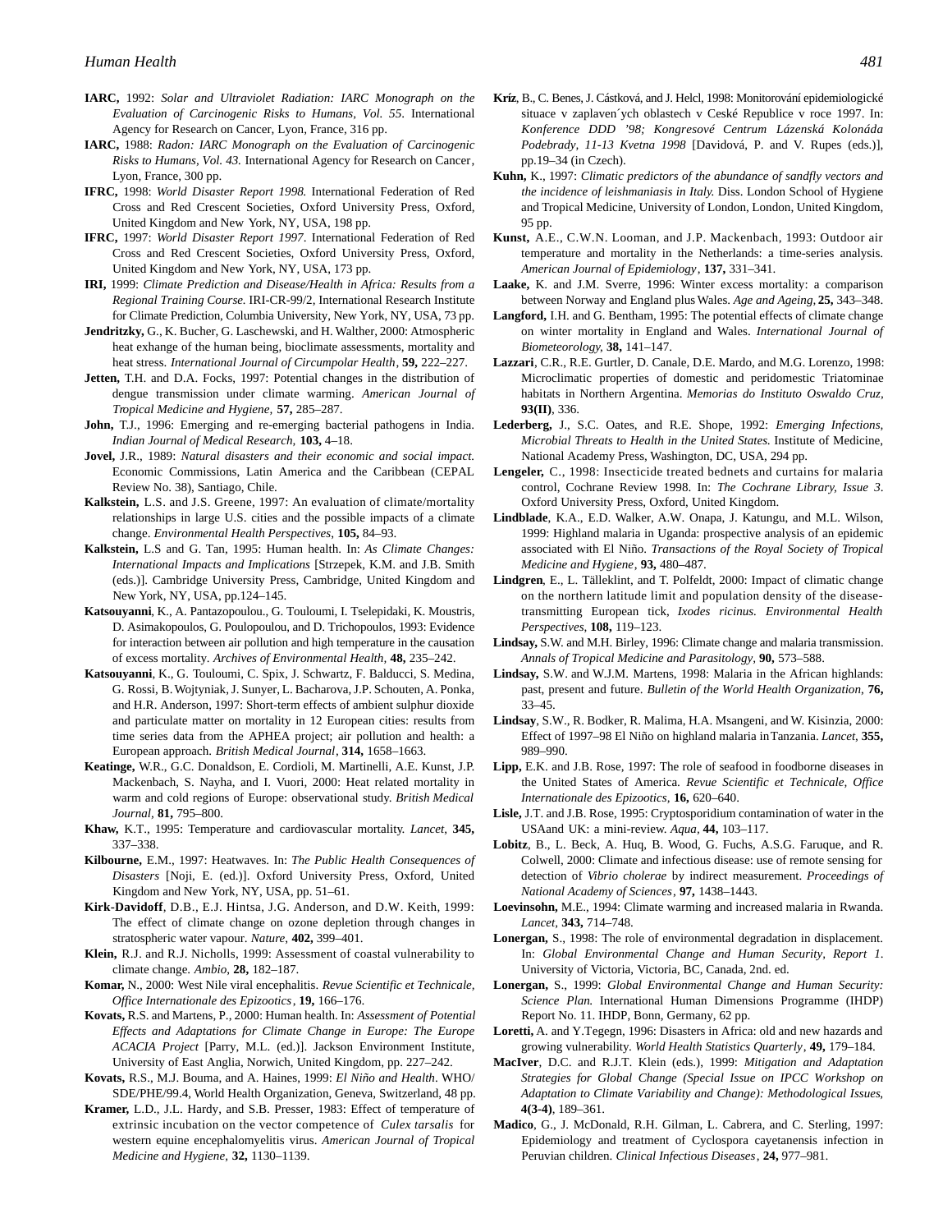**IARC,** 1992: *Solar and Ultraviolet Radiation: IARC Monograph on the Evaluation of Carcinogenic Risks to Humans, Vol. 55*. International Agency for Research on Cancer, Lyon, France, 316 pp.

**IARC,** 1988: *Radon: IARC Monograph on the Evaluation of Carcinogenic Risks to Humans, Vol. 43.* International Agency for Research on Cancer, Lyon, France, 300 pp.

**IFRC,** 1998: *World Disaster Report 1998.* International Federation of Red Cross and Red Crescent Societies, Oxford University Press, Oxford, United Kingdom and New York, NY, USA, 198 pp.

**IFRC,** 1997: *World Disaster Report 1997*. International Federation of Red Cross and Red Crescent Societies, Oxford University Press, Oxford, United Kingdom and New York, NY, USA, 173 pp.

**IRI,** 1999: *Climate Prediction and Disease/Health in Africa: Results from a Regional Training Course.* IRI-CR-99/2, International Research Institute for Climate Prediction, Columbia University, New York, NY, USA, 73 pp.

**Jendritzky,** G., K. Bucher, G. Laschewski, and H. Walther, 2000: Atmospheric heat exhange of the human being, bioclimate assessments, mortality and heat stress. *International Journal of Circumpolar Health*, **59,** 222–227.

**Jetten,** T.H. and D.A. Focks, 1997: Potential changes in the distribution of dengue transmission under climate warming. *American Journal of Tropical Medicine and Hygiene,* **57,** 285–287.

**John,** T.J., 1996: Emerging and re-emerging bacterial pathogens in India. *Indian Journal of Medical Research,* **103,** 4–18.

**Jovel,** J.R., 1989: *Natural disasters and their economic and social impact.* Economic Commissions, Latin America and the Caribbean (CEPAL Review No. 38), Santiago, Chile.

**Kalkstein,** L.S. and J.S. Greene, 1997: An evaluation of climate/mortality relationships in large U.S. cities and the possible impacts of a climate change. *Environmental Health Perspectives*, **105,** 84–93.

**Kalkstein,** L.S and G. Tan, 1995: Human health. In: *As Climate Changes: International Impacts and Implications* [Strzepek, K.M. and J.B. Smith (eds.)]. Cambridge University Press, Cambridge, United Kingdom and New York, NY, USA, pp.124–145.

**Katsouyanni**, K., A. Pantazopoulou., G. Touloumi, I. Tselepidaki, K. Moustris, D. Asimakopoulos, G. Poulopoulou, and D. Trichopoulos, 1993: Evidence for interaction between air pollution and high temperature in the causation of excess mortality. *Archives of Environmental Health,* **48,** 235–242.

**Katsouyanni**, K., G. Touloumi, C. Spix, J. Schwartz, F. Balducci, S. Medina, G. Rossi, B. Wojtyniak, J. Sunyer, L. Bacharova, J.P. Schouten, A. Ponka, and H.R. Anderson, 1997: Short-term effects of ambient sulphur dioxide and particulate matter on mortality in 12 European cities: results from time series data from the APHEA project; air pollution and health: a European approach. *British Medical Journal*, **314,** 1658–1663.

**Keatinge,** W.R., G.C. Donaldson, E. Cordioli, M. Martinelli, A.E. Kunst, J.P. Mackenbach, S. Nayha, and I. Vuori, 2000: Heat related mortality in warm and cold regions of Europe: observational study. *British Medical Journal,* **81,** 795–800.

**Khaw,** K.T., 1995: Temperature and cardiovascular mortality. *Lancet*, **345,** 337–338.

**Kilbourne,** E.M., 1997: Heatwaves. In: *The Public Health Consequences of Disasters* [Noji, E. (ed.)]. Oxford University Press, Oxford, United Kingdom and New York, NY, USA, pp. 51–61.

**Kirk-Davidoff**, D.B., E.J. Hintsa, J.G. Anderson, and D.W. Keith, 1999: The effect of climate change on ozone depletion through changes in stratospheric water vapour. *Nature*, **402,** 399–401.

**Klein,** R.J. and R.J. Nicholls, 1999: Assessment of coastal vulnerability to climate change. *Ambio*, **28,** 182–187.

**Komar,** N., 2000: West Nile viral encephalitis. *Revue Scientific et Technicale, Office Internationale des Epizootics*, **19,** 166–176.

**Kovats,** R.S. and Martens, P., 2000: Human health. In: *Assessment of Potential Effects and Adaptations for Climate Change in Europe: The Europe ACACIA Project* [Parry, M.L. (ed.)]. Jackson Environment Institute, University of East Anglia, Norwich, United Kingdom, pp. 227–242.

**Kovats,** R.S., M.J. Bouma, and A. Haines, 1999: *El Niño and Health*. WHO/SDE/PHE/99.4, World Health Organization, Geneva, Switzerland, 48 pp.

**Kramer,** L.D., J.L. Hardy, and S.B. Presser, 1983: Effect of temperature of extrinsic incubation on the vector competence of *Culex tarsalis* for western equine encephalomyelitis virus. *American Journal of Tropical Medicine and Hygiene,* **32,** 1130–1139.

**Kríz**, B., C. Benes, J. Cástková, and J. Helcl, 1998: Monitorování epidemiologické situace v zaplaven´ych oblastech v Ceské Republice v roce 1997. In: *Konference DDD '98; Kongresové Centrum Lázenská Kolonáda Podebrady, 11-13 Kvetna 1998* [Davidová, P. and V. Rupes (eds.)], pp.19–34 (in Czech).

**Kuhn,** K., 1997: *Climatic predictors of the abundance of sandfly vectors and the incidence of leishmaniasis in Italy.* Diss. London School of Hygiene and Tropical Medicine, University of London, London, United Kingdom, 95 pp.

**Kunst,** A.E., C.W.N. Looman, and J.P. Mackenbach, 1993: Outdoor air temperature and mortality in the Netherlands: a time-series analysis. *American Journal of Epidemiology*, **137,** 331–341.

**Laake,** K. and J.M. Sverre, 1996: Winter excess mortality: a comparison between Norway and England plus Wales. *Age and Ageing,* **25,** 343–348.

**Langford,** I.H. and G. Bentham, 1995: The potential effects of climate change on winter mortality in England and Wales. *International Journal of Biometeorology,* **38,** 141–147.

**Lazzari**, C.R., R.E. Gurtler, D. Canale, D.E. Mardo, and M.G. Lorenzo, 1998: Microclimatic properties of domestic and peridomestic Triatominae habitats in Northern Argentina. *Memorias do Instituto Oswaldo Cruz,* **93(II)**, 336.

**Lederberg,** J., S.C. Oates, and R.E. Shope, 1992: *Emerging Infections, Microbial Threats to Health in the United States.* Institute of Medicine, National Academy Press, Washington, DC, USA, 294 pp.

**Lengeler,** C., 1998: Insecticide treated bednets and curtains for malaria control, Cochrane Review 1998. In: *The Cochrane Library, Issue 3*. Oxford University Press, Oxford, United Kingdom.

**Lindblade**, K.A., E.D. Walker, A.W. Onapa, J. Katungu, and M.L. Wilson, 1999: Highland malaria in Uganda: prospective analysis of an epidemic associated with El Niño. *Transactions of the Royal Society of Tropical Medicine and Hygiene*, **93,** 480–487.

**Lindgren**, E., L. Tälleklint, and T. Polfeldt, 2000: Impact of climatic change on the northern latitude limit and population density of the disease-transmitting European tick, *Ixodes ricinus*. *Environmental Health Perspectives,* **108,** 119–123.

**Lindsay,** S.W. and M.H. Birley, 1996: Climate change and malaria transmission. *Annals of Tropical Medicine and Parasitology*, **90,** 573–588.

**Lindsay,** S.W. and W.J.M. Martens, 1998: Malaria in the African highlands: past, present and future. *Bulletin of the World Health Organization,* **76,** 33–45.

**Lindsay**, S.W., R. Bodker, R. Malima, H.A. Msangeni, and W. Kisinzia, 2000: Effect of 1997–98 El Niño on highland malaria in Tanzania. *Lancet,* **355,** 989–990.

**Lipp,** E.K. and J.B. Rose, 1997: The role of seafood in foodborne diseases in the United States of America. *Revue Scientific et Technicale, Office Internationale des Epizootics,* **16,** 620–640.

**Lisle,** J.T. and J.B. Rose, 1995: Cryptosporidium contamination of water in the USAand UK: a mini-review. *Aqua*, **44,** 103–117.

**Lobitz**, B., L. Beck, A. Huq, B. Wood, G. Fuchs, A.S.G. Faruque, and R. Colwell, 2000: Climate and infectious disease: use of remote sensing for detection of *Vibrio cholerae* by indirect measurement. *Proceedings of National Academy of Sciences*, **97,** 1438–1443.

**Loevinsohn,** M.E., 1994: Climate warming and increased malaria in Rwanda. *Lancet,* **343,** 714–748.

**Lonergan,** S., 1998: The role of environmental degradation in displacement. In: *Global Environmental Change and Human Security, Report 1*. University of Victoria, Victoria, BC, Canada, 2nd. ed.

**Lonergan,** S., 1999: *Global Environmental Change and Human Security: Science Plan.* International Human Dimensions Programme (IHDP) Report No. 11. IHDP, Bonn, Germany, 62 pp.

**Loretti,** A. and Y.Tegegn, 1996: Disasters in Africa: old and new hazards and growing vulnerability. *World Health Statistics Quarterly*, **49,** 179–184.

**MacIver**, D.C. and R.J.T. Klein (eds.), 1999: *Mitigation and Adaptation Strategies for Global Change (Special Issue on IPCC Workshop on Adaptation to Climate Variability and Change): Methodological Issues*, **4(3-4)**, 189–361.

**Madico**, G., J. McDonald, R.H. Gilman, L. Cabrera, and C. Sterling, 1997: Epidemiology and treatment of Cyclospora cayetanensis infection in Peruvian children. *Clinical Infectious Diseases*, **24,** 977–981.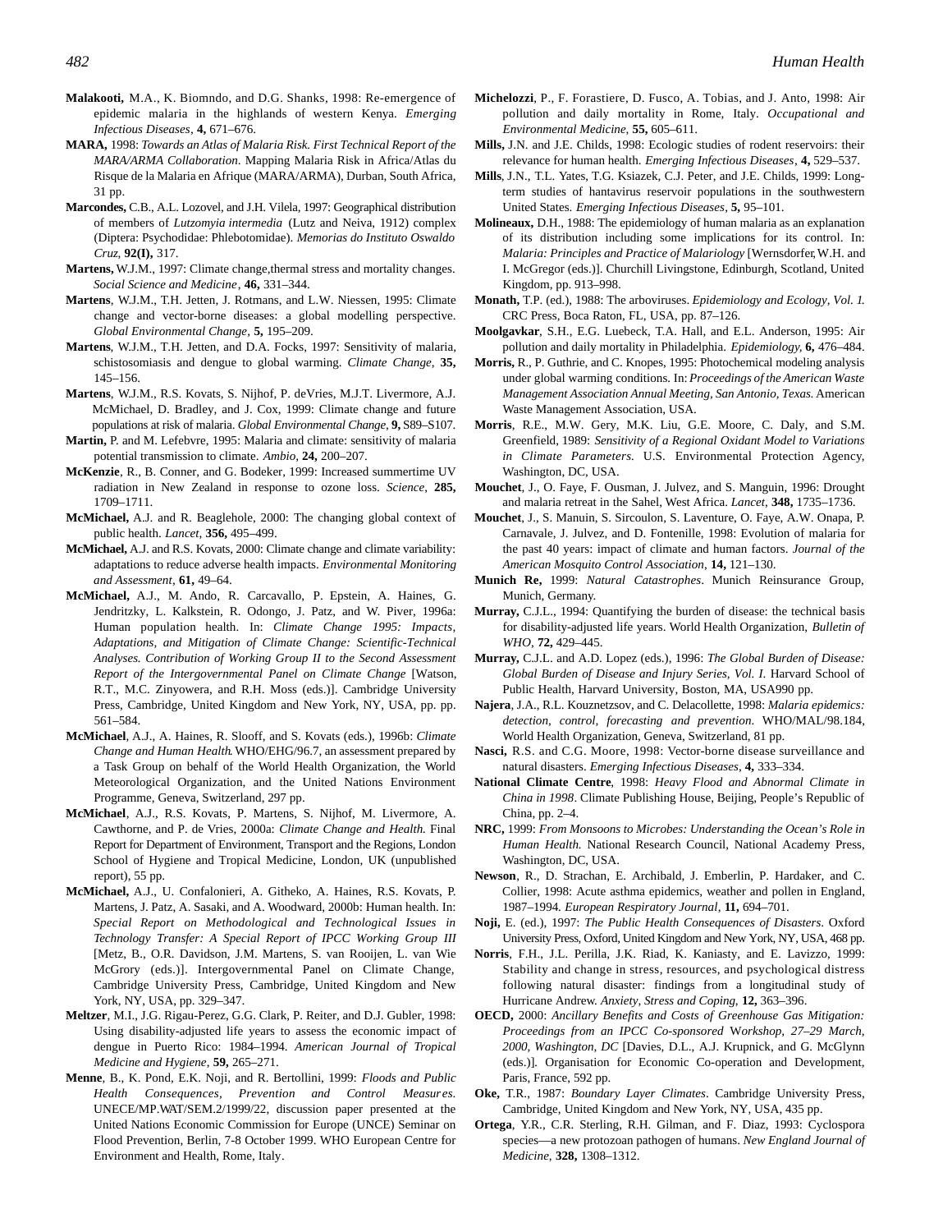**Malakooti,** M.A., K. Biomndo, and D.G. Shanks, 1998: Re-emergence of epidemic malaria in the highlands of western Kenya. *Emerging Infectious Diseases*, **4,** 671–676.

**MARA,** 1998: *Towards an Atlas of Malaria Risk. First Technical Report of the MARA/ARMA Collaboration*. Mapping Malaria Risk in Africa/Atlas du Risque de la Malaria en Afrique (MARA/ARMA), Durban, South Africa, 31 pp.

**Marcondes,** C.B., A.L. Lozovel, and J.H. Vilela, 1997: Geographical distribution of members of *Lutzomyia intermedia* (Lutz and Neiva, 1912) complex (Diptera: Psychodidae: Phlebotomidae). *Memorias do Instituto Oswaldo Cruz*, **92(I),** 317.

**Martens,** W.J.M., 1997: Climate change,thermal stress and mortality changes. *Social Science and Medicine*, **46,** 331–344.

**Martens**, W.J.M., T.H. Jetten, J. Rotmans, and L.W. Niessen, 1995: Climate change and vector-borne diseases: a global modelling perspective. *Global Environmental Change*, **5,** 195–209.

**Martens**, W.J.M., T.H. Jetten, and D.A. Focks, 1997: Sensitivity of malaria, schistosomiasis and dengue to global warming. *Climate Change*, **35,** 145–156.

**Martens**, W.J.M., R.S. Kovats, S. Nijhof, P. deVries, M.J.T. Livermore, A.J. McMichael, D. Bradley, and J. Cox, 1999: Climate change and future populations at risk of malaria. *Global Environmental Change*, **9,** S89–S107.

**Martin,** P. and M. Lefebvre, 1995: Malaria and climate: sensitivity of malaria potential transmission to climate. *Ambio*, **24,** 200–207.

**McKenzie**, R., B. Conner, and G. Bodeker, 1999: Increased summertime UV radiation in New Zealand in response to ozone loss. *Science*, **285,** 1709–1711.

**McMichael,** A.J. and R. Beaglehole, 2000: The changing global context of public health. *Lancet*, **356,** 495–499.

**McMichael,** A.J. and R.S. Kovats, 2000: Climate change and climate variability: adaptations to reduce adverse health impacts. *Environmental Monitoring and Assessment*, **61,** 49–64.

**McMichael,** A.J., M. Ando, R. Carcavallo, P. Epstein, A. Haines, G. Jendritzky, L. Kalkstein, R. Odongo, J. Patz, and W. Piver, 1996a: Human population health. In: *Climate Change 1995: Impacts, Adaptations, and Mitigation of Climate Change: Scientific-Technical Analyses. Contribution of Working Group II to the Second Assessment Report of the Intergovernmental Panel on Climate Change* [Watson, R.T., M.C. Zinyowera, and R.H. Moss (eds.)]. Cambridge University Press, Cambridge, United Kingdom and New York, NY, USA, pp. pp. 561–584.

**McMichael**, A.J., A. Haines, R. Slooff, and S. Kovats (eds.), 1996b: *Climate Change and Human Health*. WHO/EHG/96.7, an assessment prepared by a Task Group on behalf of the World Health Organization, the World Meteorological Organization, and the United Nations Environment Programme, Geneva, Switzerland, 297 pp.

**McMichael**, A.J., R.S. Kovats, P. Martens, S. Nijhof, M. Livermore, A. Cawthorne, and P. de Vries, 2000a: *Climate Change and Health.* Final Report for Department of Environment, Transport and the Regions, London School of Hygiene and Tropical Medicine, London, UK (unpublished report), 55 pp.

**McMichael,** A.J., U. Confalonieri, A. Githeko, A. Haines, R.S. Kovats, P. Martens, J. Patz, A. Sasaki, and A. Woodward, 2000b: Human health. In: *Special Report on Methodological and Technological Issues in Technology Transfer: A Special Report of IPCC Working Group III* [Metz, B., O.R. Davidson, J.M. Martens, S. van Rooijen, L. van Wie McGrory (eds.)]. Intergovernmental Panel on Climate Change, Cambridge University Press, Cambridge, United Kingdom and New York, NY, USA, pp. 329–347.

**Meltzer**, M.I., J.G. Rigau-Perez, G.G. Clark, P. Reiter, and D.J. Gubler, 1998: Using disability-adjusted life years to assess the economic impact of dengue in Puerto Rico: 1984–1994. *American Journal of Tropical Medicine and Hygiene*, **59,** 265–271.

**Menne**, B., K. Pond, E.K. Noji, and R. Bertollini, 1999: *Floods and Public Health Consequences, Prevention and Control Measures.* UNECE/MP.WAT/SEM.2/1999/22, discussion paper presented at the United Nations Economic Commission for Europe (UNCE) Seminar on Flood Prevention, Berlin, 7-8 October 1999. WHO European Centre for Environment and Health, Rome, Italy.

**Michelozzi**, P., F. Forastiere, D. Fusco, A. Tobias, and J. Anto, 1998: Air pollution and daily mortality in Rome, Italy. *Occupational and Environmental Medicine*, **55,** 605–611.

**Mills,** J.N. and J.E. Childs, 1998: Ecologic studies of rodent reservoirs: their relevance for human health. *Emerging Infectious Diseases*, **4,** 529–537.

**Mills**, J.N., T.L. Yates, T.G. Ksiazek, C.J. Peter, and J.E. Childs, 1999: Long-term studies of hantavirus reservoir populations in the southwestern United States. *Emerging Infectious Diseases*, **5,** 95–101.

**Molineaux,** D.H., 1988: The epidemiology of human malaria as an explanation of its distribution including some implications for its control. In: *Malaria: Principles and Practice of Malariology* [Wernsdorfer,W.H. and I. McGregor (eds.)]. Churchill Livingstone, Edinburgh, Scotland, United Kingdom, pp. 913–998.

**Monath,** T.P. (ed.), 1988: The arboviruses. *Epidemiology and Ecology, Vol. 1.* CRC Press, Boca Raton, FL, USA, pp. 87–126.

**Moolgavkar**, S.H., E.G. Luebeck, T.A. Hall, and E.L. Anderson, 1995: Air pollution and daily mortality in Philadelphia. *Epidemiology*, **6,** 476–484.

**Morris,** R., P. Guthrie, and C. Knopes, 1995: Photochemical modeling analysis under global warming conditions. In: *Proceedings of the American Waste Management Association Annual Meeting, San Antonio, Texas.* American Waste Management Association, USA.

**Morris**, R.E., M.W. Gery, M.K. Liu, G.E. Moore, C. Daly, and S.M. Greenfield, 1989: *Sensitivity of a Regional Oxidant Model to Variations in Climate Parameters.* U.S. Environmental Protection Agency, Washington, DC, USA.

**Mouchet**, J., O. Faye, F. Ousman, J. Julvez, and S. Manguin, 1996: Drought and malaria retreat in the Sahel, West Africa. *Lancet*, **348,** 1735–1736.

**Mouchet**, J., S. Manuin, S. Sircoulon, S. Laventure, O. Faye, A.W. Onapa, P. Carnavale, J. Julvez, and D. Fontenille, 1998: Evolution of malaria for the past 40 years: impact of climate and human factors. *Journal of the American Mosquito Control Association*, **14,** 121–130.

**Munich Re,** 1999: *Natural Catastrophes*. Munich Reinsurance Group, Munich, Germany.

**Murray,** C.J.L., 1994: Quantifying the burden of disease: the technical basis for disability-adjusted life years. World Health Organization, *Bulletin of WHO*, **72,** 429–445.

**Murray,** C.J.L. and A.D. Lopez (eds.), 1996: *The Global Burden of Disease: Global Burden of Disease and Injury Series, Vol. I.* Harvard School of Public Health, Harvard University, Boston, MA, USA990 pp.

**Najera**, J.A., R.L. Kouznetzsov, and C. Delacollette, 1998: *Malaria epidemics: detection, control, forecasting and prevention*. WHO/MAL/98.184, World Health Organization, Geneva, Switzerland, 81 pp.

**Nasci,** R.S. and C.G. Moore, 1998: Vector-borne disease surveillance and natural disasters. *Emerging Infectious Diseases*, **4,** 333–334.

**National Climate Centre**, 1998: *Heavy Flood and Abnormal Climate in China in 1998*. Climate Publishing House, Beijing, People's Republic of China, pp. 2–4.

**NRC,** 1999: *From Monsoons to Microbes: Understanding the Ocean's Role in Human Health.* National Research Council, National Academy Press, Washington, DC, USA.

**Newson**, R., D. Strachan, E. Archibald, J. Emberlin, P. Hardaker, and C. Collier, 1998: Acute asthma epidemics, weather and pollen in England, 1987–1994. *European Respiratory Journal*, **11,** 694–701.

**Noji,** E. (ed.), 1997: *The Public Health Consequences of Disasters*. Oxford University Press, Oxford, United Kingdom and New York, NY, USA, 468 pp.

**Norris**, F.H., J.L. Perilla, J.K. Riad, K. Kaniasty, and E. Lavizzo, 1999: Stability and change in stress, resources, and psychological distress following natural disaster: findings from a longitudinal study of Hurricane Andrew. *Anxiety, Stress and Coping*, **12,** 363–396.

**OECD,** 2000: *Ancillary Benefits and Costs of Greenhouse Gas Mitigation: Proceedings from an IPCC Co-sponsored Workshop, 27–29 March, 2000, Washington, DC* [Davies, D.L., A.J. Krupnick, and G. McGlynn (eds.)]. Organisation for Economic Co-operation and Development, Paris, France, 592 pp.

**Oke,** T.R., 1987: *Boundary Layer Climates*. Cambridge University Press, Cambridge, United Kingdom and New York, NY, USA, 435 pp.

**Ortega**, Y.R., C.R. Sterling, R.H. Gilman, and F. Diaz, 1993: Cyclospora species—a new protozoan pathogen of humans. *New England Journal of Medicine*, **328,** 1308–1312.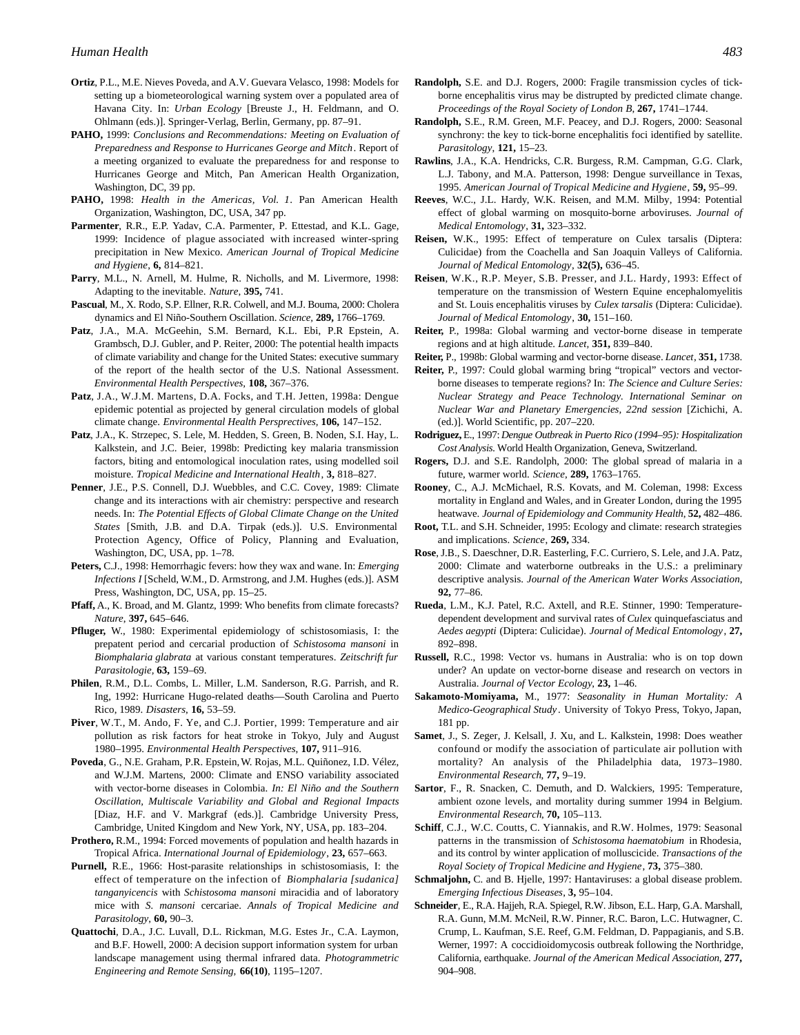**Ortiz**, P.L., M.E. Nieves Poveda, and A.V. Guevara Velasco, 1998: Models for setting up a biometeorological warning system over a populated area of Havana City. In: *Urban Ecology* [Breuste J., H. Feldmann, and O. Ohlmann (eds.)]. Springer-Verlag, Berlin, Germany, pp. 87–91.

**PAHO,** 1999: *Conclusions and Recommendations: Meeting on Evaluation of Preparedness and Response to Hurricanes George and Mitch*. Report of a meeting organized to evaluate the preparedness for and response to Hurricanes George and Mitch, Pan American Health Organization, Washington, DC, 39 pp.

**PAHO,** 1998: *Health in the Americas, Vol. 1*. Pan American Health Organization, Washington, DC, USA, 347 pp.

**Parmenter**, R.R., E.P. Yadav, C.A. Parmenter, P. Ettestad, and K.L. Gage, 1999: Incidence of plague associated with increased winter-spring precipitation in New Mexico. *American Journal of Tropical Medicine and Hygiene*, **6,** 814–821.

**Parry**, M.L., N. Arnell, M. Hulme, R. Nicholls, and M. Livermore, 1998: Adapting to the inevitable. *Nature*, **395,** 741.

**Pascual**, M., X. Rodo, S.P. Ellner, R.R. Colwell, and M.J. Bouma, 2000: Cholera dynamics and El Niño-Southern Oscillation. *Science*, **289,** 1766–1769.

**Patz**, J.A., M.A. McGeehin, S.M. Bernard, K.L. Ebi, P.R Epstein, A. Grambsch, D.J. Gubler, and P. Reiter, 2000: The potential health impacts of climate variability and change for the United States: executive summary of the report of the health sector of the U.S. National Assessment. *Environmental Health Perspectives*, **108,** 367–376.

**Patz**, J.A., W.J.M. Martens, D.A. Focks, and T.H. Jetten, 1998a: Dengue epidemic potential as projected by general circulation models of global climate change. *Environmental Health Persprectives*, **106,** 147–152.

**Patz**, J.A., K. Strzepec, S. Lele, M. Hedden, S. Green, B. Noden, S.I. Hay, L. Kalkstein, and J.C. Beier, 1998b: Predicting key malaria transmission factors, biting and entomological inoculation rates, using modelled soil moisture. *Tropical Medicine and International Health*, **3,** 818–827.

**Penner**, J.E., P.S. Connell, D.J. Wuebbles, and C.C. Covey, 1989: Climate change and its interactions with air chemistry: perspective and research needs. In: *The Potential Effects of Global Climate Change on the United States* [Smith, J.B. and D.A. Tirpak (eds.)]. U.S. Environmental Protection Agency, Office of Policy, Planning and Evaluation, Washington, DC, USA, pp. 1–78.

**Peters,** C.J., 1998: Hemorrhagic fevers: how they wax and wane. In: *Emerging Infections I* [Scheld, W.M., D. Armstrong, and J.M. Hughes (eds.)]. ASM Press, Washington, DC, USA, pp. 15–25.

**Pfaff,** A., K. Broad, and M. Glantz, 1999: Who benefits from climate forecasts? *Nature*, **397,** 645–646.

**Pfluger,** W., 1980: Experimental epidemiology of schistosomiasis, I: the prepatent period and cercarial production of *Schistosoma mansoni* in *Biomphalaria glabrata* at various constant temperatures. *Zeitschrift fur Parasitologie*, **63,** 159–69.

**Philen**, R.M., D.L. Combs, L. Miller, L.M. Sanderson, R.G. Parrish, and R. Ing, 1992: Hurricane Hugo-related deaths—South Carolina and Puerto Rico, 1989. *Disasters*, **16,** 53–59.

**Piver**, W.T., M. Ando, F. Ye, and C.J. Portier, 1999: Temperature and air pollution as risk factors for heat stroke in Tokyo, July and August 1980–1995. *Environmental Health Perspectives*, **107,** 911–916.

**Poveda**, G., N.E. Graham, P.R. Epstein, W. Rojas, M.L. Quiñonez, I.D. Vélez, and W.J.M. Martens, 2000: Climate and ENSO variability associated with vector-borne diseases in Colombia. *In: El Niño and the Southern Oscillation, Multiscale Variability and Global and Regional Impacts* [Diaz, H.F. and V. Markgraf (eds.)]. Cambridge University Press, Cambridge, United Kingdom and New York, NY, USA, pp. 183–204.

**Prothero,** R.M., 1994: Forced movements of population and health hazards in Tropical Africa. *International Journal of Epidemiology*, **23,** 657–663.

**Purnell,** R.E., 1966: Host-parasite relationships in schistosomiasis, I: the effect of temperature on the infection of *Biomphalaria [sudanica] tanganyicencis* with *Schistosoma mansoni* miracidia and of laboratory mice with *S. mansoni* cercariae. *Annals of Tropical Medicine and Parasitology*, **60,** 90–3.

**Quattochi**, D.A., J.C. Luvall, D.L. Rickman, M.G. Estes Jr., C.A. Laymon, and B.F. Howell, 2000: A decision support information system for urban landscape management using thermal infrared data. *Photogrammetric Engineering and Remote Sensing*, **66(10)**, 1195–1207.

**Randolph,** S.E. and D.J. Rogers, 2000: Fragile transmission cycles of tick-borne encephalitis virus may be distrupted by predicted climate change. *Proceedings of the Royal Society of London B*, **267,** 1741–1744.

**Randolph,** S.E., R.M. Green, M.F. Peacey, and D.J. Rogers, 2000: Seasonal synchrony: the key to tick-borne encephalitis foci identified by satellite. *Parasitology*, **121,** 15–23.

**Rawlins**, J.A., K.A. Hendricks, C.R. Burgess, R.M. Campman, G.G. Clark, L.J. Tabony, and M.A. Patterson, 1998: Dengue surveillance in Texas, 1995. *American Journal of Tropical Medicine and Hygiene*, **59,** 95–99.

**Reeves**, W.C., J.L. Hardy, W.K. Reisen, and M.M. Milby, 1994: Potential effect of global warming on mosquito-borne arboviruses. *Journal of Medical Entomology*, **31,** 323–332.

**Reisen,** W.K., 1995: Effect of temperature on Culex tarsalis (Diptera: Culicidae) from the Coachella and San Joaquin Valleys of California. *Journal of Medical Entomology*, **32(5),** 636–45.

**Reisen**, W.K., R.P. Meyer, S.B. Presser, and J.L. Hardy, 1993: Effect of temperature on the transmission of Western Equine encephalomyelitis and St. Louis encephalitis viruses by *Culex tarsalis* (Diptera: Culicidae). *Journal of Medical Entomology*, **30,** 151–160.

**Reiter,** P., 1998a: Global warming and vector-borne disease in temperate regions and at high altitude. *Lancet*, **351,** 839–840.

**Reiter,** P., 1998b: Global warming and vector-borne disease. *Lancet*, **351,** 1738.

**Reiter,** P., 1997: Could global warming bring "tropical" vectors and vector-borne diseases to temperate regions? In: *The Science and Culture Series: Nuclear Strategy and Peace Technology. International Seminar on Nuclear War and Planetary Emergencies, 22nd session* [Zichichi, A. (ed.)]. World Scientific, pp. 207–220.

**Rodriguez,** E., 1997: *Dengue Outbreak in Puerto Rico (1994–95): Hospitalization Cost Analysis.* World Health Organization, Geneva, Switzerland.

**Rogers,** D.J. and S.E. Randolph, 2000: The global spread of malaria in a future, warmer world. *Science*, **289,** 1763–1765.

**Rooney**, C., A.J. McMichael, R.S. Kovats, and M. Coleman, 1998: Excess mortality in England and Wales, and in Greater London, during the 1995 heatwave. *Journal of Epidemiology and Community Health*, **52,** 482–486.

**Root,** T.L. and S.H. Schneider, 1995: Ecology and climate: research strategies and implications. *Science*, **269,** 334.

**Rose**, J.B., S. Daeschner, D.R. Easterling, F.C. Curriero, S. Lele, and J.A. Patz, 2000: Climate and waterborne outbreaks in the U.S.: a preliminary descriptive analysis. *Journal of the American Water Works Association*, **92,** 77–86.

**Rueda**, L.M., K.J. Patel, R.C. Axtell, and R.E. Stinner, 1990: Temperature-dependent development and survival rates of *Culex* quinquefasciatus and *Aedes aegypti* (Diptera: Culicidae). *Journal of Medical Entomology*, **27,** 892–898.

**Russell,** R.C., 1998: Vector vs. humans in Australia: who is on top down under? An update on vector-borne disease and research on vectors in Australia. *Journal of Vector Ecology*, **23,** 1–46.

**Sakamoto-Momiyama,** M., 1977: *Seasonality in Human Mortality: A Medico-Geographical Study*. University of Tokyo Press, Tokyo, Japan, 181 pp.

**Samet**, J., S. Zeger, J. Kelsall, J. Xu, and L. Kalkstein, 1998: Does weather confound or modify the association of particulate air pollution with mortality? An analysis of the Philadelphia data, 1973–1980. *Environmental Research*, **77,** 9–19.

**Sartor**, F., R. Snacken, C. Demuth, and D. Walckiers, 1995: Temperature, ambient ozone levels, and mortality during summer 1994 in Belgium. *Environmental Research*, **70,** 105–113.

**Schiff**, C.J., W.C. Coutts, C. Yiannakis, and R.W. Holmes, 1979: Seasonal patterns in the transmission of *Schistosoma haematobium* in Rhodesia, and its control by winter application of molluscicide. *Transactions of the Royal Society of Tropical Medicine and Hygiene*, **73,** 375–380.

**Schmaljohn,** C. and B. Hjelle, 1997: Hantaviruses: a global disease problem. *Emerging Infectious Diseases*, **3,** 95–104.

**Schneider**, E., R.A. Hajjeh, R.A. Spiegel, R.W. Jibson, E.L. Harp, G.A. Marshall, R.A. Gunn, M.M. McNeil, R.W. Pinner, R.C. Baron, L.C. Hutwagner, C. Crump, L. Kaufman, S.E. Reef, G.M. Feldman, D. Pappagianis, and S.B. Werner, 1997: A coccidioidomycosis outbreak following the Northridge, California, earthquake. *Journal of the American Medical Association*, **277,** 904–908.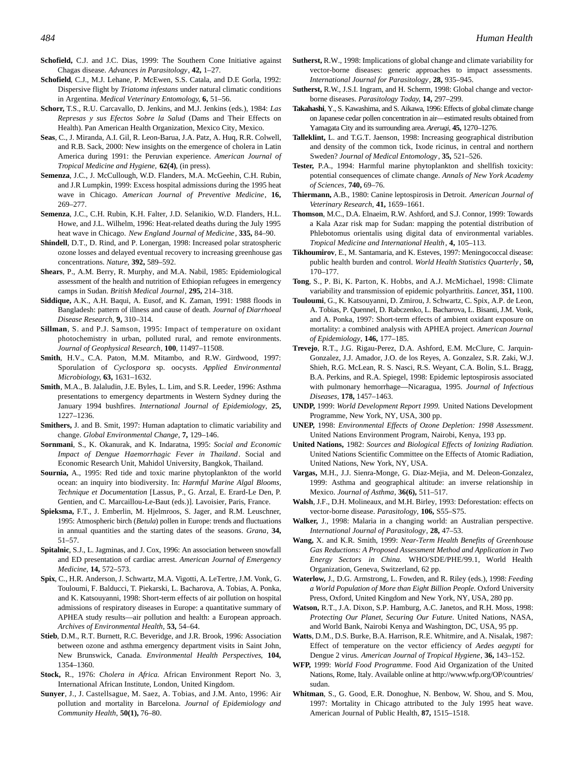**Schofield,** C.J. and J.C. Dias, 1999: The Southern Cone Initiative against Chagas disease. *Advances in Parasitology*, **42,** 1–27.

**Schofield**, C.J., M.J. Lehane, P. McEwen, S.S. Catala, and D.E Gorla, 1992: Dispersive flight by *Triatoma infestans* under natural climatic conditions in Argentina. *Medical Veterinary Entomology,* **6,** 51–56.

**Schorr,** T.S., R.U. Carcavallo, D. Jenkins, and M.J. Jenkins (eds.), 1984: *Las Represas y sus Efectos Sobre la Salud* (Dams and Their Effects on Health). Pan American Health Organization, Mexico City, Mexico.

**Seas**, C., J. Miranda, A.I. Gil, R. Leon-Barua, J.A. Patz, A. Huq, R.R. Colwell, and R.B. Sack, 2000: New insights on the emergence of cholera in Latin America during 1991: the Peruvian experience. *American Journal of Tropical Medicine and Hygiene,* **62(4)**, (in press).

**Semenza**, J.C., J. McCullough, W.D. Flanders, M.A. McGeehin, C.H. Rubin, and J.R Lumpkin, 1999: Excess hospital admissions during the 1995 heat wave in Chicago. *American Journal of Preventive Medicine,* **16,** 269–277.

**Semenza**, J.C., C.H. Rubin, K.H. Falter, J.D. Selanikio, W.D. Flanders, H.L. Howe, and J.L. Wilhelm, 1996: Heat-related deaths during the July 1995 heat wave in Chicago. *New England Journal of Medicine*, **335,** 84–90.

**Shindell**, D.T., D. Rind, and P. Lonergan, 1998: Increased polar stratospheric ozone losses and delayed eventual recovery to increasing greenhouse gas concentrations. *Nature,* **392,** 589–592.

**Shears**, P., A.M. Berry, R. Murphy, and M.A. Nabil, 1985: Epidemiological assessment of the health and nutrition of Ethiopian refugees in emergency camps in Sudan. *British Medical Journal*, **295,** 214–318.

**Siddique,** A.K., A.H. Baqui, A. Eusof, and K. Zaman, 1991: 1988 floods in Bangladesh: pattern of illness and cause of death. *Journal of Diarrhoeal Disease Research,* **9,** 310–314.

**Sillman**, S. and P.J. Samson, 1995: Impact of temperature on oxidant photochemistry in urban, polluted rural, and remote environments. *Journal of Geophysical Research*, **100**, 11497–11508.

**Smith**, H.V., C.A. Paton, M.M. Mitambo, and R.W. Girdwood, 1997: Sporulation of *Cyclospora* sp. oocysts. *Applied Environmental Microbiology,* **63,** 1631–1632.

**Smith**, M.A., B. Jalaludin, J.E. Byles, L. Lim, and S.R. Leeder, 1996: Asthma presentations to emergency departments in Western Sydney during the January 1994 bushfires. *International Journal of Epidemiology*, **25,** 1227–1236.

**Smithers,** J. and B. Smit, 1997: Human adaptation to climatic variability and change. *Global Environmental Change*, **7,** 129–146.

**Sornmani**, S., K. Okanurak, and K. Indaratna, 1995: *Social and Economic Impact of Dengue Haemorrhagic Fever in Thailand*. Social and Economic Research Unit, Mahidol University, Bangkok, Thailand.

**Sournia,** A., 1995: Red tide and toxic marine phytoplankton of the world ocean: an inquiry into biodiversity. In: *Harmful Marine Algal Blooms, Technique et Documentation* [Lassus, P., G. Arzal, E. Erard-Le Den, P. Gentien, and C. Marcaillou-Le-Baut (eds.)]. Lavoisier, Paris, France.

**Spieksma,** F.T., J. Emberlin, M. Hjelmroos, S. Jager, and R.M. Leuschner, 1995: Atmospheric birch (*Betula*) pollen in Europe: trends and fluctuations in annual quantities and the starting dates of the seasons. *Grana*, **34,** 51–57.

**Spitalnic**, S.J., L. Jagminas, and J. Cox, 1996: An association between snowfall and ED presentation of cardiac arrest. *American Journal of Emergency Medicine*, **14,** 572–573.

**Spix**, C., H.R. Anderson, J. Schwartz, M.A. Vigotti, A. LeTertre, J.M. Vonk, G. Touloumi, F. Balducci, T. Piekarski, L. Bacharova, A. Tobias, A. Ponka, and K. Katsouyanni, 1998: Short-term effects of air pollution on hospital admissions of respiratory diseases in Europe: a quantitative summary of APHEA study results—air pollution and health: a European approach. *Archives of Environmental Health*, **53,** 54–64.

**Stieb**, D.M., R.T. Burnett, R.C. Beveridge, and J.R. Brook, 1996: Association between ozone and asthma emergency department visits in Saint John, New Brunswick, Canada. *Environmental Health Perspectives,* **104,** 1354–1360.

**Stock,** R., 1976: *Cholera in Africa.* African Environment Report No. 3, International African Institute, London, United Kingdom.

**Sunyer**, J., J. Castellsague, M. Saez, A. Tobias, and J.M. Anto, 1996: Air pollution and mortality in Barcelona. *Journal of Epidemiology and Community Health,* **50(1),** 76–80.

**Sutherst,** R.W., 1998: Implications of global change and climate variability for vector-borne diseases: generic approaches to impact assessments. *International Journal for Parasitology*, **28,** 935–945.

**Sutherst,** R.W., J.S.I. Ingram, and H. Scherm, 1998: Global change and vector-borne diseases. *Parasitology Today,* **14,** 297–299.

**Takahashi**, Y., S. Kawashima, and S. Aikawa, 1996: Effects of global climate change on Japanese cedar pollen concentration in air—estimated results obtained from Yamagata City and its surrounding area. *Arerugi*, **45,** 1270–1276.

**Talleklint,** L. and T.G.T. Jaenson, 1998: Increasing geographical distribution and density of the common tick, Ixode ricinus, in central and northern Sweden? *Journal of Medical Entomology*, **35,** 521–526.

**Tester,** P.A., 1994: Harmful marine phytoplankton and shellfish toxicity: potential consequences of climate change. *Annals of New York Academy of Sciences*, **740,** 69–76.

**Thiermann,** A.B., 1980: Canine leptospirosis in Detroit. *American Journal of Veterinary Research*, **41,** 1659–1661.

**Thomson**, M.C., D.A. Elnaeim, R.W. Ashford, and S.J. Connor, 1999: Towards a Kala Azar risk map for Sudan: mapping the potential distribution of Phlebotomus orientalis using digital data of environmental variables. *Tropical Medicine and International Health*, **4,** 105–113.

**Tikhoumirov**, E., M. Santamaria, and K. Esteves, 1997: Meningococcal disease: public health burden and control. *World Health Statistics Quarterly*, **50,** 170–177.

**Tong**, S., P. Bi, K. Parton, K. Hobbs, and A.J. McMichael, 1998: Climate variability and transmission of epidemic polyarthritis. *Lancet,* **351,** 1100.

**Touloumi**, G., K. Katsouyanni, D. Zmirou, J. Schwartz, C. Spix, A.P. de Leon, A. Tobias, P. Quennel, D. Rabczenko, L. Bacharova, L. Bisanti, J.M. Vonk, and A. Ponka, 1997: Short-term effects of ambient oxidant exposure on mortality: a combined analysis with APHEA project. *American Journal of Epidemiology*, **146,** 177–185.

**Trevejo**, R.T., J.G. Rigau-Perez, D.A. Ashford, E.M. McClure, C. Jarquin-Gonzalez, J.J. Amador, J.O. de los Reyes, A. Gonzalez, S.R. Zaki, W.J. Shieh, R.G. McLean, R. S. Nasci, R.S. Weyant, C.A. Bolin, S.L. Bragg, B.A. Perkins, and R.A. Spiegel, 1998: Epidemic leptospirosis associated with pulmonary hemorrhage—Nicaragua, 1995. *Journal of Infectious Diseases*, **178,** 1457–1463.

**UNDP,** 1999: *World Development Report 1999.* United Nations Development Programme, New York, NY, USA, 300 pp.

**UNEP,** 1998: *Environmental Effects of Ozone Depletion: 1998 Assessment*. United Nations Environment Program, Nairobi, Kenya, 193 pp.

**United Nations,** 1982: *Sources and Biological Effects of Ionizing Radiation.* United Nations Scientific Committee on the Effects of Atomic Radiation, United Nations, New York, NY, USA.

**Vargas,** M.H., J.J. Sienra-Monge, G. Diaz-Mejia, and M. Deleon-Gonzalez, 1999: Asthma and geographical altitude: an inverse relationship in Mexico. *Journal of Asthma*, **36(6),** 511–517.

**Walsh**, J.F., D.H. Molineaux, and M.H. Birley, 1993: Deforestation: effects on vector-borne disease. *Parasitology,* **106,** S55–S75.

**Walker,** J., 1998: Malaria in a changing world: an Australian perspective. *International Journal of Parasitology*, **28,** 47–53.

**Wang,** X. and K.R. Smith, 1999: *Near-Term Health Benefits of Greenhouse Gas Reductions: A Proposed Assessment Method and Application in Two Energy Sectors in China.* WHO/SDE/PHE/99.1, World Health Organization, Geneva, Switzerland, 62 pp.

**Waterlow,** J., D.G. Armstrong, L. Fowden, and R. Riley (eds.), 1998: *Feeding a World Population of More than Eight Billion People.* Oxford University Press, Oxford, United Kingdom and New York, NY, USA, 280 pp.

**Watson,** R.T., J.A. Dixon, S.P. Hamburg, A.C. Janetos, and R.H. Moss, 1998: *Protecting Our Planet, Securing Our Future*. United Nations, NASA, and World Bank, Nairobi Kenya and Washington, DC, USA, 95 pp.

**Watts**, D.M., D.S. Burke, B.A. Harrison, R.E. Whitmire, and A. Nisalak, 1987: Effect of temperature on the vector efficiency of *Aedes aegypti* for Dengue 2 virus. *American Journal of Tropical Hygiene*, **36,** 143–152.

**WFP,** 1999: *World Food Programme*. Food Aid Organization of the United Nations, Rome, Italy. Available online at http://www.wfp.org/OP/countries/sudan.

**Whitman**, S., G. Good, E.R. Donoghue, N. Benbow, W. Shou, and S. Mou, 1997: Mortality in Chicago attributed to the July 1995 heat wave. American Journal of Public Health, **87,** 1515–1518.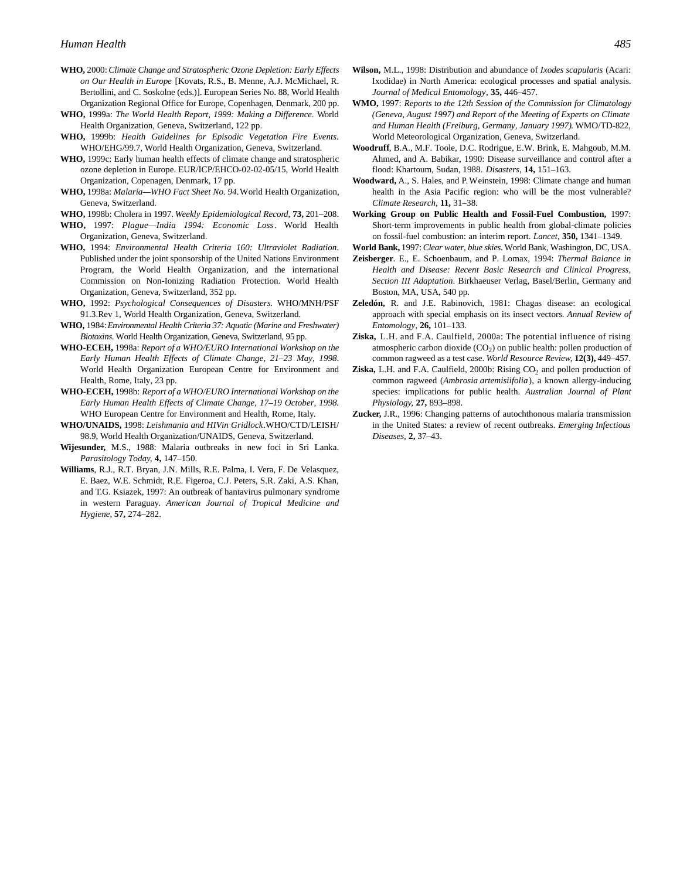**WHO,** 2000: *Climate Change and Stratospheric Ozone Depletion: Early Effects on Our Health in Europe* [Kovats, R.S., B. Menne, A.J. McMichael, R. Bertollini, and C. Soskolne (eds.)]. European Series No. 88, World Health Organization Regional Office for Europe, Copenhagen, Denmark, 200 pp.

**WHO,** 1999a: *The World Health Report, 1999: Making a Difference.* World Health Organization, Geneva, Switzerland, 122 pp.

**WHO,** 1999b: *Health Guidelines for Episodic Vegetation Fire Events.* WHO/EHG/99.7, World Health Organization, Geneva, Switzerland.

**WHO,** 1999c: Early human health effects of climate change and stratospheric ozone depletion in Europe. EUR/ICP/EHCO-02-02-05/15, World Health Organization, Copenagen, Denmark, 17 pp.

**WHO,** 1998a: *Malaria—WHO Fact Sheet No. 94.* World Health Organization, Geneva, Switzerland.

**WHO,** 1998b: Cholera in 1997. *Weekly Epidemiological Record,* **73,** 201–208.

**WHO,** 1997: *Plague—India 1994: Economic Loss*. World Health Organization, Geneva, Switzerland.

**WHO,** 1994: *Environmental Health Criteria 160: Ultraviolet Radiation*. Published under the joint sponsorship of the United Nations Environment Program, the World Health Organization, and the international Commission on Non-Ionizing Radiation Protection. World Health Organization, Geneva, Switzerland, 352 pp.

**WHO,** 1992: *Psychological Consequences of Disasters.* WHO/MNH/PSF 91.3.Rev 1, World Health Organization, Geneva, Switzerland.

**WHO,** 1984: *Environmental Health Criteria 37: Aquatic (Marine and Freshwater) Biotoxins.* World Health Organization, Geneva, Switzerland, 95 pp.

**WHO-ECEH,** 1998a: *Report of a WHO/EURO International Workshop on the Early Human Health Effects of Climate Change, 21–23 May, 1998*. World Health Organization European Centre for Environment and Health, Rome, Italy, 23 pp.

**WHO-ECEH,** 1998b: *Report of a WHO/EURO International Workshop on the Early Human Health Effects of Climate Change, 17–19 October, 1998.* WHO European Centre for Environment and Health, Rome, Italy.

**WHO/UNAIDS,** 1998: *Leishmania and HIVin Gridlock*.WHO/CTD/LEISH/ 98.9, World Health Organization/UNAIDS, Geneva, Switzerland.

**Wijesunder,** M.S., 1988: Malaria outbreaks in new foci in Sri Lanka. *Parasitology Today,* **4,** 147–150.

**Williams**, R.J., R.T. Bryan, J.N. Mills, R.E. Palma, I. Vera, F. De Velasquez, E. Baez, W.E. Schmidt, R.E. Figeroa, C.J. Peters, S.R. Zaki, A.S. Khan, and T.G. Ksiazek, 1997: An outbreak of hantavirus pulmonary syndrome in western Paraguay. *American Journal of Tropical Medicine and Hygiene,* **57,** 274–282.

**Wilson,** M.L., 1998: Distribution and abundance of *Ixodes scapularis* (Acari: Ixodidae) in North America: ecological processes and spatial analysis. *Journal of Medical Entomology*, **35,** 446–457.

**WMO,** 1997: *Reports to the 12th Session of the Commission for Climatology (Geneva, August 1997) and Report of the Meeting of Experts on Climate and Human Health (Freiburg, Germany, January 1997).* WMO/TD-822, World Meteorological Organization, Geneva, Switzerland.

**Woodruff**, B.A., M.F. Toole, D.C. Rodrigue, E.W. Brink, E. Mahgoub, M.M. Ahmed, and A. Babikar, 1990: Disease surveillance and control after a flood: Khartoum, Sudan, 1988. *Disasters,* **14,** 151–163.

**Woodward,** A., S. Hales, and P. Weinstein, 1998: Climate change and human health in the Asia Pacific region: who will be the most vulnerable? *Climate Research,* **11,** 31–38.

**Working Group on Public Health and Fossil-Fuel Combustion,** 1997: Short-term improvements in public health from global-climate policies on fossil-fuel combustion: an interim report. *Lancet,* **350,** 1341–1349.

**World Bank,** 1997: *Clear water, blue skies.* World Bank, Washington, DC, USA.

**Zeisberger**. E., E. Schoenbaum, and P. Lomax, 1994: *Thermal Balance in Health and Disease: Recent Basic Research and Clinical Progress, Section III Adaptation*. Birkhaeuser Verlag, Basel/Berlin, Germany and Boston, MA, USA, 540 pp.

**Zeledón,** R. and J.E. Rabinovich, 1981: Chagas disease: an ecological approach with special emphasis on its insect vectors. *Annual Review of Entomology,* **26,** 101–133.

**Ziska,** L.H. and F.A. Caulfield, 2000a: The potential influence of rising atmospheric carbon dioxide ($CO_2$) on public health: pollen production of common ragweed as a test case. *World Resource Review,* **12(3),** 449–457.

**Ziska,** L.H. and F.A. Caulfield, 2000b: Rising $CO_2$ and pollen production of common ragweed (*Ambrosia artemisiifolia*), a known allergy-inducing species: implications for public health. *Australian Journal of Plant Physiology,* **27,** 893–898.

**Zucker,** J.R., 1996: Changing patterns of autochthonous malaria transmission in the United States: a review of recent outbreaks. *Emerging Infectious Diseases,* **2,** 37–43.